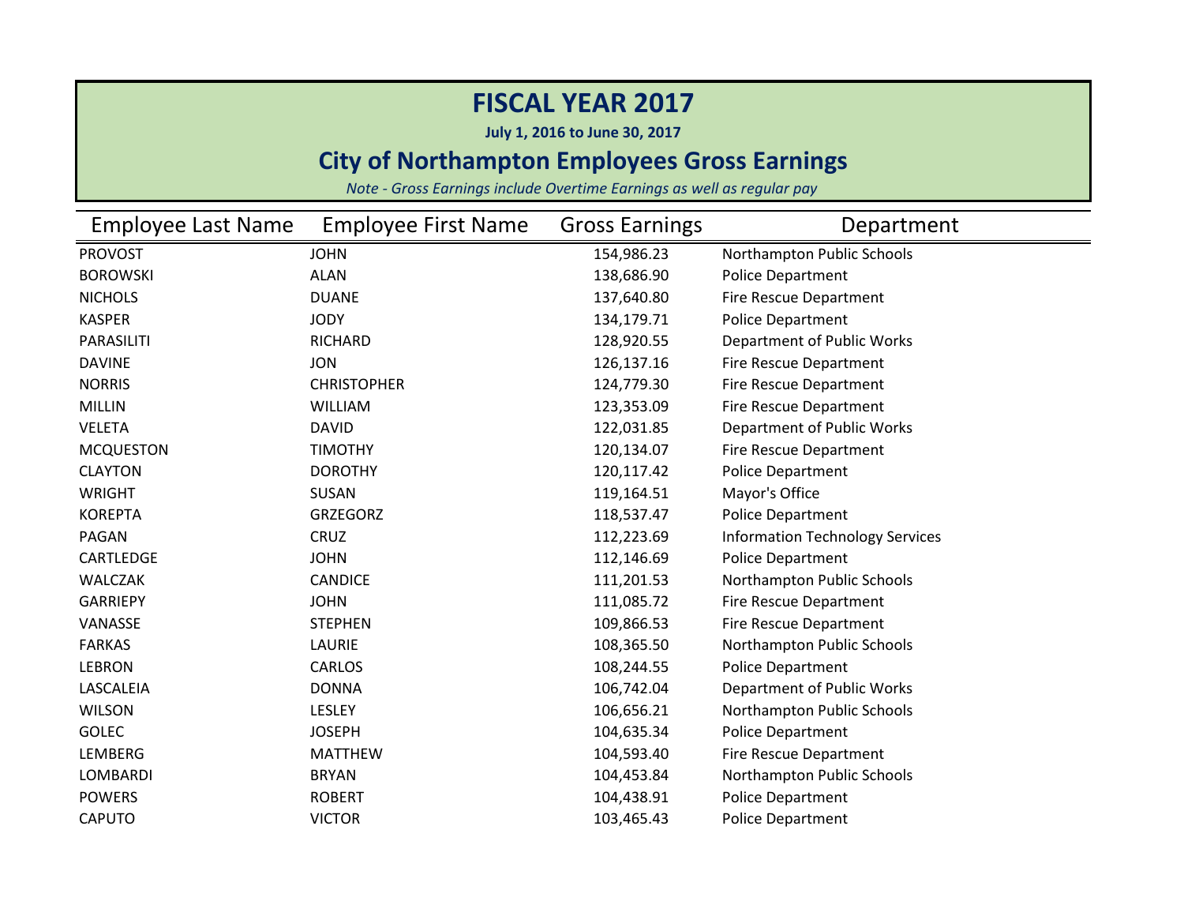# FISCAL YEAR 2017

**July 1, 2016 to June 30, 2017**

## City of Northampton Employees Gross Earnings

*Note - Gross Earnings include Overtime Earnings as well as regular pay*

| Employee Last Name | Employee First Name | Gross Earnings | Department |
|---|---|---|---|
| PROVOST | JOHN | 154,986.23 | Northampton Public Schools |
| BOROWSKI | ALAN | 138,686.90 | Police Department |
| NICHOLS | DUANE | 137,640.80 | Fire Rescue Department |
| KASPER | JODY | 134,179.71 | Police Department |
| PARASILITI | RICHARD | 128,920.55 | Department of Public Works |
| DAVINE | JON | 126,137.16 | Fire Rescue Department |
| NORRIS | CHRISTOPHER | 124,779.30 | Fire Rescue Department |
| MILLIN | WILLIAM | 123,353.09 | Fire Rescue Department |
| VELETA | DAVID | 122,031.85 | Department of Public Works |
| MCQUESTON | TIMOTHY | 120,134.07 | Fire Rescue Department |
| CLAYTON | DOROTHY | 120,117.42 | Police Department |
| WRIGHT | SUSAN | 119,164.51 | Mayor's Office |
| KOREPTA | GRZEGORZ | 118,537.47 | Police Department |
| PAGAN | CRUZ | 112,223.69 | Information Technology Services |
| CARTLEDGE | JOHN | 112,146.69 | Police Department |
| WALCZAK | CANDICE | 111,201.53 | Northampton Public Schools |
| GARRIEPY | JOHN | 111,085.72 | Fire Rescue Department |
| VANASSE | STEPHEN | 109,866.53 | Fire Rescue Department |
| FARKAS | LAURIE | 108,365.50 | Northampton Public Schools |
| LEBRON | CARLOS | 108,244.55 | Police Department |
| LASCALEIA | DONNA | 106,742.04 | Department of Public Works |
| WILSON | LESLEY | 106,656.21 | Northampton Public Schools |
| GOLEC | JOSEPH | 104,635.34 | Police Department |
| LEMBERG | MATTHEW | 104,593.40 | Fire Rescue Department |
| LOMBARDI | BRYAN | 104,453.84 | Northampton Public Schools |
| POWERS | ROBERT | 104,438.91 | Police Department |
| CAPUTO | VICTOR | 103,465.43 | Police Department |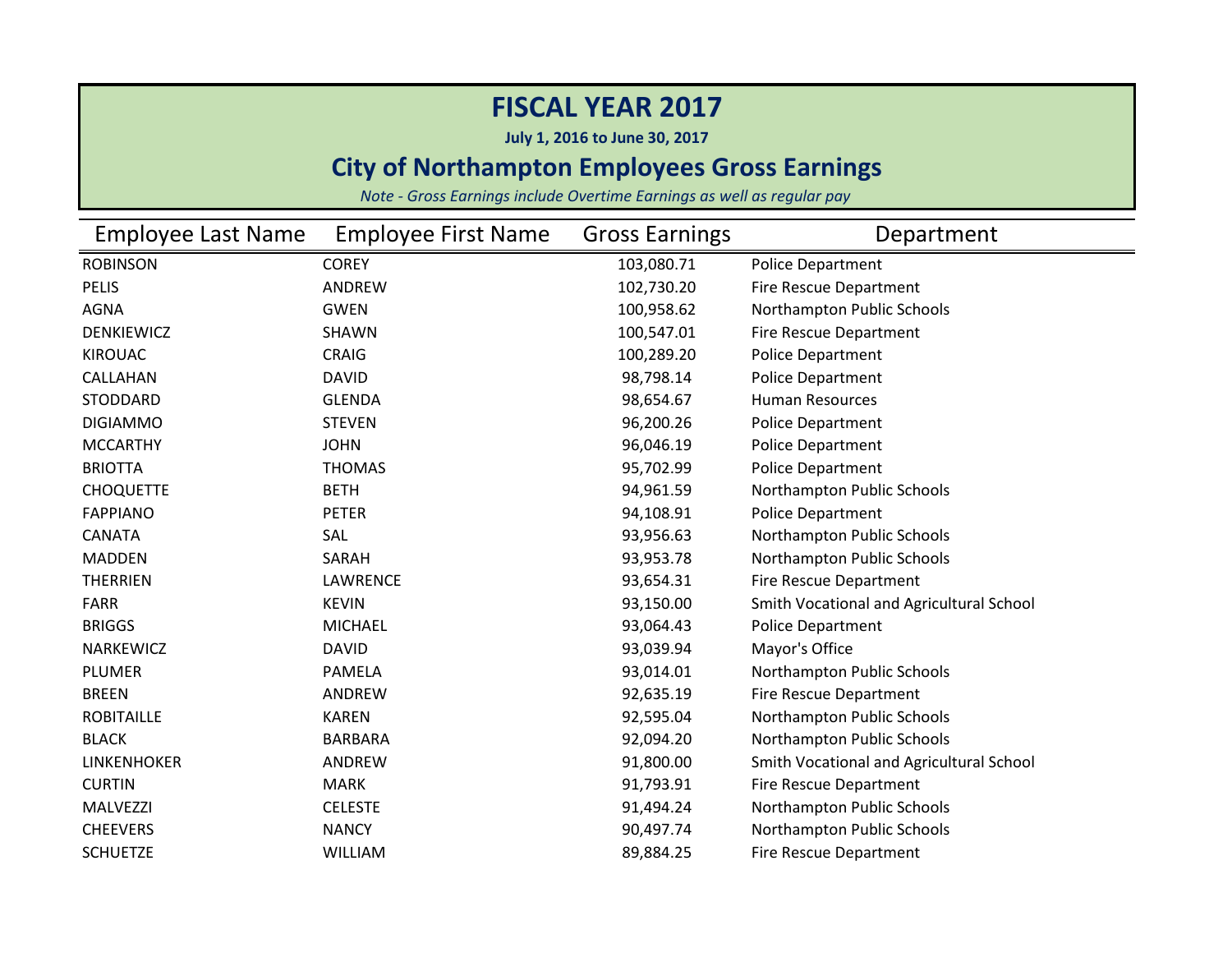# FISCAL YEAR 2017

**July 1, 2016 to June 30, 2017**

## City of Northampton Employees Gross Earnings

*Note - Gross Earnings include Overtime Earnings as well as regular pay*

| Employee Last Name | Employee First Name | Gross Earnings | Department |
|---|---|---|---|
| ROBINSON | COREY | 103,080.71 | Police Department |
| PELIS | ANDREW | 102,730.20 | Fire Rescue Department |
| AGNA | GWEN | 100,958.62 | Northampton Public Schools |
| DENKIEWICZ | SHAWN | 100,547.01 | Fire Rescue Department |
| KIROUAC | CRAIG | 100,289.20 | Police Department |
| CALLAHAN | DAVID | 98,798.14 | Police Department |
| STODDARD | GLENDA | 98,654.67 | Human Resources |
| DIGIAMMO | STEVEN | 96,200.26 | Police Department |
| MCCARTHY | JOHN | 96,046.19 | Police Department |
| BRIOTTA | THOMAS | 95,702.99 | Police Department |
| CHOQUETTE | BETH | 94,961.59 | Northampton Public Schools |
| FAPPIANO | PETER | 94,108.91 | Police Department |
| CANATA | SAL | 93,956.63 | Northampton Public Schools |
| MADDEN | SARAH | 93,953.78 | Northampton Public Schools |
| THERRIEN | LAWRENCE | 93,654.31 | Fire Rescue Department |
| FARR | KEVIN | 93,150.00 | Smith Vocational and Agricultural School |
| BRIGGS | MICHAEL | 93,064.43 | Police Department |
| NARKEWICZ | DAVID | 93,039.94 | Mayor's Office |
| PLUMER | PAMELA | 93,014.01 | Northampton Public Schools |
| BREEN | ANDREW | 92,635.19 | Fire Rescue Department |
| ROBITAILLE | KAREN | 92,595.04 | Northampton Public Schools |
| BLACK | BARBARA | 92,094.20 | Northampton Public Schools |
| LINKENHOKER | ANDREW | 91,800.00 | Smith Vocational and Agricultural School |
| CURTIN | MARK | 91,793.91 | Fire Rescue Department |
| MALVEZZI | CELESTE | 91,494.24 | Northampton Public Schools |
| CHEEVERS | NANCY | 90,497.74 | Northampton Public Schools |
| SCHUETZE | WILLIAM | 89,884.25 | Fire Rescue Department |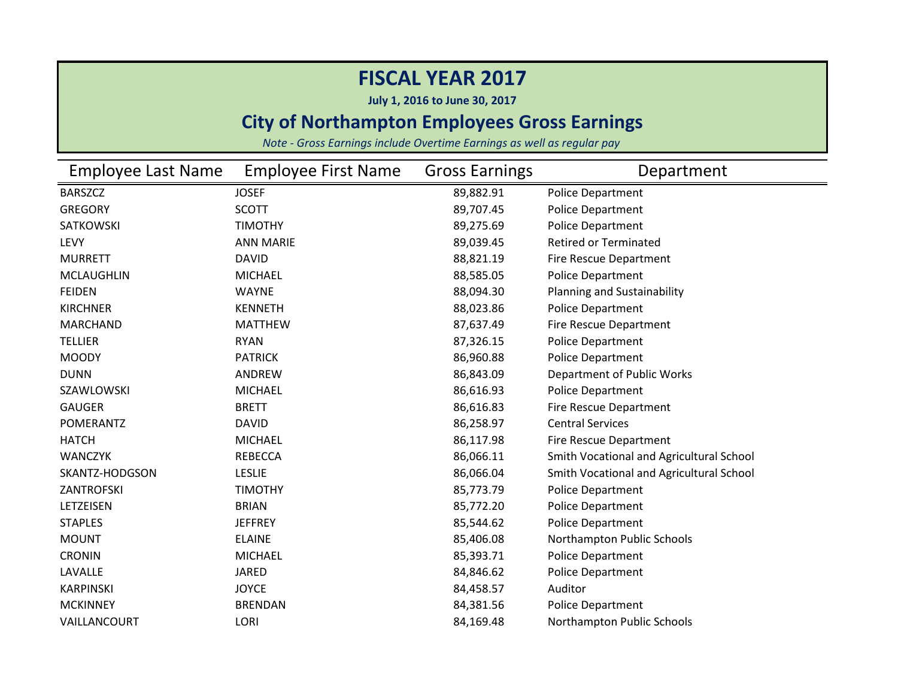# FISCAL YEAR 2017

**July 1, 2016 to June 30, 2017**

## City of Northampton Employees Gross Earnings

*Note - Gross Earnings include Overtime Earnings as well as regular pay*

| Employee Last Name | Employee First Name | Gross Earnings | Department |
|---|---|---|---|
| BARSZCZ | JOSEF | 89,882.91 | Police Department |
| GREGORY | SCOTT | 89,707.45 | Police Department |
| SATKOWSKI | TIMOTHY | 89,275.69 | Police Department |
| LEVY | ANN MARIE | 89,039.45 | Retired or Terminated |
| MURRETT | DAVID | 88,821.19 | Fire Rescue Department |
| MCLAUGHLIN | MICHAEL | 88,585.05 | Police Department |
| FEIDEN | WAYNE | 88,094.30 | Planning and Sustainability |
| KIRCHNER | KENNETH | 88,023.86 | Police Department |
| MARCHAND | MATTHEW | 87,637.49 | Fire Rescue Department |
| TELLIER | RYAN | 87,326.15 | Police Department |
| MOODY | PATRICK | 86,960.88 | Police Department |
| DUNN | ANDREW | 86,843.09 | Department of Public Works |
| SZAWLOWSKI | MICHAEL | 86,616.93 | Police Department |
| GAUGER | BRETT | 86,616.83 | Fire Rescue Department |
| POMERANTZ | DAVID | 86,258.97 | Central Services |
| HATCH | MICHAEL | 86,117.98 | Fire Rescue Department |
| WANCZYK | REBECCA | 86,066.11 | Smith Vocational and Agricultural School |
| SKANTZ-HODGSON | LESLIE | 86,066.04 | Smith Vocational and Agricultural School |
| ZANTROFSKI | TIMOTHY | 85,773.79 | Police Department |
| LETZEISEN | BRIAN | 85,772.20 | Police Department |
| STAPLES | JEFFREY | 85,544.62 | Police Department |
| MOUNT | ELAINE | 85,406.08 | Northampton Public Schools |
| CRONIN | MICHAEL | 85,393.71 | Police Department |
| LAVALLE | JARED | 84,846.62 | Police Department |
| KARPINSKI | JOYCE | 84,458.57 | Auditor |
| MCKINNEY | BRENDAN | 84,381.56 | Police Department |
| VAILLANCOURT | LORI | 84,169.48 | Northampton Public Schools |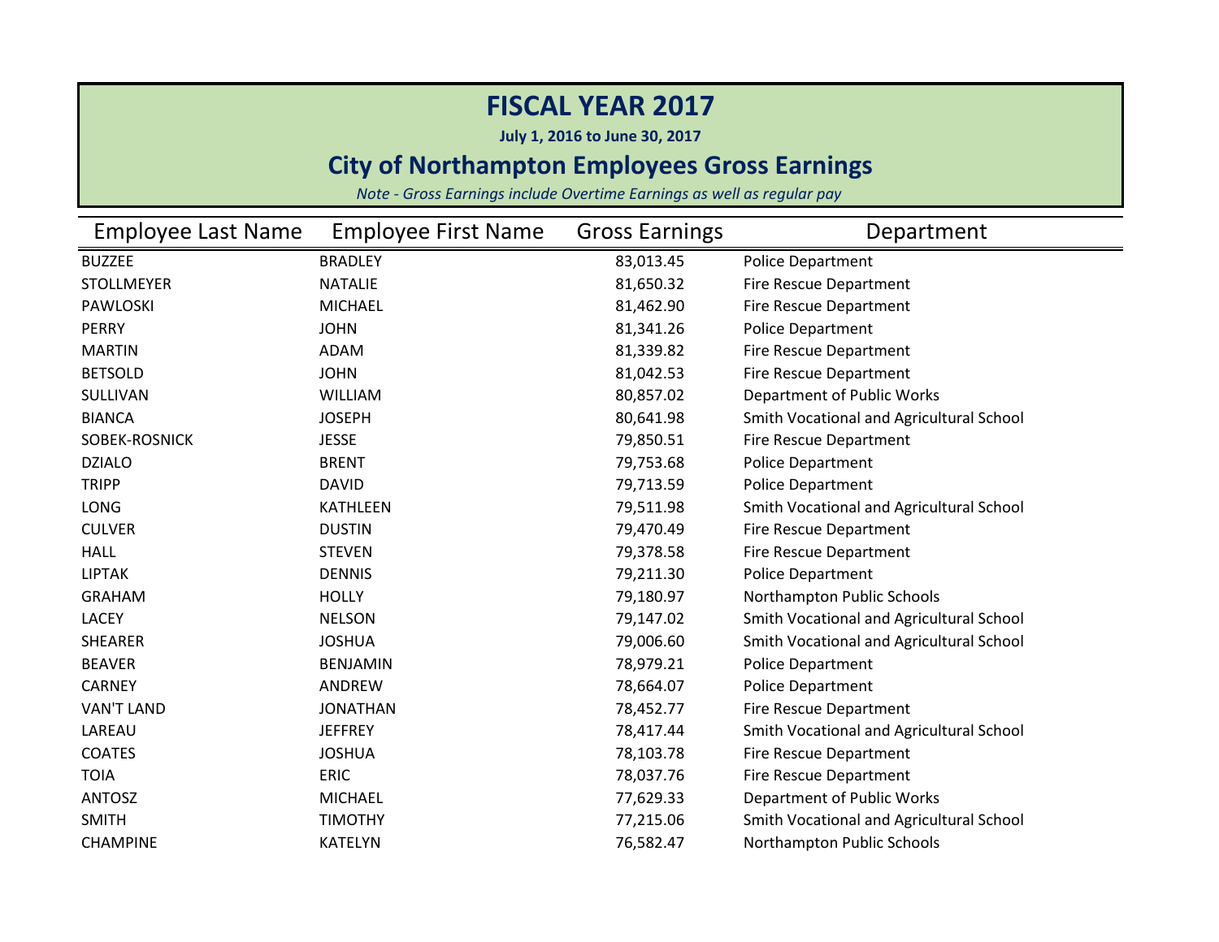# FISCAL YEAR 2017

**July 1, 2016 to June 30, 2017**

## City of Northampton Employees Gross Earnings

*Note - Gross Earnings include Overtime Earnings as well as regular pay*

| Employee Last Name | Employee First Name | Gross Earnings | Department |
|---|---|---|---|
| BUZZEE | BRADLEY | 83,013.45 | Police Department |
| STOLLMEYER | NATALIE | 81,650.32 | Fire Rescue Department |
| PAWLOSKI | MICHAEL | 81,462.90 | Fire Rescue Department |
| PERRY | JOHN | 81,341.26 | Police Department |
| MARTIN | ADAM | 81,339.82 | Fire Rescue Department |
| BETSOLD | JOHN | 81,042.53 | Fire Rescue Department |
| SULLIVAN | WILLIAM | 80,857.02 | Department of Public Works |
| BIANCA | JOSEPH | 80,641.98 | Smith Vocational and Agricultural School |
| SOBEK-ROSNICK | JESSE | 79,850.51 | Fire Rescue Department |
| DZIALO | BRENT | 79,753.68 | Police Department |
| TRIPP | DAVID | 79,713.59 | Police Department |
| LONG | KATHLEEN | 79,511.98 | Smith Vocational and Agricultural School |
| CULVER | DUSTIN | 79,470.49 | Fire Rescue Department |
| HALL | STEVEN | 79,378.58 | Fire Rescue Department |
| LIPTAK | DENNIS | 79,211.30 | Police Department |
| GRAHAM | HOLLY | 79,180.97 | Northampton Public Schools |
| LACEY | NELSON | 79,147.02 | Smith Vocational and Agricultural School |
| SHEARER | JOSHUA | 79,006.60 | Smith Vocational and Agricultural School |
| BEAVER | BENJAMIN | 78,979.21 | Police Department |
| CARNEY | ANDREW | 78,664.07 | Police Department |
| VAN'T LAND | JONATHAN | 78,452.77 | Fire Rescue Department |
| LAREAU | JEFFREY | 78,417.44 | Smith Vocational and Agricultural School |
| COATES | JOSHUA | 78,103.78 | Fire Rescue Department |
| TOIA | ERIC | 78,037.76 | Fire Rescue Department |
| ANTOSZ | MICHAEL | 77,629.33 | Department of Public Works |
| SMITH | TIMOTHY | 77,215.06 | Smith Vocational and Agricultural School |
| CHAMPINE | KATELYN | 76,582.47 | Northampton Public Schools |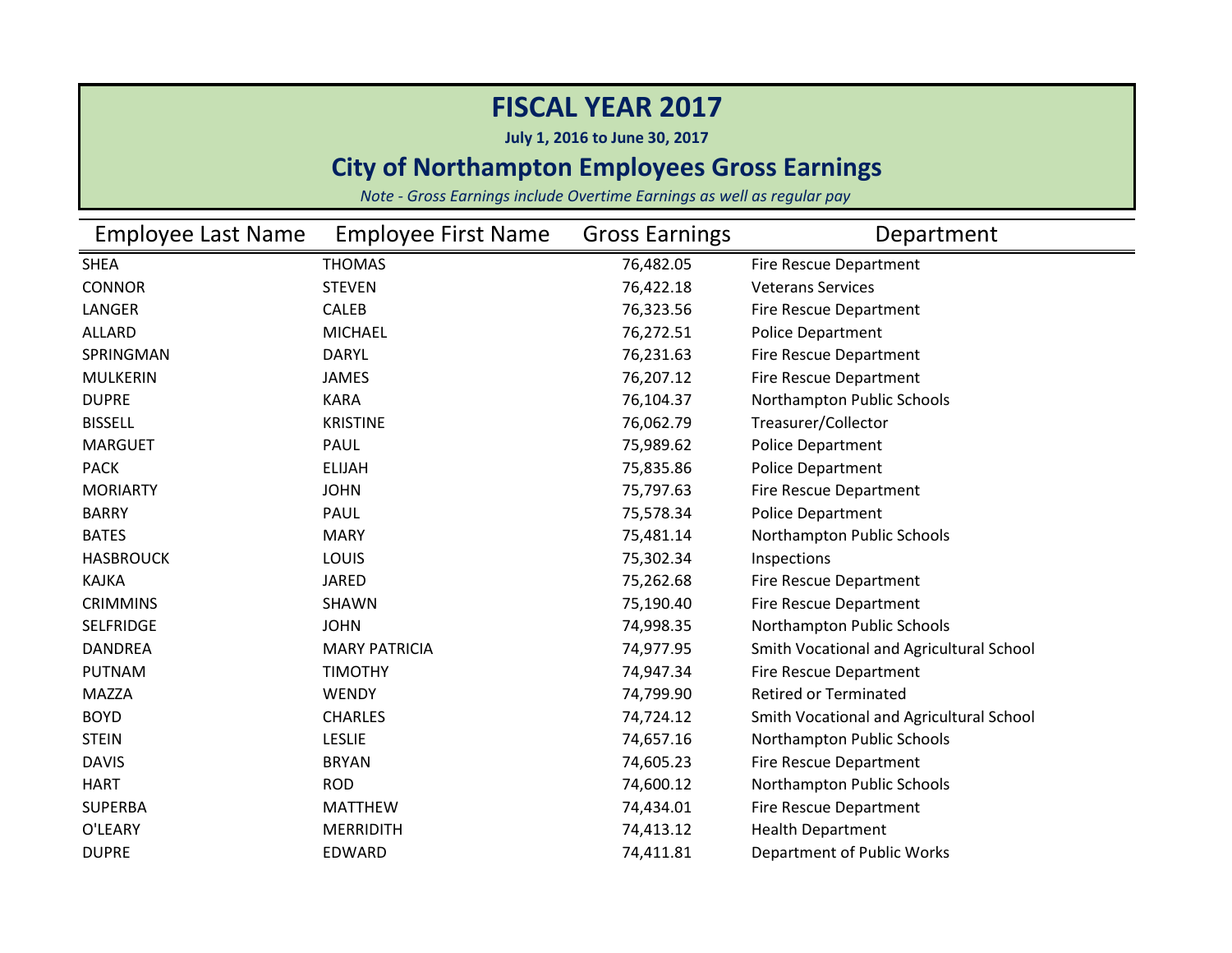# FISCAL YEAR 2017

**July 1, 2016 to June 30, 2017**

## City of Northampton Employees Gross Earnings

*Note - Gross Earnings include Overtime Earnings as well as regular pay*

| Employee Last Name | Employee First Name | Gross Earnings | Department |
|---|---|---|---|
| SHEA | THOMAS | 76,482.05 | Fire Rescue Department |
| CONNOR | STEVEN | 76,422.18 | Veterans Services |
| LANGER | CALEB | 76,323.56 | Fire Rescue Department |
| ALLARD | MICHAEL | 76,272.51 | Police Department |
| SPRINGMAN | DARYL | 76,231.63 | Fire Rescue Department |
| MULKERIN | JAMES | 76,207.12 | Fire Rescue Department |
| DUPRE | KARA | 76,104.37 | Northampton Public Schools |
| BISSELL | KRISTINE | 76,062.79 | Treasurer/Collector |
| MARGUET | PAUL | 75,989.62 | Police Department |
| PACK | ELIJAH | 75,835.86 | Police Department |
| MORIARTY | JOHN | 75,797.63 | Fire Rescue Department |
| BARRY | PAUL | 75,578.34 | Police Department |
| BATES | MARY | 75,481.14 | Northampton Public Schools |
| HASBROUCK | LOUIS | 75,302.34 | Inspections |
| KAJKA | JARED | 75,262.68 | Fire Rescue Department |
| CRIMMINS | SHAWN | 75,190.40 | Fire Rescue Department |
| SELFRIDGE | JOHN | 74,998.35 | Northampton Public Schools |
| DANDREA | MARY PATRICIA | 74,977.95 | Smith Vocational and Agricultural School |
| PUTNAM | TIMOTHY | 74,947.34 | Fire Rescue Department |
| MAZZA | WENDY | 74,799.90 | Retired or Terminated |
| BOYD | CHARLES | 74,724.12 | Smith Vocational and Agricultural School |
| STEIN | LESLIE | 74,657.16 | Northampton Public Schools |
| DAVIS | BRYAN | 74,605.23 | Fire Rescue Department |
| HART | ROD | 74,600.12 | Northampton Public Schools |
| SUPERBA | MATTHEW | 74,434.01 | Fire Rescue Department |
| O'LEARY | MERRIDITH | 74,413.12 | Health Department |
| DUPRE | EDWARD | 74,411.81 | Department of Public Works |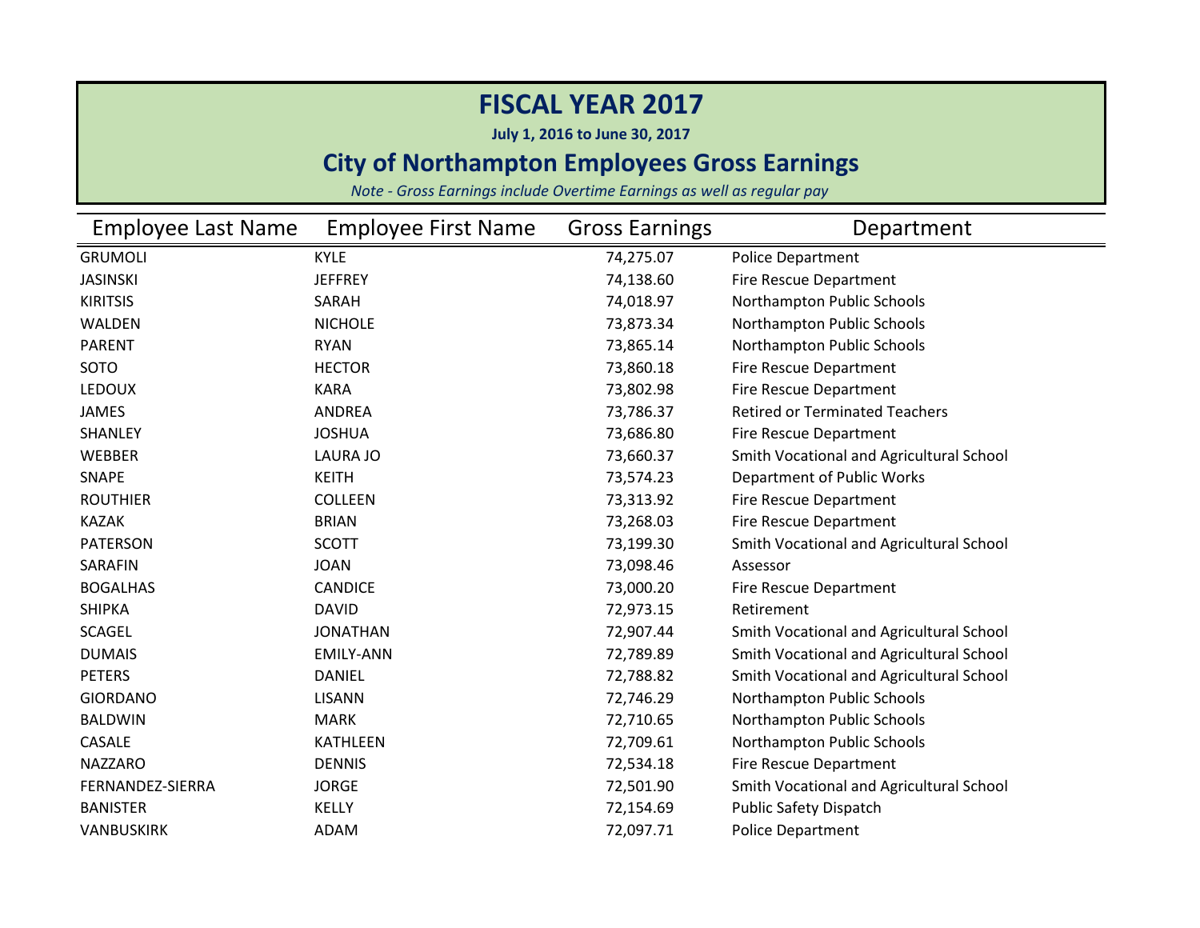# FISCAL YEAR 2017

**July 1, 2016 to June 30, 2017**

## City of Northampton Employees Gross Earnings

*Note - Gross Earnings include Overtime Earnings as well as regular pay*

| Employee Last Name | Employee First Name | Gross Earnings | Department |
|---|---|---|---|
| GRUMOLI | KYLE | 74,275.07 | Police Department |
| JASINSKI | JEFFREY | 74,138.60 | Fire Rescue Department |
| KIRITSIS | SARAH | 74,018.97 | Northampton Public Schools |
| WALDEN | NICHOLE | 73,873.34 | Northampton Public Schools |
| PARENT | RYAN | 73,865.14 | Northampton Public Schools |
| SOTO | HECTOR | 73,860.18 | Fire Rescue Department |
| LEDOUX | KARA | 73,802.98 | Fire Rescue Department |
| JAMES | ANDREA | 73,786.37 | Retired or Terminated Teachers |
| SHANLEY | JOSHUA | 73,686.80 | Fire Rescue Department |
| WEBBER | LAURA JO | 73,660.37 | Smith Vocational and Agricultural School |
| SNAPE | KEITH | 73,574.23 | Department of Public Works |
| ROUTHIER | COLLEEN | 73,313.92 | Fire Rescue Department |
| KAZAK | BRIAN | 73,268.03 | Fire Rescue Department |
| PATERSON | SCOTT | 73,199.30 | Smith Vocational and Agricultural School |
| SARAFIN | JOAN | 73,098.46 | Assessor |
| BOGALHAS | CANDICE | 73,000.20 | Fire Rescue Department |
| SHIPKA | DAVID | 72,973.15 | Retirement |
| SCAGEL | JONATHAN | 72,907.44 | Smith Vocational and Agricultural School |
| DUMAIS | EMILY-ANN | 72,789.89 | Smith Vocational and Agricultural School |
| PETERS | DANIEL | 72,788.82 | Smith Vocational and Agricultural School |
| GIORDANO | LISANN | 72,746.29 | Northampton Public Schools |
| BALDWIN | MARK | 72,710.65 | Northampton Public Schools |
| CASALE | KATHLEEN | 72,709.61 | Northampton Public Schools |
| NAZZARO | DENNIS | 72,534.18 | Fire Rescue Department |
| FERNANDEZ-SIERRA | JORGE | 72,501.90 | Smith Vocational and Agricultural School |
| BANISTER | KELLY | 72,154.69 | Public Safety Dispatch |
| VANBUSKIRK | ADAM | 72,097.71 | Police Department |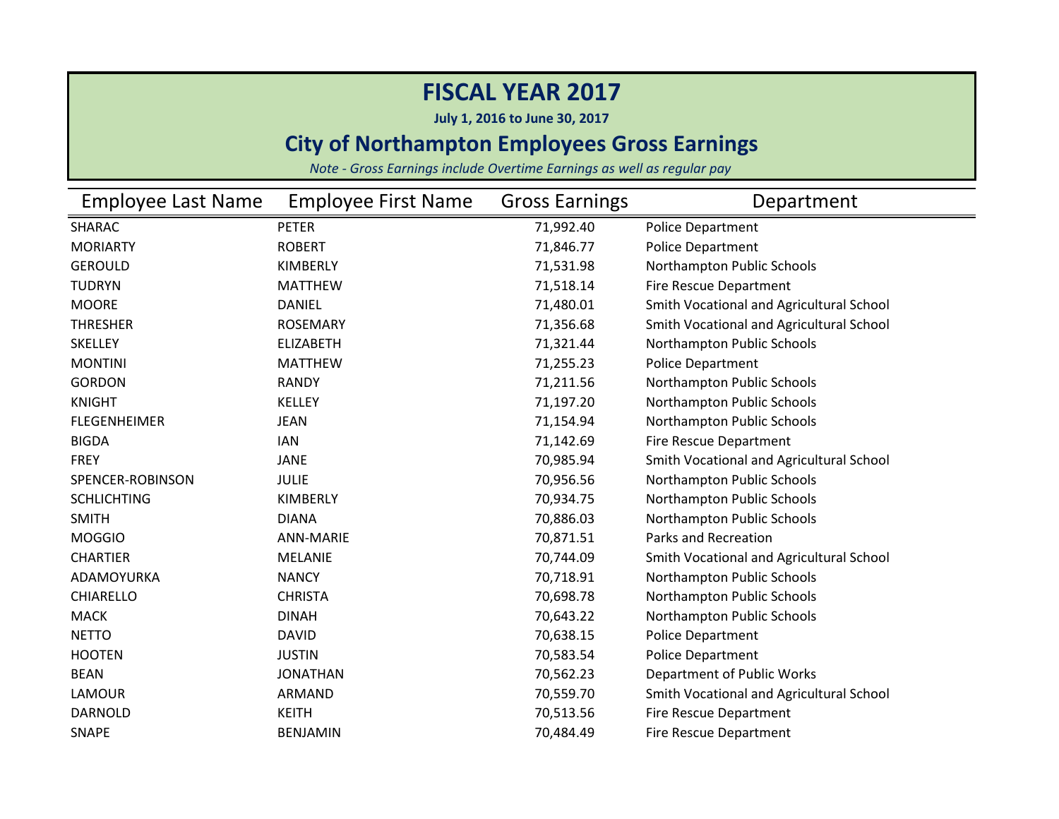# FISCAL YEAR 2017

**July 1, 2016 to June 30, 2017**

## City of Northampton Employees Gross Earnings

*Note - Gross Earnings include Overtime Earnings as well as regular pay*

| Employee Last Name | Employee First Name | Gross Earnings | Department |
|---|---|---|---|
| SHARAC | PETER | 71,992.40 | Police Department |
| MORIARTY | ROBERT | 71,846.77 | Police Department |
| GEROULD | KIMBERLY | 71,531.98 | Northampton Public Schools |
| TUDRYN | MATTHEW | 71,518.14 | Fire Rescue Department |
| MOORE | DANIEL | 71,480.01 | Smith Vocational and Agricultural School |
| THRESHER | ROSEMARY | 71,356.68 | Smith Vocational and Agricultural School |
| SKELLEY | ELIZABETH | 71,321.44 | Northampton Public Schools |
| MONTINI | MATTHEW | 71,255.23 | Police Department |
| GORDON | RANDY | 71,211.56 | Northampton Public Schools |
| KNIGHT | KELLEY | 71,197.20 | Northampton Public Schools |
| FLEGENHEIMER | JEAN | 71,154.94 | Northampton Public Schools |
| BIGDA | IAN | 71,142.69 | Fire Rescue Department |
| FREY | JANE | 70,985.94 | Smith Vocational and Agricultural School |
| SPENCER-ROBINSON | JULIE | 70,956.56 | Northampton Public Schools |
| SCHLICHTING | KIMBERLY | 70,934.75 | Northampton Public Schools |
| SMITH | DIANA | 70,886.03 | Northampton Public Schools |
| MOGGIO | ANN-MARIE | 70,871.51 | Parks and Recreation |
| CHARTIER | MELANIE | 70,744.09 | Smith Vocational and Agricultural School |
| ADAMOYURKA | NANCY | 70,718.91 | Northampton Public Schools |
| CHIARELLO | CHRISTA | 70,698.78 | Northampton Public Schools |
| MACK | DINAH | 70,643.22 | Northampton Public Schools |
| NETTO | DAVID | 70,638.15 | Police Department |
| HOOTEN | JUSTIN | 70,583.54 | Police Department |
| BEAN | JONATHAN | 70,562.23 | Department of Public Works |
| LAMOUR | ARMAND | 70,559.70 | Smith Vocational and Agricultural School |
| DARNOLD | KEITH | 70,513.56 | Fire Rescue Department |
| SNAPE | BENJAMIN | 70,484.49 | Fire Rescue Department |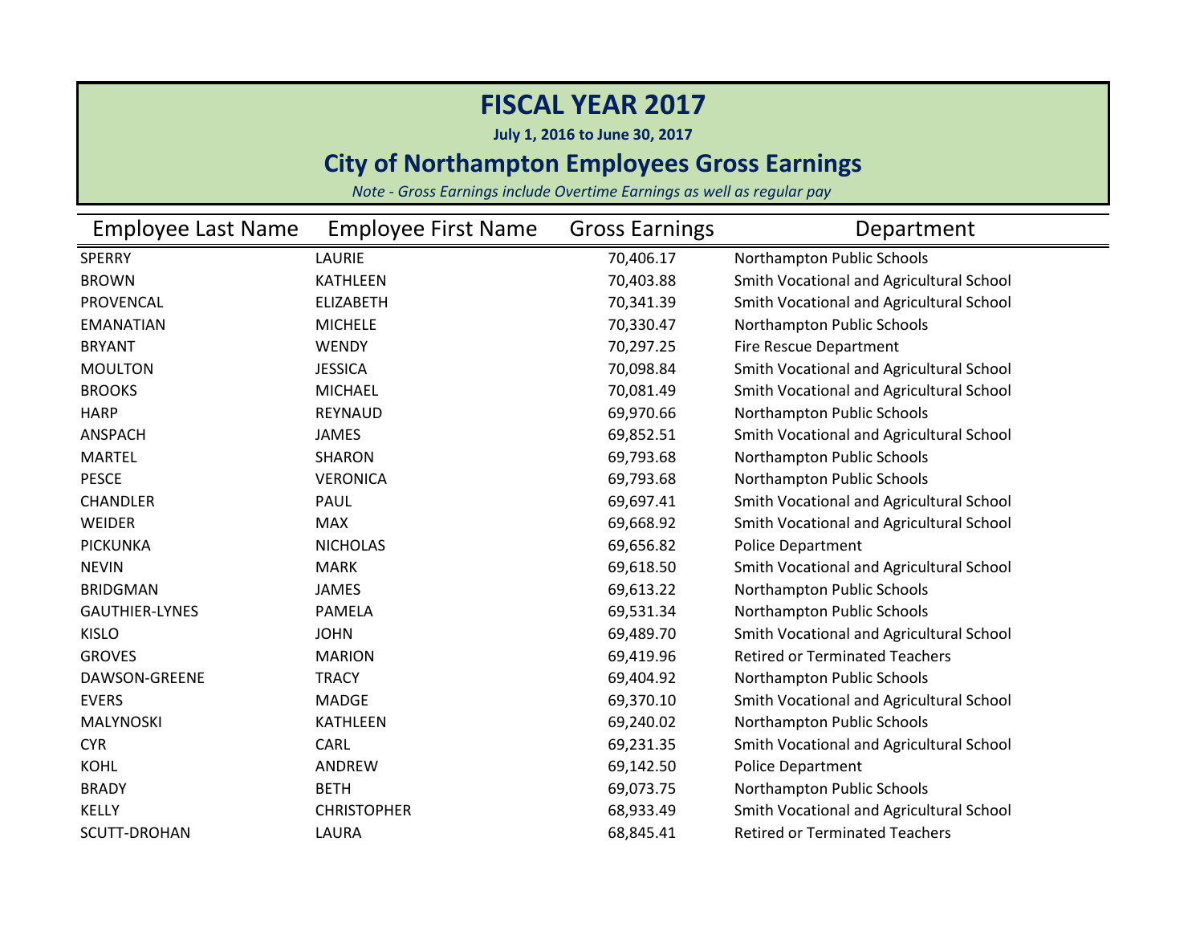# FISCAL YEAR 2017

**July 1, 2016 to June 30, 2017**

## City of Northampton Employees Gross Earnings

*Note - Gross Earnings include Overtime Earnings as well as regular pay*

| Employee Last Name | Employee First Name | Gross Earnings | Department |
|---|---|---|---|
| SPERRY | LAURIE | 70,406.17 | Northampton Public Schools |
| BROWN | KATHLEEN | 70,403.88 | Smith Vocational and Agricultural School |
| PROVENCAL | ELIZABETH | 70,341.39 | Smith Vocational and Agricultural School |
| EMANATIAN | MICHELE | 70,330.47 | Northampton Public Schools |
| BRYANT | WENDY | 70,297.25 | Fire Rescue Department |
| MOULTON | JESSICA | 70,098.84 | Smith Vocational and Agricultural School |
| BROOKS | MICHAEL | 70,081.49 | Smith Vocational and Agricultural School |
| HARP | REYNAUD | 69,970.66 | Northampton Public Schools |
| ANSPACH | JAMES | 69,852.51 | Smith Vocational and Agricultural School |
| MARTEL | SHARON | 69,793.68 | Northampton Public Schools |
| PESCE | VERONICA | 69,793.68 | Northampton Public Schools |
| CHANDLER | PAUL | 69,697.41 | Smith Vocational and Agricultural School |
| WEIDER | MAX | 69,668.92 | Smith Vocational and Agricultural School |
| PICKUNKA | NICHOLAS | 69,656.82 | Police Department |
| NEVIN | MARK | 69,618.50 | Smith Vocational and Agricultural School |
| BRIDGMAN | JAMES | 69,613.22 | Northampton Public Schools |
| GAUTHIER-LYNES | PAMELA | 69,531.34 | Northampton Public Schools |
| KISLO | JOHN | 69,489.70 | Smith Vocational and Agricultural School |
| GROVES | MARION | 69,419.96 | Retired or Terminated Teachers |
| DAWSON-GREENE | TRACY | 69,404.92 | Northampton Public Schools |
| EVERS | MADGE | 69,370.10 | Smith Vocational and Agricultural School |
| MALYNOSKI | KATHLEEN | 69,240.02 | Northampton Public Schools |
| CYR | CARL | 69,231.35 | Smith Vocational and Agricultural School |
| KOHL | ANDREW | 69,142.50 | Police Department |
| BRADY | BETH | 69,073.75 | Northampton Public Schools |
| KELLY | CHRISTOPHER | 68,933.49 | Smith Vocational and Agricultural School |
| SCUTT-DROHAN | LAURA | 68,845.41 | Retired or Terminated Teachers |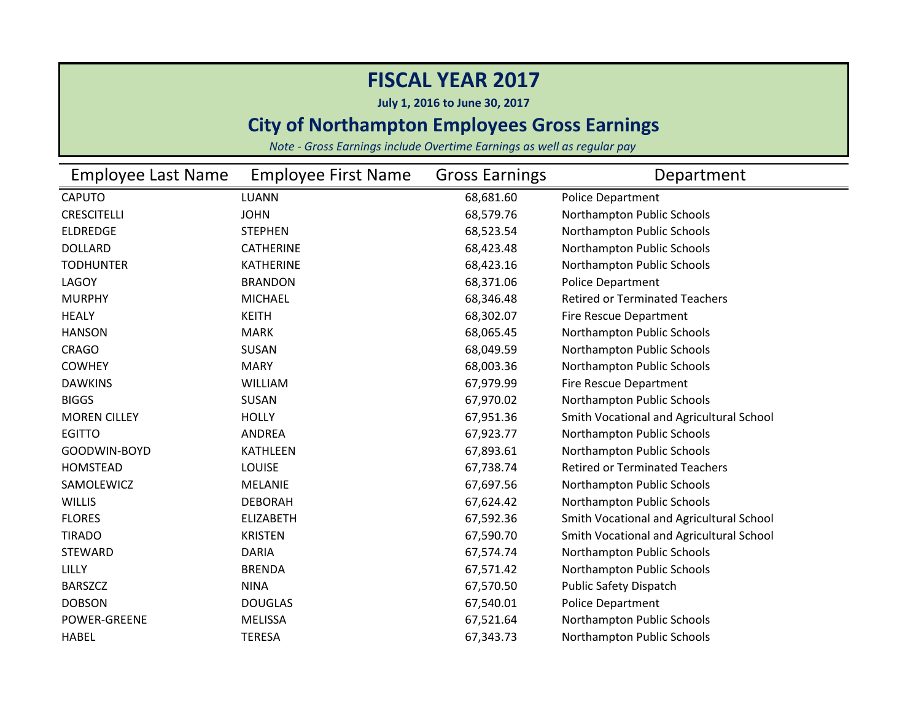# FISCAL YEAR 2017

**July 1, 2016 to June 30, 2017**

## City of Northampton Employees Gross Earnings

*Note - Gross Earnings include Overtime Earnings as well as regular pay*

| Employee Last Name | Employee First Name | Gross Earnings | Department |
|---|---|---|---|
| CAPUTO | LUANN | 68,681.60 | Police Department |
| CRESCITELLI | JOHN | 68,579.76 | Northampton Public Schools |
| ELDREDGE | STEPHEN | 68,523.54 | Northampton Public Schools |
| DOLLARD | CATHERINE | 68,423.48 | Northampton Public Schools |
| TODHUNTER | KATHERINE | 68,423.16 | Northampton Public Schools |
| LAGOY | BRANDON | 68,371.06 | Police Department |
| MURPHY | MICHAEL | 68,346.48 | Retired or Terminated Teachers |
| HEALY | KEITH | 68,302.07 | Fire Rescue Department |
| HANSON | MARK | 68,065.45 | Northampton Public Schools |
| CRAGO | SUSAN | 68,049.59 | Northampton Public Schools |
| COWHEY | MARY | 68,003.36 | Northampton Public Schools |
| DAWKINS | WILLIAM | 67,979.99 | Fire Rescue Department |
| BIGGS | SUSAN | 67,970.02 | Northampton Public Schools |
| MOREN CILLEY | HOLLY | 67,951.36 | Smith Vocational and Agricultural School |
| EGITTO | ANDREA | 67,923.77 | Northampton Public Schools |
| GOODWIN-BOYD | KATHLEEN | 67,893.61 | Northampton Public Schools |
| HOMSTEAD | LOUISE | 67,738.74 | Retired or Terminated Teachers |
| SAMOLEWICZ | MELANIE | 67,697.56 | Northampton Public Schools |
| WILLIS | DEBORAH | 67,624.42 | Northampton Public Schools |
| FLORES | ELIZABETH | 67,592.36 | Smith Vocational and Agricultural School |
| TIRADO | KRISTEN | 67,590.70 | Smith Vocational and Agricultural School |
| STEWARD | DARIA | 67,574.74 | Northampton Public Schools |
| LILLY | BRENDA | 67,571.42 | Northampton Public Schools |
| BARSZCZ | NINA | 67,570.50 | Public Safety Dispatch |
| DOBSON | DOUGLAS | 67,540.01 | Police Department |
| POWER-GREENE | MELISSA | 67,521.64 | Northampton Public Schools |
| HABEL | TERESA | 67,343.73 | Northampton Public Schools |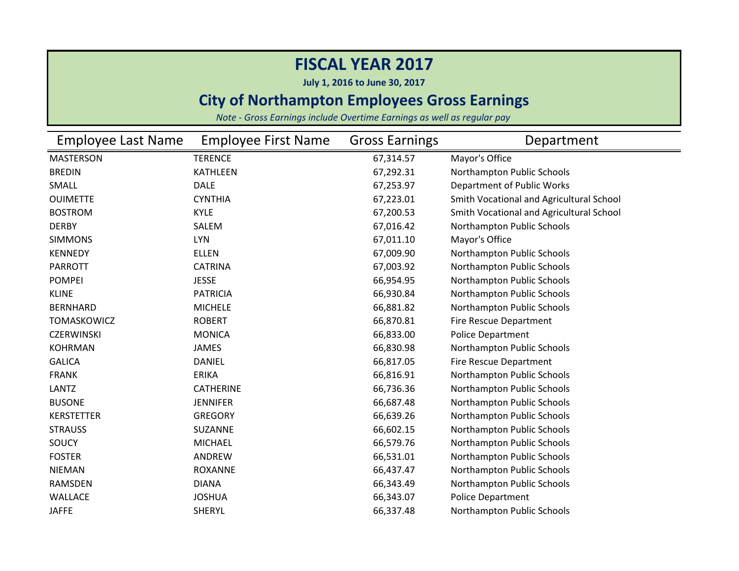# FISCAL YEAR 2017

**July 1, 2016 to June 30, 2017**

## City of Northampton Employees Gross Earnings

*Note - Gross Earnings include Overtime Earnings as well as regular pay*

| Employee Last Name | Employee First Name | Gross Earnings | Department |
|---|---|---|---|
| MASTERSON | TERENCE | 67,314.57 | Mayor's Office |
| BREDIN | KATHLEEN | 67,292.31 | Northampton Public Schools |
| SMALL | DALE | 67,253.97 | Department of Public Works |
| OUIMETTE | CYNTHIA | 67,223.01 | Smith Vocational and Agricultural School |
| BOSTROM | KYLE | 67,200.53 | Smith Vocational and Agricultural School |
| DERBY | SALEM | 67,016.42 | Northampton Public Schools |
| SIMMONS | LYN | 67,011.10 | Mayor's Office |
| KENNEDY | ELLEN | 67,009.90 | Northampton Public Schools |
| PARROTT | CATRINA | 67,003.92 | Northampton Public Schools |
| POMPEI | JESSE | 66,954.95 | Northampton Public Schools |
| KLINE | PATRICIA | 66,930.84 | Northampton Public Schools |
| BERNHARD | MICHELE | 66,881.82 | Northampton Public Schools |
| TOMASKOWICZ | ROBERT | 66,870.81 | Fire Rescue Department |
| CZERWINSKI | MONICA | 66,833.00 | Police Department |
| KOHRMAN | JAMES | 66,830.98 | Northampton Public Schools |
| GALICA | DANIEL | 66,817.05 | Fire Rescue Department |
| FRANK | ERIKA | 66,816.91 | Northampton Public Schools |
| LANTZ | CATHERINE | 66,736.36 | Northampton Public Schools |
| BUSONE | JENNIFER | 66,687.48 | Northampton Public Schools |
| KERSTETTER | GREGORY | 66,639.26 | Northampton Public Schools |
| STRAUSS | SUZANNE | 66,602.15 | Northampton Public Schools |
| SOUCY | MICHAEL | 66,579.76 | Northampton Public Schools |
| FOSTER | ANDREW | 66,531.01 | Northampton Public Schools |
| NIEMAN | ROXANNE | 66,437.47 | Northampton Public Schools |
| RAMSDEN | DIANA | 66,343.49 | Northampton Public Schools |
| WALLACE | JOSHUA | 66,343.07 | Police Department |
| JAFFE | SHERYL | 66,337.48 | Northampton Public Schools |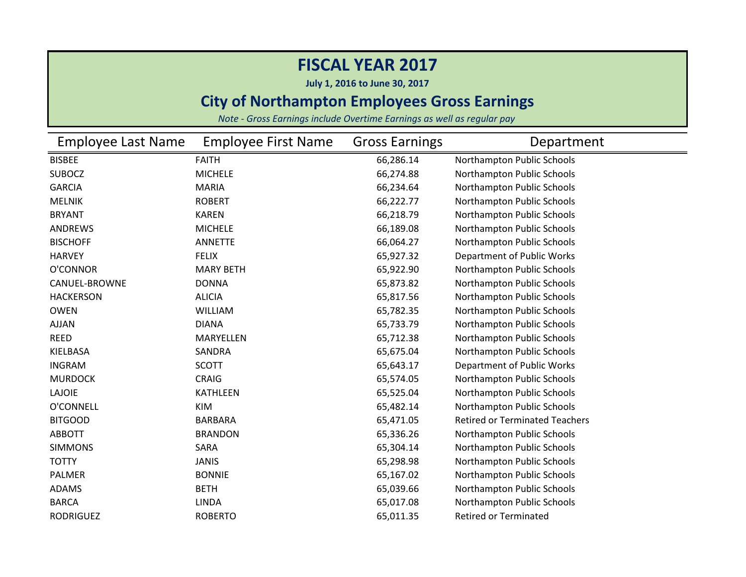# FISCAL YEAR 2017

**July 1, 2016 to June 30, 2017**

## City of Northampton Employees Gross Earnings

*Note - Gross Earnings include Overtime Earnings as well as regular pay*

| Employee Last Name | Employee First Name | Gross Earnings | Department |
|---|---|---|---|
| BISBEE | FAITH | 66,286.14 | Northampton Public Schools |
| SUBOCZ | MICHELE | 66,274.88 | Northampton Public Schools |
| GARCIA | MARIA | 66,234.64 | Northampton Public Schools |
| MELNIK | ROBERT | 66,222.77 | Northampton Public Schools |
| BRYANT | KAREN | 66,218.79 | Northampton Public Schools |
| ANDREWS | MICHELE | 66,189.08 | Northampton Public Schools |
| BISCHOFF | ANNETTE | 66,064.27 | Northampton Public Schools |
| HARVEY | FELIX | 65,927.32 | Department of Public Works |
| O'CONNOR | MARY BETH | 65,922.90 | Northampton Public Schools |
| CANUEL-BROWNE | DONNA | 65,873.82 | Northampton Public Schools |
| HACKERSON | ALICIA | 65,817.56 | Northampton Public Schools |
| OWEN | WILLIAM | 65,782.35 | Northampton Public Schools |
| AJJAN | DIANA | 65,733.79 | Northampton Public Schools |
| REED | MARYELLEN | 65,712.38 | Northampton Public Schools |
| KIELBASA | SANDRA | 65,675.04 | Northampton Public Schools |
| INGRAM | SCOTT | 65,643.17 | Department of Public Works |
| MURDOCK | CRAIG | 65,574.05 | Northampton Public Schools |
| LAJOIE | KATHLEEN | 65,525.04 | Northampton Public Schools |
| O'CONNELL | KIM | 65,482.14 | Northampton Public Schools |
| BITGOOD | BARBARA | 65,471.05 | Retired or Terminated Teachers |
| ABBOTT | BRANDON | 65,336.26 | Northampton Public Schools |
| SIMMONS | SARA | 65,304.14 | Northampton Public Schools |
| TOTTY | JANIS | 65,298.98 | Northampton Public Schools |
| PALMER | BONNIE | 65,167.02 | Northampton Public Schools |
| ADAMS | BETH | 65,039.66 | Northampton Public Schools |
| BARCA | LINDA | 65,017.08 | Northampton Public Schools |
| RODRIGUEZ | ROBERTO | 65,011.35 | Retired or Terminated |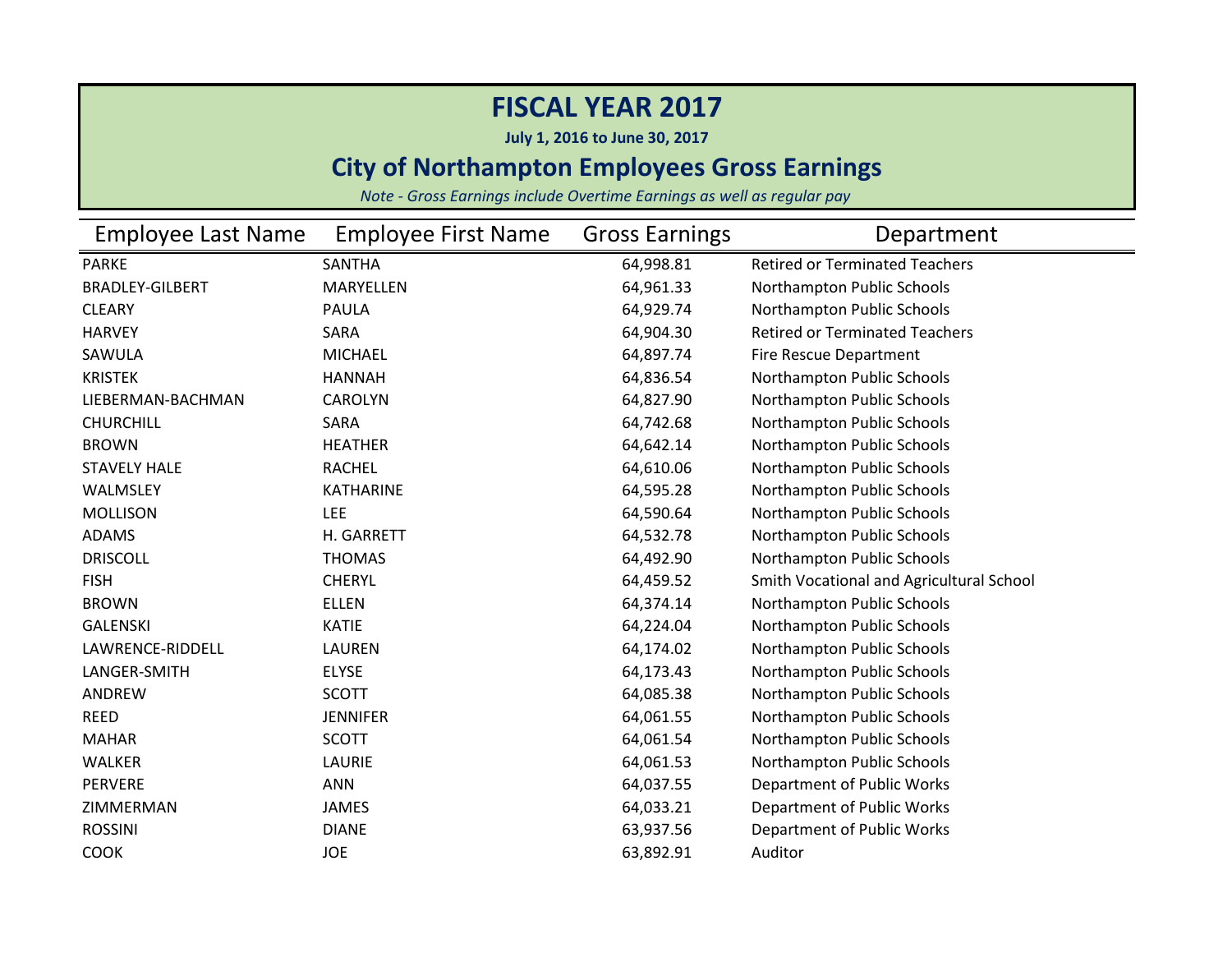# FISCAL YEAR 2017

**July 1, 2016 to June 30, 2017**

## City of Northampton Employees Gross Earnings

*Note - Gross Earnings include Overtime Earnings as well as regular pay*

| Employee Last Name | Employee First Name | Gross Earnings | Department |
|---|---|---|---|
| PARKE | SANTHA | 64,998.81 | Retired or Terminated Teachers |
| BRADLEY-GILBERT | MARYELLEN | 64,961.33 | Northampton Public Schools |
| CLEARY | PAULA | 64,929.74 | Northampton Public Schools |
| HARVEY | SARA | 64,904.30 | Retired or Terminated Teachers |
| SAWULA | MICHAEL | 64,897.74 | Fire Rescue Department |
| KRISTEK | HANNAH | 64,836.54 | Northampton Public Schools |
| LIEBERMAN-BACHMAN | CAROLYN | 64,827.90 | Northampton Public Schools |
| CHURCHILL | SARA | 64,742.68 | Northampton Public Schools |
| BROWN | HEATHER | 64,642.14 | Northampton Public Schools |
| STAVELY HALE | RACHEL | 64,610.06 | Northampton Public Schools |
| WALMSLEY | KATHARINE | 64,595.28 | Northampton Public Schools |
| MOLLISON | LEE | 64,590.64 | Northampton Public Schools |
| ADAMS | H. GARRETT | 64,532.78 | Northampton Public Schools |
| DRISCOLL | THOMAS | 64,492.90 | Northampton Public Schools |
| FISH | CHERYL | 64,459.52 | Smith Vocational and Agricultural School |
| BROWN | ELLEN | 64,374.14 | Northampton Public Schools |
| GALENSKI | KATIE | 64,224.04 | Northampton Public Schools |
| LAWRENCE-RIDDELL | LAUREN | 64,174.02 | Northampton Public Schools |
| LANGER-SMITH | ELYSE | 64,173.43 | Northampton Public Schools |
| ANDREW | SCOTT | 64,085.38 | Northampton Public Schools |
| REED | JENNIFER | 64,061.55 | Northampton Public Schools |
| MAHAR | SCOTT | 64,061.54 | Northampton Public Schools |
| WALKER | LAURIE | 64,061.53 | Northampton Public Schools |
| PERVERE | ANN | 64,037.55 | Department of Public Works |
| ZIMMERMAN | JAMES | 64,033.21 | Department of Public Works |
| ROSSINI | DIANE | 63,937.56 | Department of Public Works |
| COOK | JOE | 63,892.91 | Auditor |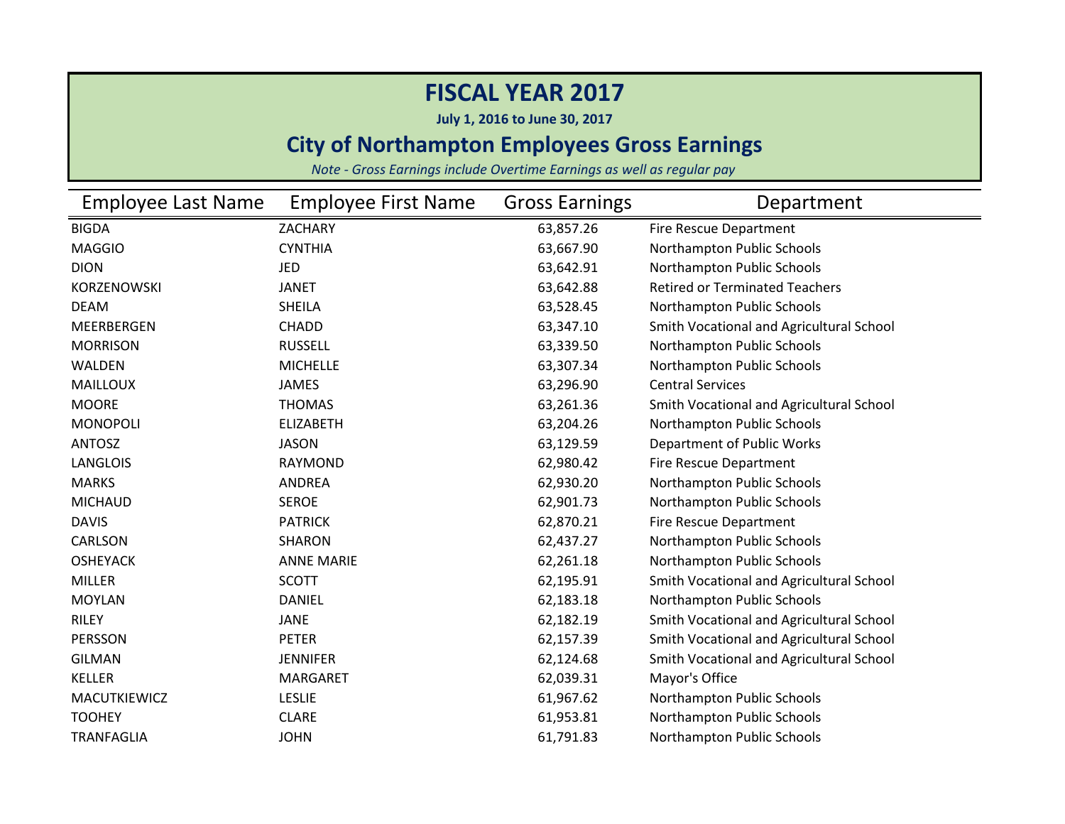# FISCAL YEAR 2017

**July 1, 2016 to June 30, 2017**

## City of Northampton Employees Gross Earnings

*Note - Gross Earnings include Overtime Earnings as well as regular pay*

| Employee Last Name | Employee First Name | Gross Earnings | Department |
|---|---|---|---|
| BIGDA | ZACHARY | 63,857.26 | Fire Rescue Department |
| MAGGIO | CYNTHIA | 63,667.90 | Northampton Public Schools |
| DION | JED | 63,642.91 | Northampton Public Schools |
| KORZENOWSKI | JANET | 63,642.88 | Retired or Terminated Teachers |
| DEAM | SHEILA | 63,528.45 | Northampton Public Schools |
| MEERBERGEN | CHADD | 63,347.10 | Smith Vocational and Agricultural School |
| MORRISON | RUSSELL | 63,339.50 | Northampton Public Schools |
| WALDEN | MICHELLE | 63,307.34 | Northampton Public Schools |
| MAILLOUX | JAMES | 63,296.90 | Central Services |
| MOORE | THOMAS | 63,261.36 | Smith Vocational and Agricultural School |
| MONOPOLI | ELIZABETH | 63,204.26 | Northampton Public Schools |
| ANTOSZ | JASON | 63,129.59 | Department of Public Works |
| LANGLOIS | RAYMOND | 62,980.42 | Fire Rescue Department |
| MARKS | ANDREA | 62,930.20 | Northampton Public Schools |
| MICHAUD | SEROE | 62,901.73 | Northampton Public Schools |
| DAVIS | PATRICK | 62,870.21 | Fire Rescue Department |
| CARLSON | SHARON | 62,437.27 | Northampton Public Schools |
| OSHEYACK | ANNE MARIE | 62,261.18 | Northampton Public Schools |
| MILLER | SCOTT | 62,195.91 | Smith Vocational and Agricultural School |
| MOYLAN | DANIEL | 62,183.18 | Northampton Public Schools |
| RILEY | JANE | 62,182.19 | Smith Vocational and Agricultural School |
| PERSSON | PETER | 62,157.39 | Smith Vocational and Agricultural School |
| GILMAN | JENNIFER | 62,124.68 | Smith Vocational and Agricultural School |
| KELLER | MARGARET | 62,039.31 | Mayor's Office |
| MACUTKIEWICZ | LESLIE | 61,967.62 | Northampton Public Schools |
| TOOHEY | CLARE | 61,953.81 | Northampton Public Schools |
| TRANFAGLIA | JOHN | 61,791.83 | Northampton Public Schools |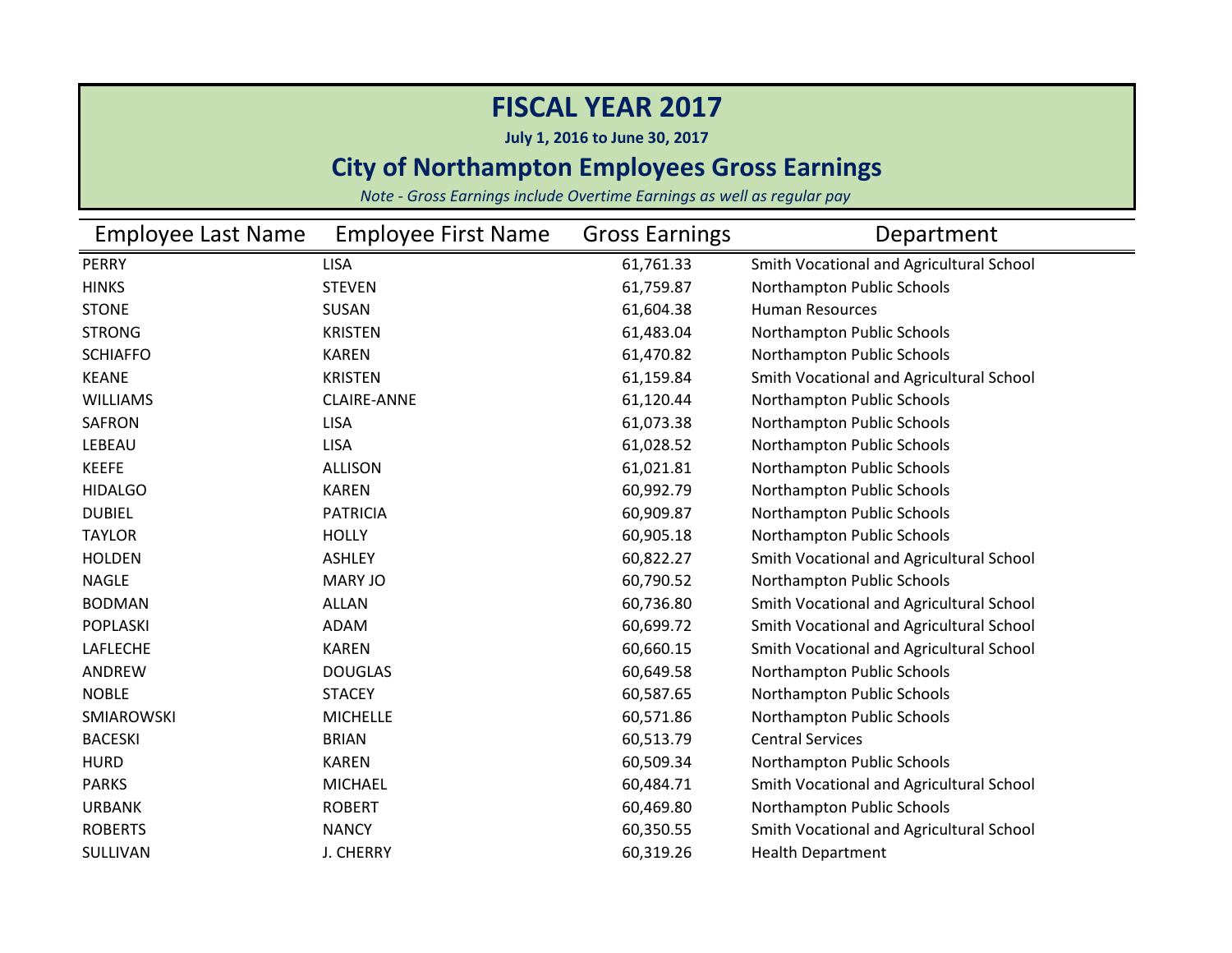# FISCAL YEAR 2017

**July 1, 2016 to June 30, 2017**

## City of Northampton Employees Gross Earnings

*Note - Gross Earnings include Overtime Earnings as well as regular pay*

| Employee Last Name | Employee First Name | Gross Earnings | Department |
|---|---|---|---|
| PERRY | LISA | 61,761.33 | Smith Vocational and Agricultural School |
| HINKS | STEVEN | 61,759.87 | Northampton Public Schools |
| STONE | SUSAN | 61,604.38 | Human Resources |
| STRONG | KRISTEN | 61,483.04 | Northampton Public Schools |
| SCHIAFFO | KAREN | 61,470.82 | Northampton Public Schools |
| KEANE | KRISTEN | 61,159.84 | Smith Vocational and Agricultural School |
| WILLIAMS | CLAIRE-ANNE | 61,120.44 | Northampton Public Schools |
| SAFRON | LISA | 61,073.38 | Northampton Public Schools |
| LEBEAU | LISA | 61,028.52 | Northampton Public Schools |
| KEEFE | ALLISON | 61,021.81 | Northampton Public Schools |
| HIDALGO | KAREN | 60,992.79 | Northampton Public Schools |
| DUBIEL | PATRICIA | 60,909.87 | Northampton Public Schools |
| TAYLOR | HOLLY | 60,905.18 | Northampton Public Schools |
| HOLDEN | ASHLEY | 60,822.27 | Smith Vocational and Agricultural School |
| NAGLE | MARY JO | 60,790.52 | Northampton Public Schools |
| BODMAN | ALLAN | 60,736.80 | Smith Vocational and Agricultural School |
| POPLASKI | ADAM | 60,699.72 | Smith Vocational and Agricultural School |
| LAFLECHE | KAREN | 60,660.15 | Smith Vocational and Agricultural School |
| ANDREW | DOUGLAS | 60,649.58 | Northampton Public Schools |
| NOBLE | STACEY | 60,587.65 | Northampton Public Schools |
| SMIAROWSKI | MICHELLE | 60,571.86 | Northampton Public Schools |
| BACESKI | BRIAN | 60,513.79 | Central Services |
| HURD | KAREN | 60,509.34 | Northampton Public Schools |
| PARKS | MICHAEL | 60,484.71 | Smith Vocational and Agricultural School |
| URBANK | ROBERT | 60,469.80 | Northampton Public Schools |
| ROBERTS | NANCY | 60,350.55 | Smith Vocational and Agricultural School |
| SULLIVAN | J. CHERRY | 60,319.26 | Health Department |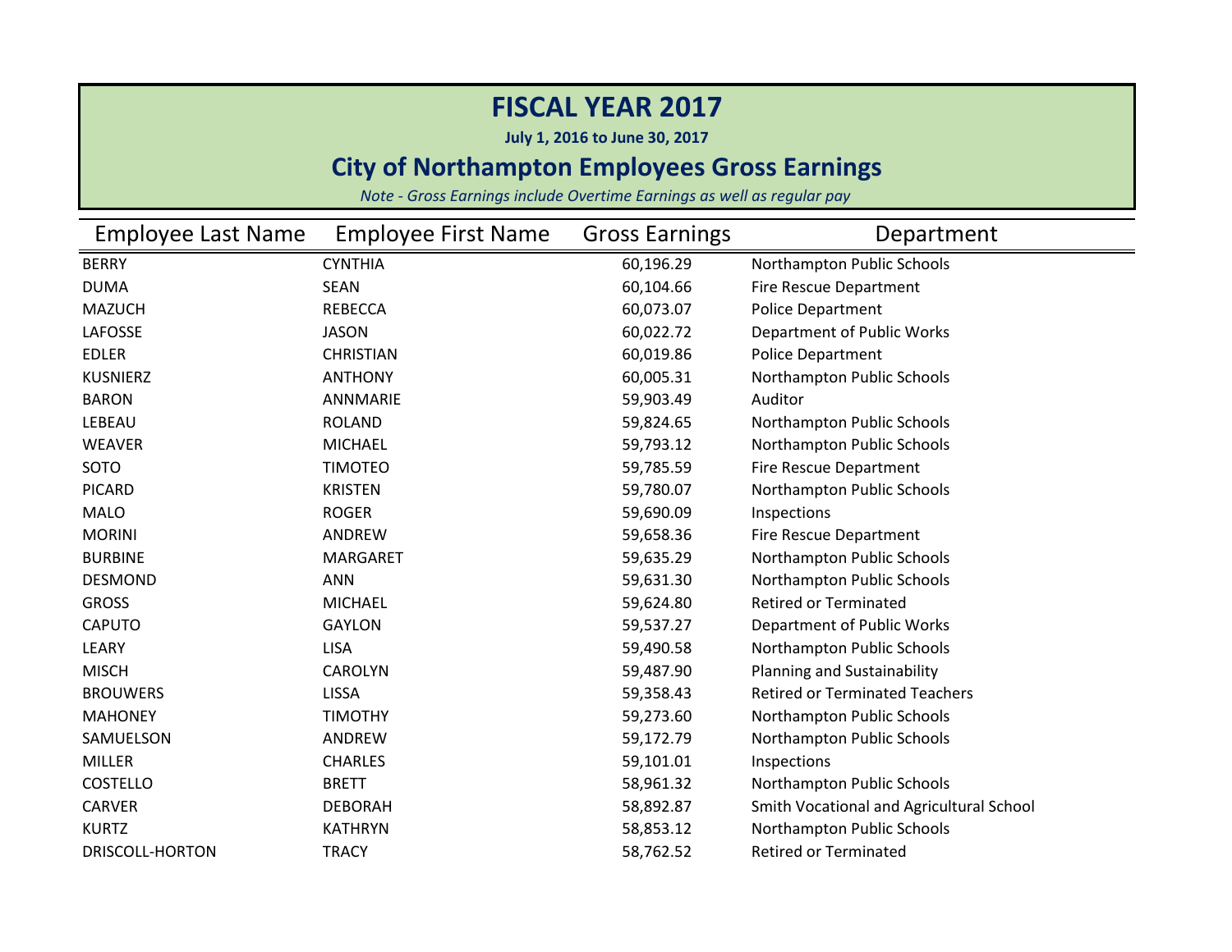# FISCAL YEAR 2017

**July 1, 2016 to June 30, 2017**

## City of Northampton Employees Gross Earnings

*Note - Gross Earnings include Overtime Earnings as well as regular pay*

| Employee Last Name | Employee First Name | Gross Earnings | Department |
|---|---|---|---|
| BERRY | CYNTHIA | 60,196.29 | Northampton Public Schools |
| DUMA | SEAN | 60,104.66 | Fire Rescue Department |
| MAZUCH | REBECCA | 60,073.07 | Police Department |
| LAFOSSE | JASON | 60,022.72 | Department of Public Works |
| EDLER | CHRISTIAN | 60,019.86 | Police Department |
| KUSNIERZ | ANTHONY | 60,005.31 | Northampton Public Schools |
| BARON | ANNMARIE | 59,903.49 | Auditor |
| LEBEAU | ROLAND | 59,824.65 | Northampton Public Schools |
| WEAVER | MICHAEL | 59,793.12 | Northampton Public Schools |
| SOTO | TIMOTEO | 59,785.59 | Fire Rescue Department |
| PICARD | KRISTEN | 59,780.07 | Northampton Public Schools |
| MALO | ROGER | 59,690.09 | Inspections |
| MORINI | ANDREW | 59,658.36 | Fire Rescue Department |
| BURBINE | MARGARET | 59,635.29 | Northampton Public Schools |
| DESMOND | ANN | 59,631.30 | Northampton Public Schools |
| GROSS | MICHAEL | 59,624.80 | Retired or Terminated |
| CAPUTO | GAYLON | 59,537.27 | Department of Public Works |
| LEARY | LISA | 59,490.58 | Northampton Public Schools |
| MISCH | CAROLYN | 59,487.90 | Planning and Sustainability |
| BROUWERS | LISSA | 59,358.43 | Retired or Terminated Teachers |
| MAHONEY | TIMOTHY | 59,273.60 | Northampton Public Schools |
| SAMUELSON | ANDREW | 59,172.79 | Northampton Public Schools |
| MILLER | CHARLES | 59,101.01 | Inspections |
| COSTELLO | BRETT | 58,961.32 | Northampton Public Schools |
| CARVER | DEBORAH | 58,892.87 | Smith Vocational and Agricultural School |
| KURTZ | KATHRYN | 58,853.12 | Northampton Public Schools |
| DRISCOLL-HORTON | TRACY | 58,762.52 | Retired or Terminated |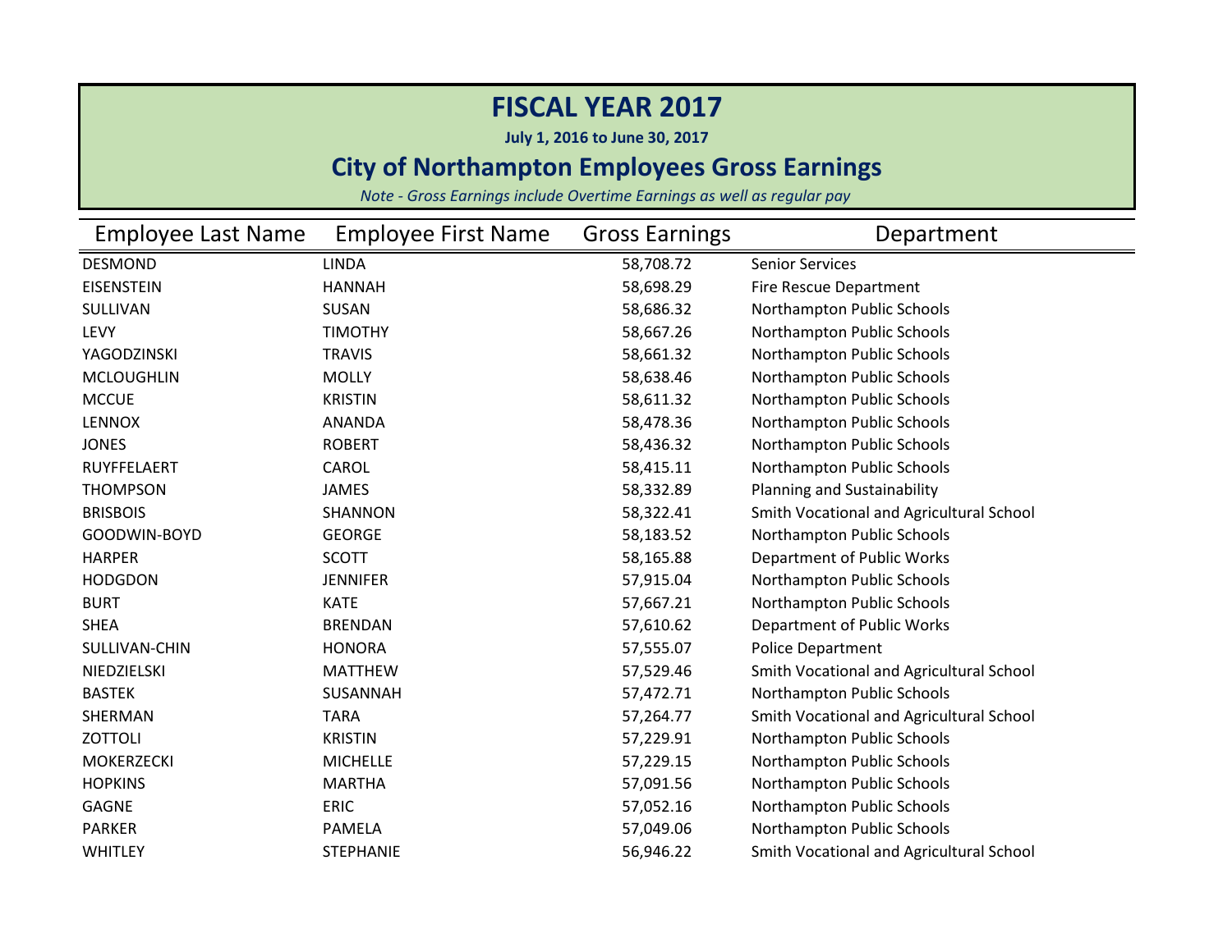# FISCAL YEAR 2017

**July 1, 2016 to June 30, 2017**

## City of Northampton Employees Gross Earnings

*Note - Gross Earnings include Overtime Earnings as well as regular pay*

| Employee Last Name | Employee First Name | Gross Earnings | Department |
|---|---|---|---|
| DESMOND | LINDA | 58,708.72 | Senior Services |
| EISENSTEIN | HANNAH | 58,698.29 | Fire Rescue Department |
| SULLIVAN | SUSAN | 58,686.32 | Northampton Public Schools |
| LEVY | TIMOTHY | 58,667.26 | Northampton Public Schools |
| YAGODZINSKI | TRAVIS | 58,661.32 | Northampton Public Schools |
| MCLOUGHLIN | MOLLY | 58,638.46 | Northampton Public Schools |
| MCCUE | KRISTIN | 58,611.32 | Northampton Public Schools |
| LENNOX | ANANDA | 58,478.36 | Northampton Public Schools |
| JONES | ROBERT | 58,436.32 | Northampton Public Schools |
| RUYFFELAERT | CAROL | 58,415.11 | Northampton Public Schools |
| THOMPSON | JAMES | 58,332.89 | Planning and Sustainability |
| BRISBOIS | SHANNON | 58,322.41 | Smith Vocational and Agricultural School |
| GOODWIN-BOYD | GEORGE | 58,183.52 | Northampton Public Schools |
| HARPER | SCOTT | 58,165.88 | Department of Public Works |
| HODGDON | JENNIFER | 57,915.04 | Northampton Public Schools |
| BURT | KATE | 57,667.21 | Northampton Public Schools |
| SHEA | BRENDAN | 57,610.62 | Department of Public Works |
| SULLIVAN-CHIN | HONORA | 57,555.07 | Police Department |
| NIEDZIELSKI | MATTHEW | 57,529.46 | Smith Vocational and Agricultural School |
| BASTEK | SUSANNAH | 57,472.71 | Northampton Public Schools |
| SHERMAN | TARA | 57,264.77 | Smith Vocational and Agricultural School |
| ZOTTOLI | KRISTIN | 57,229.91 | Northampton Public Schools |
| MOKERZECKI | MICHELLE | 57,229.15 | Northampton Public Schools |
| HOPKINS | MARTHA | 57,091.56 | Northampton Public Schools |
| GAGNE | ERIC | 57,052.16 | Northampton Public Schools |
| PARKER | PAMELA | 57,049.06 | Northampton Public Schools |
| WHITLEY | STEPHANIE | 56,946.22 | Smith Vocational and Agricultural School |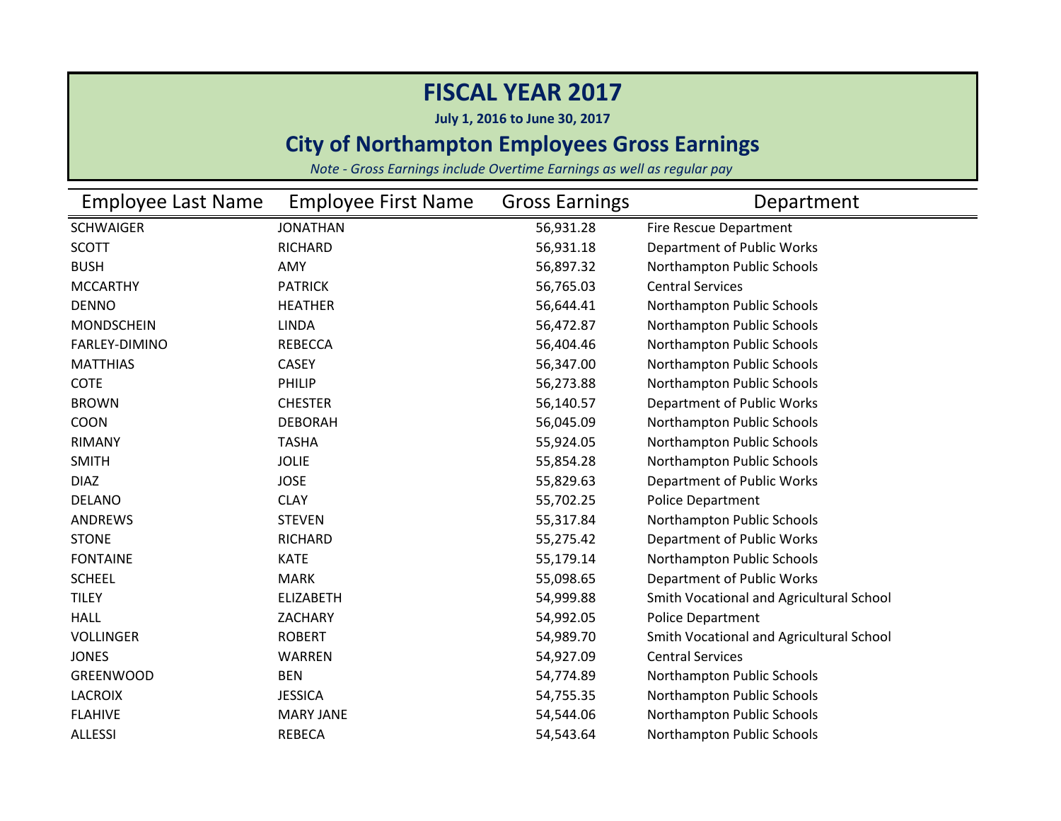# FISCAL YEAR 2017

**July 1, 2016 to June 30, 2017**

## City of Northampton Employees Gross Earnings

*Note - Gross Earnings include Overtime Earnings as well as regular pay*

| Employee Last Name | Employee First Name | Gross Earnings | Department |
|---|---|---|---|
| SCHWAIGER | JONATHAN | 56,931.28 | Fire Rescue Department |
| SCOTT | RICHARD | 56,931.18 | Department of Public Works |
| BUSH | AMY | 56,897.32 | Northampton Public Schools |
| MCCARTHY | PATRICK | 56,765.03 | Central Services |
| DENNO | HEATHER | 56,644.41 | Northampton Public Schools |
| MONDSCHEIN | LINDA | 56,472.87 | Northampton Public Schools |
| FARLEY-DIMINO | REBECCA | 56,404.46 | Northampton Public Schools |
| MATTHIAS | CASEY | 56,347.00 | Northampton Public Schools |
| COTE | PHILIP | 56,273.88 | Northampton Public Schools |
| BROWN | CHESTER | 56,140.57 | Department of Public Works |
| COON | DEBORAH | 56,045.09 | Northampton Public Schools |
| RIMANY | TASHA | 55,924.05 | Northampton Public Schools |
| SMITH | JOLIE | 55,854.28 | Northampton Public Schools |
| DIAZ | JOSE | 55,829.63 | Department of Public Works |
| DELANO | CLAY | 55,702.25 | Police Department |
| ANDREWS | STEVEN | 55,317.84 | Northampton Public Schools |
| STONE | RICHARD | 55,275.42 | Department of Public Works |
| FONTAINE | KATE | 55,179.14 | Northampton Public Schools |
| SCHEEL | MARK | 55,098.65 | Department of Public Works |
| TILEY | ELIZABETH | 54,999.88 | Smith Vocational and Agricultural School |
| HALL | ZACHARY | 54,992.05 | Police Department |
| VOLLINGER | ROBERT | 54,989.70 | Smith Vocational and Agricultural School |
| JONES | WARREN | 54,927.09 | Central Services |
| GREENWOOD | BEN | 54,774.89 | Northampton Public Schools |
| LACROIX | JESSICA | 54,755.35 | Northampton Public Schools |
| FLAHIVE | MARY JANE | 54,544.06 | Northampton Public Schools |
| ALLESSI | REBECA | 54,543.64 | Northampton Public Schools |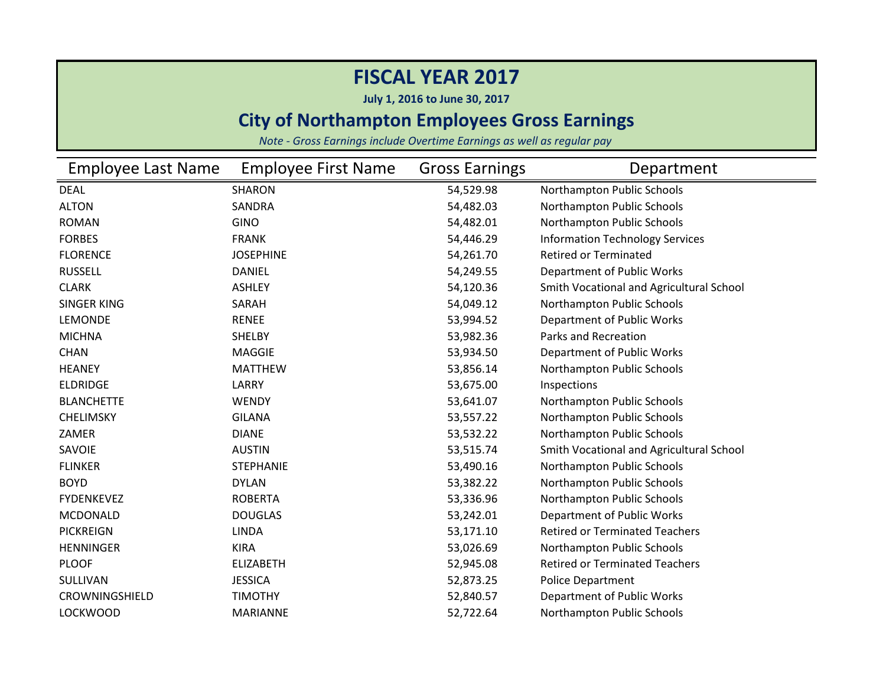# FISCAL YEAR 2017

**July 1, 2016 to June 30, 2017**

## City of Northampton Employees Gross Earnings

*Note - Gross Earnings include Overtime Earnings as well as regular pay*

| Employee Last Name | Employee First Name | Gross Earnings | Department |
|---|---|---|---|
| DEAL | SHARON | 54,529.98 | Northampton Public Schools |
| ALTON | SANDRA | 54,482.03 | Northampton Public Schools |
| ROMAN | GINO | 54,482.01 | Northampton Public Schools |
| FORBES | FRANK | 54,446.29 | Information Technology Services |
| FLORENCE | JOSEPHINE | 54,261.70 | Retired or Terminated |
| RUSSELL | DANIEL | 54,249.55 | Department of Public Works |
| CLARK | ASHLEY | 54,120.36 | Smith Vocational and Agricultural School |
| SINGER KING | SARAH | 54,049.12 | Northampton Public Schools |
| LEMONDE | RENEE | 53,994.52 | Department of Public Works |
| MICHNA | SHELBY | 53,982.36 | Parks and Recreation |
| CHAN | MAGGIE | 53,934.50 | Department of Public Works |
| HEANEY | MATTHEW | 53,856.14 | Northampton Public Schools |
| ELDRIDGE | LARRY | 53,675.00 | Inspections |
| BLANCHETTE | WENDY | 53,641.07 | Northampton Public Schools |
| CHELIMSKY | GILANA | 53,557.22 | Northampton Public Schools |
| ZAMER | DIANE | 53,532.22 | Northampton Public Schools |
| SAVOIE | AUSTIN | 53,515.74 | Smith Vocational and Agricultural School |
| FLINKER | STEPHANIE | 53,490.16 | Northampton Public Schools |
| BOYD | DYLAN | 53,382.22 | Northampton Public Schools |
| FYDENKEVEZ | ROBERTA | 53,336.96 | Northampton Public Schools |
| MCDONALD | DOUGLAS | 53,242.01 | Department of Public Works |
| PICKREIGN | LINDA | 53,171.10 | Retired or Terminated Teachers |
| HENNINGER | KIRA | 53,026.69 | Northampton Public Schools |
| PLOOF | ELIZABETH | 52,945.08 | Retired or Terminated Teachers |
| SULLIVAN | JESSICA | 52,873.25 | Police Department |
| CROWNINGSHIELD | TIMOTHY | 52,840.57 | Department of Public Works |
| LOCKWOOD | MARIANNE | 52,722.64 | Northampton Public Schools |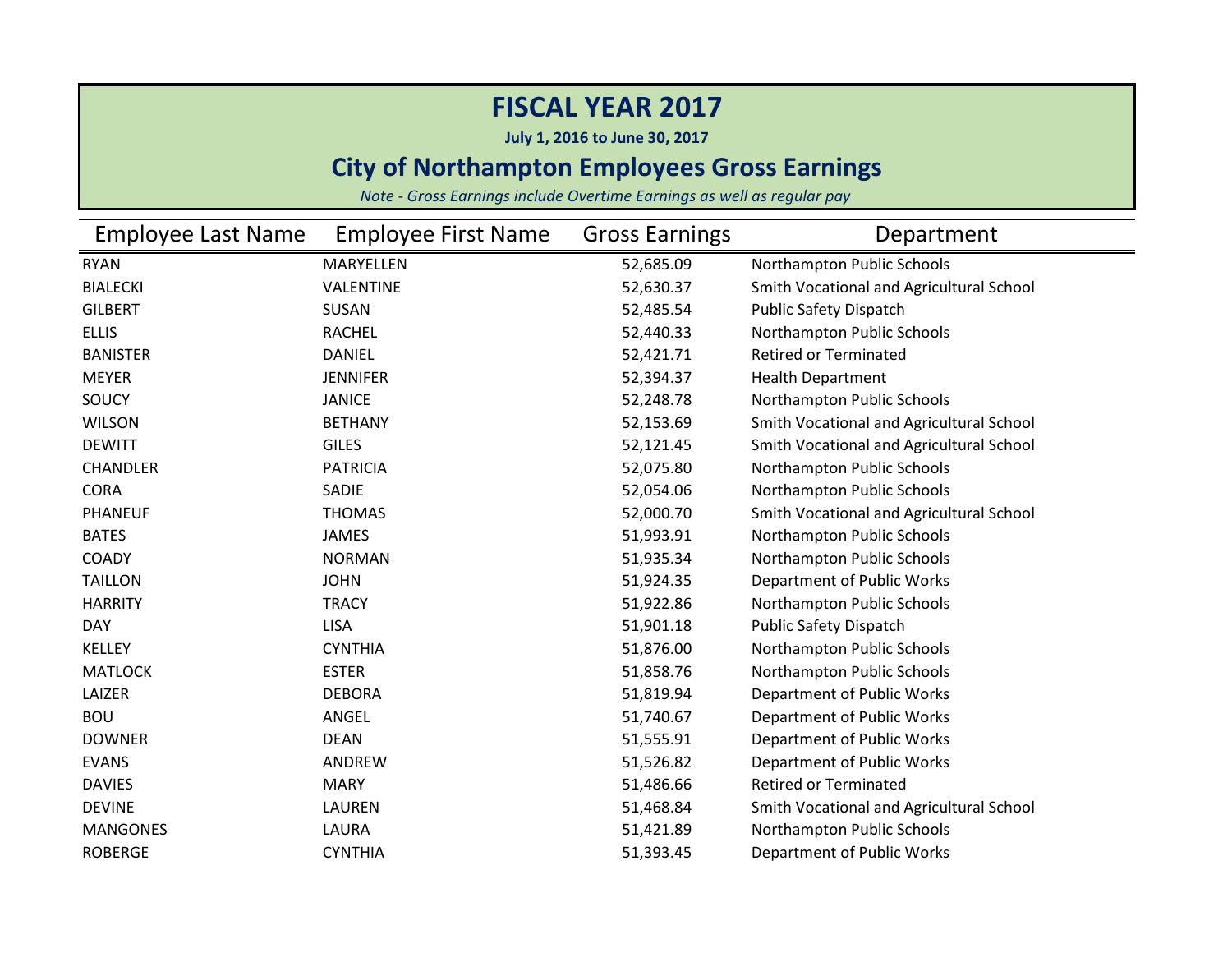# FISCAL YEAR 2017

**July 1, 2016 to June 30, 2017**

## City of Northampton Employees Gross Earnings

*Note - Gross Earnings include Overtime Earnings as well as regular pay*

| Employee Last Name | Employee First Name | Gross Earnings | Department |
|---|---|---|---|
| RYAN | MARYELLEN | 52,685.09 | Northampton Public Schools |
| BIALECKI | VALENTINE | 52,630.37 | Smith Vocational and Agricultural School |
| GILBERT | SUSAN | 52,485.54 | Public Safety Dispatch |
| ELLIS | RACHEL | 52,440.33 | Northampton Public Schools |
| BANISTER | DANIEL | 52,421.71 | Retired or Terminated |
| MEYER | JENNIFER | 52,394.37 | Health Department |
| SOUCY | JANICE | 52,248.78 | Northampton Public Schools |
| WILSON | BETHANY | 52,153.69 | Smith Vocational and Agricultural School |
| DEWITT | GILES | 52,121.45 | Smith Vocational and Agricultural School |
| CHANDLER | PATRICIA | 52,075.80 | Northampton Public Schools |
| CORA | SADIE | 52,054.06 | Northampton Public Schools |
| PHANEUF | THOMAS | 52,000.70 | Smith Vocational and Agricultural School |
| BATES | JAMES | 51,993.91 | Northampton Public Schools |
| COADY | NORMAN | 51,935.34 | Northampton Public Schools |
| TAILLON | JOHN | 51,924.35 | Department of Public Works |
| HARRITY | TRACY | 51,922.86 | Northampton Public Schools |
| DAY | LISA | 51,901.18 | Public Safety Dispatch |
| KELLEY | CYNTHIA | 51,876.00 | Northampton Public Schools |
| MATLOCK | ESTER | 51,858.76 | Northampton Public Schools |
| LAIZER | DEBORA | 51,819.94 | Department of Public Works |
| BOU | ANGEL | 51,740.67 | Department of Public Works |
| DOWNER | DEAN | 51,555.91 | Department of Public Works |
| EVANS | ANDREW | 51,526.82 | Department of Public Works |
| DAVIES | MARY | 51,486.66 | Retired or Terminated |
| DEVINE | LAUREN | 51,468.84 | Smith Vocational and Agricultural School |
| MANGONES | LAURA | 51,421.89 | Northampton Public Schools |
| ROBERGE | CYNTHIA | 51,393.45 | Department of Public Works |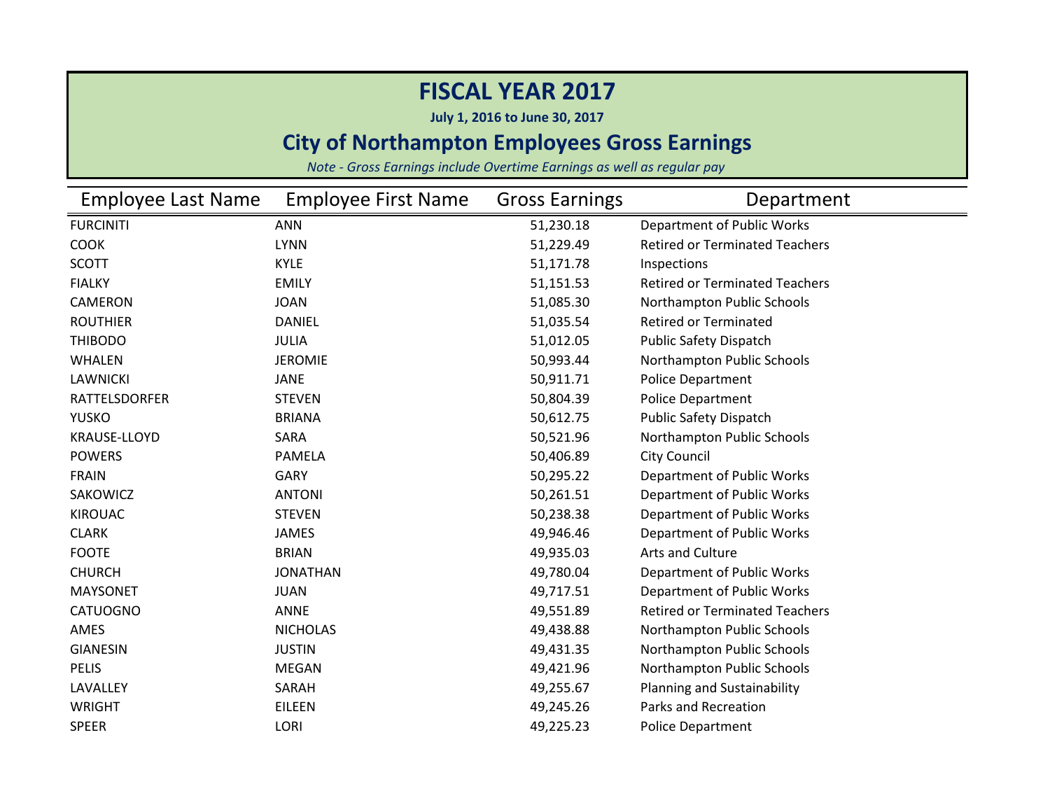# FISCAL YEAR 2017

**July 1, 2016 to June 30, 2017**

## City of Northampton Employees Gross Earnings

*Note - Gross Earnings include Overtime Earnings as well as regular pay*

| Employee Last Name | Employee First Name | Gross Earnings | Department |
|---|---|---|---|
| FURCINITI | ANN | 51,230.18 | Department of Public Works |
| COOK | LYNN | 51,229.49 | Retired or Terminated Teachers |
| SCOTT | KYLE | 51,171.78 | Inspections |
| FIALKY | EMILY | 51,151.53 | Retired or Terminated Teachers |
| CAMERON | JOAN | 51,085.30 | Northampton Public Schools |
| ROUTHIER | DANIEL | 51,035.54 | Retired or Terminated |
| THIBODO | JULIA | 51,012.05 | Public Safety Dispatch |
| WHALEN | JEROMIE | 50,993.44 | Northampton Public Schools |
| LAWNICKI | JANE | 50,911.71 | Police Department |
| RATTELSDORFER | STEVEN | 50,804.39 | Police Department |
| YUSKO | BRIANA | 50,612.75 | Public Safety Dispatch |
| KRAUSE-LLOYD | SARA | 50,521.96 | Northampton Public Schools |
| POWERS | PAMELA | 50,406.89 | City Council |
| FRAIN | GARY | 50,295.22 | Department of Public Works |
| SAKOWICZ | ANTONI | 50,261.51 | Department of Public Works |
| KIROUAC | STEVEN | 50,238.38 | Department of Public Works |
| CLARK | JAMES | 49,946.46 | Department of Public Works |
| FOOTE | BRIAN | 49,935.03 | Arts and Culture |
| CHURCH | JONATHAN | 49,780.04 | Department of Public Works |
| MAYSONET | JUAN | 49,717.51 | Department of Public Works |
| CATUOGNO | ANNE | 49,551.89 | Retired or Terminated Teachers |
| AMES | NICHOLAS | 49,438.88 | Northampton Public Schools |
| GIANESIN | JUSTIN | 49,431.35 | Northampton Public Schools |
| PELIS | MEGAN | 49,421.96 | Northampton Public Schools |
| LAVALLEY | SARAH | 49,255.67 | Planning and Sustainability |
| WRIGHT | EILEEN | 49,245.26 | Parks and Recreation |
| SPEER | LORI | 49,225.23 | Police Department |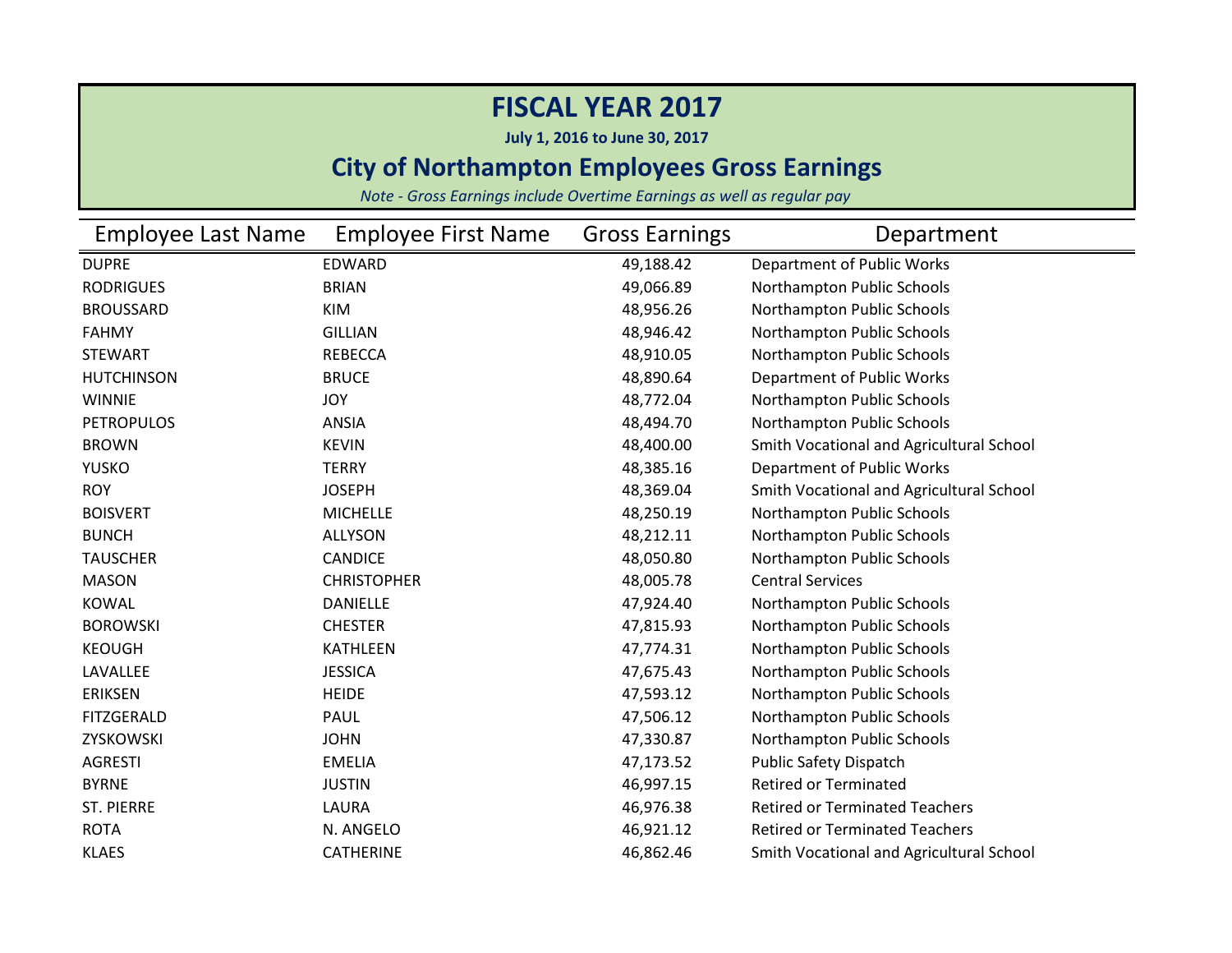# FISCAL YEAR 2017

**July 1, 2016 to June 30, 2017**

## City of Northampton Employees Gross Earnings

*Note - Gross Earnings include Overtime Earnings as well as regular pay*

| Employee Last Name | Employee First Name | Gross Earnings | Department |
|---|---|---|---|
| DUPRE | EDWARD | 49,188.42 | Department of Public Works |
| RODRIGUES | BRIAN | 49,066.89 | Northampton Public Schools |
| BROUSSARD | KIM | 48,956.26 | Northampton Public Schools |
| FAHMY | GILLIAN | 48,946.42 | Northampton Public Schools |
| STEWART | REBECCA | 48,910.05 | Northampton Public Schools |
| HUTCHINSON | BRUCE | 48,890.64 | Department of Public Works |
| WINNIE | JOY | 48,772.04 | Northampton Public Schools |
| PETROPULOS | ANSIA | 48,494.70 | Northampton Public Schools |
| BROWN | KEVIN | 48,400.00 | Smith Vocational and Agricultural School |
| YUSKO | TERRY | 48,385.16 | Department of Public Works |
| ROY | JOSEPH | 48,369.04 | Smith Vocational and Agricultural School |
| BOISVERT | MICHELLE | 48,250.19 | Northampton Public Schools |
| BUNCH | ALLYSON | 48,212.11 | Northampton Public Schools |
| TAUSCHER | CANDICE | 48,050.80 | Northampton Public Schools |
| MASON | CHRISTOPHER | 48,005.78 | Central Services |
| KOWAL | DANIELLE | 47,924.40 | Northampton Public Schools |
| BOROWSKI | CHESTER | 47,815.93 | Northampton Public Schools |
| KEOUGH | KATHLEEN | 47,774.31 | Northampton Public Schools |
| LAVALLEE | JESSICA | 47,675.43 | Northampton Public Schools |
| ERIKSEN | HEIDE | 47,593.12 | Northampton Public Schools |
| FITZGERALD | PAUL | 47,506.12 | Northampton Public Schools |
| ZYSKOWSKI | JOHN | 47,330.87 | Northampton Public Schools |
| AGRESTI | EMELIA | 47,173.52 | Public Safety Dispatch |
| BYRNE | JUSTIN | 46,997.15 | Retired or Terminated |
| ST. PIERRE | LAURA | 46,976.38 | Retired or Terminated Teachers |
| ROTA | N. ANGELO | 46,921.12 | Retired or Terminated Teachers |
| KLAES | CATHERINE | 46,862.46 | Smith Vocational and Agricultural School |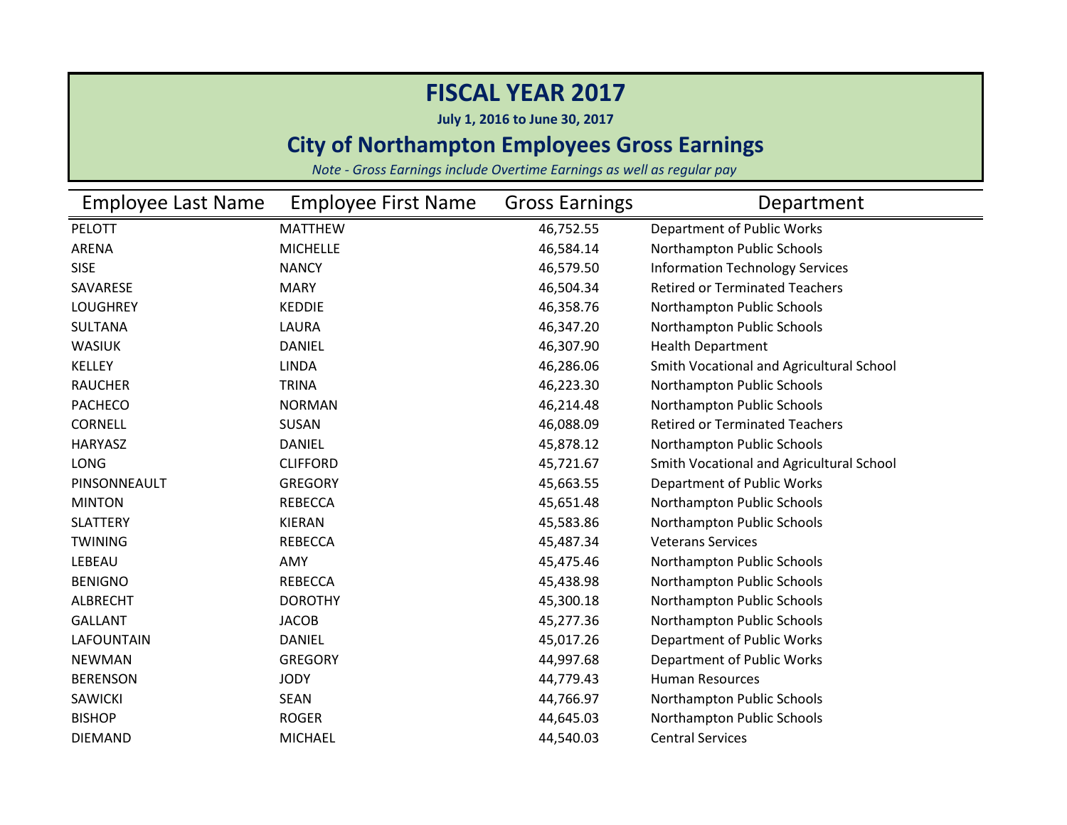# FISCAL YEAR 2017

**July 1, 2016 to June 30, 2017**

## City of Northampton Employees Gross Earnings

*Note - Gross Earnings include Overtime Earnings as well as regular pay*

| Employee Last Name | Employee First Name | Gross Earnings | Department |
|---|---|---|---|
| PELOTT | MATTHEW | 46,752.55 | Department of Public Works |
| ARENA | MICHELLE | 46,584.14 | Northampton Public Schools |
| SISE | NANCY | 46,579.50 | Information Technology Services |
| SAVARESE | MARY | 46,504.34 | Retired or Terminated Teachers |
| LOUGHREY | KEDDIE | 46,358.76 | Northampton Public Schools |
| SULTANA | LAURA | 46,347.20 | Northampton Public Schools |
| WASIUK | DANIEL | 46,307.90 | Health Department |
| KELLEY | LINDA | 46,286.06 | Smith Vocational and Agricultural School |
| RAUCHER | TRINA | 46,223.30 | Northampton Public Schools |
| PACHECO | NORMAN | 46,214.48 | Northampton Public Schools |
| CORNELL | SUSAN | 46,088.09 | Retired or Terminated Teachers |
| HARYASZ | DANIEL | 45,878.12 | Northampton Public Schools |
| LONG | CLIFFORD | 45,721.67 | Smith Vocational and Agricultural School |
| PINSONNEAULT | GREGORY | 45,663.55 | Department of Public Works |
| MINTON | REBECCA | 45,651.48 | Northampton Public Schools |
| SLATTERY | KIERAN | 45,583.86 | Northampton Public Schools |
| TWINING | REBECCA | 45,487.34 | Veterans Services |
| LEBEAU | AMY | 45,475.46 | Northampton Public Schools |
| BENIGNO | REBECCA | 45,438.98 | Northampton Public Schools |
| ALBRECHT | DOROTHY | 45,300.18 | Northampton Public Schools |
| GALLANT | JACOB | 45,277.36 | Northampton Public Schools |
| LAFOUNTAIN | DANIEL | 45,017.26 | Department of Public Works |
| NEWMAN | GREGORY | 44,997.68 | Department of Public Works |
| BERENSON | JODY | 44,779.43 | Human Resources |
| SAWICKI | SEAN | 44,766.97 | Northampton Public Schools |
| BISHOP | ROGER | 44,645.03 | Northampton Public Schools |
| DIEMAND | MICHAEL | 44,540.03 | Central Services |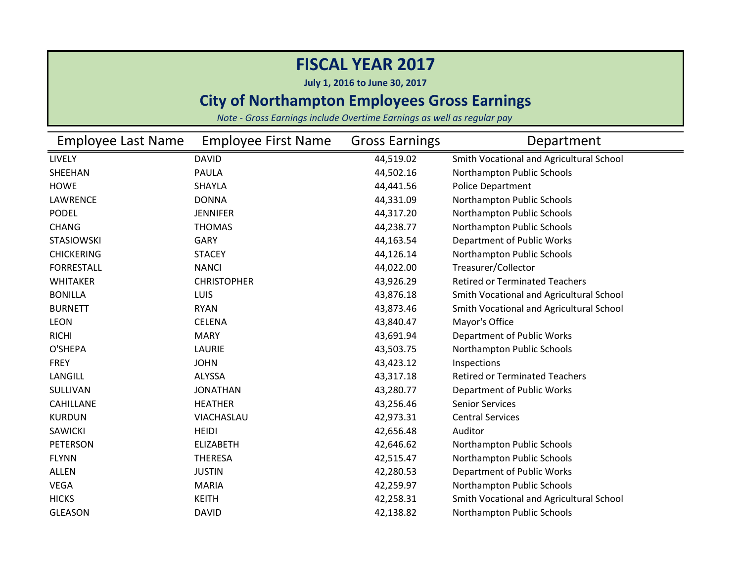# FISCAL YEAR 2017

**July 1, 2016 to June 30, 2017**

## City of Northampton Employees Gross Earnings

*Note - Gross Earnings include Overtime Earnings as well as regular pay*

| Employee Last Name | Employee First Name | Gross Earnings | Department |
|---|---|---|---|
| LIVELY | DAVID | 44,519.02 | Smith Vocational and Agricultural School |
| SHEEHAN | PAULA | 44,502.16 | Northampton Public Schools |
| HOWE | SHAYLA | 44,441.56 | Police Department |
| LAWRENCE | DONNA | 44,331.09 | Northampton Public Schools |
| PODEL | JENNIFER | 44,317.20 | Northampton Public Schools |
| CHANG | THOMAS | 44,238.77 | Northampton Public Schools |
| STASIOWSKI | GARY | 44,163.54 | Department of Public Works |
| CHICKERING | STACEY | 44,126.14 | Northampton Public Schools |
| FORRESTALL | NANCI | 44,022.00 | Treasurer/Collector |
| WHITAKER | CHRISTOPHER | 43,926.29 | Retired or Terminated Teachers |
| BONILLA | LUIS | 43,876.18 | Smith Vocational and Agricultural School |
| BURNETT | RYAN | 43,873.46 | Smith Vocational and Agricultural School |
| LEON | CELENA | 43,840.47 | Mayor's Office |
| RICHI | MARY | 43,691.94 | Department of Public Works |
| O'SHEPA | LAURIE | 43,503.75 | Northampton Public Schools |
| FREY | JOHN | 43,423.12 | Inspections |
| LANGILL | ALYSSA | 43,317.18 | Retired or Terminated Teachers |
| SULLIVAN | JONATHAN | 43,280.77 | Department of Public Works |
| CAHILLANE | HEATHER | 43,256.46 | Senior Services |
| KURDUN | VIACHASLAU | 42,973.31 | Central Services |
| SAWICKI | HEIDI | 42,656.48 | Auditor |
| PETERSON | ELIZABETH | 42,646.62 | Northampton Public Schools |
| FLYNN | THERESA | 42,515.47 | Northampton Public Schools |
| ALLEN | JUSTIN | 42,280.53 | Department of Public Works |
| VEGA | MARIA | 42,259.97 | Northampton Public Schools |
| HICKS | KEITH | 42,258.31 | Smith Vocational and Agricultural School |
| GLEASON | DAVID | 42,138.82 | Northampton Public Schools |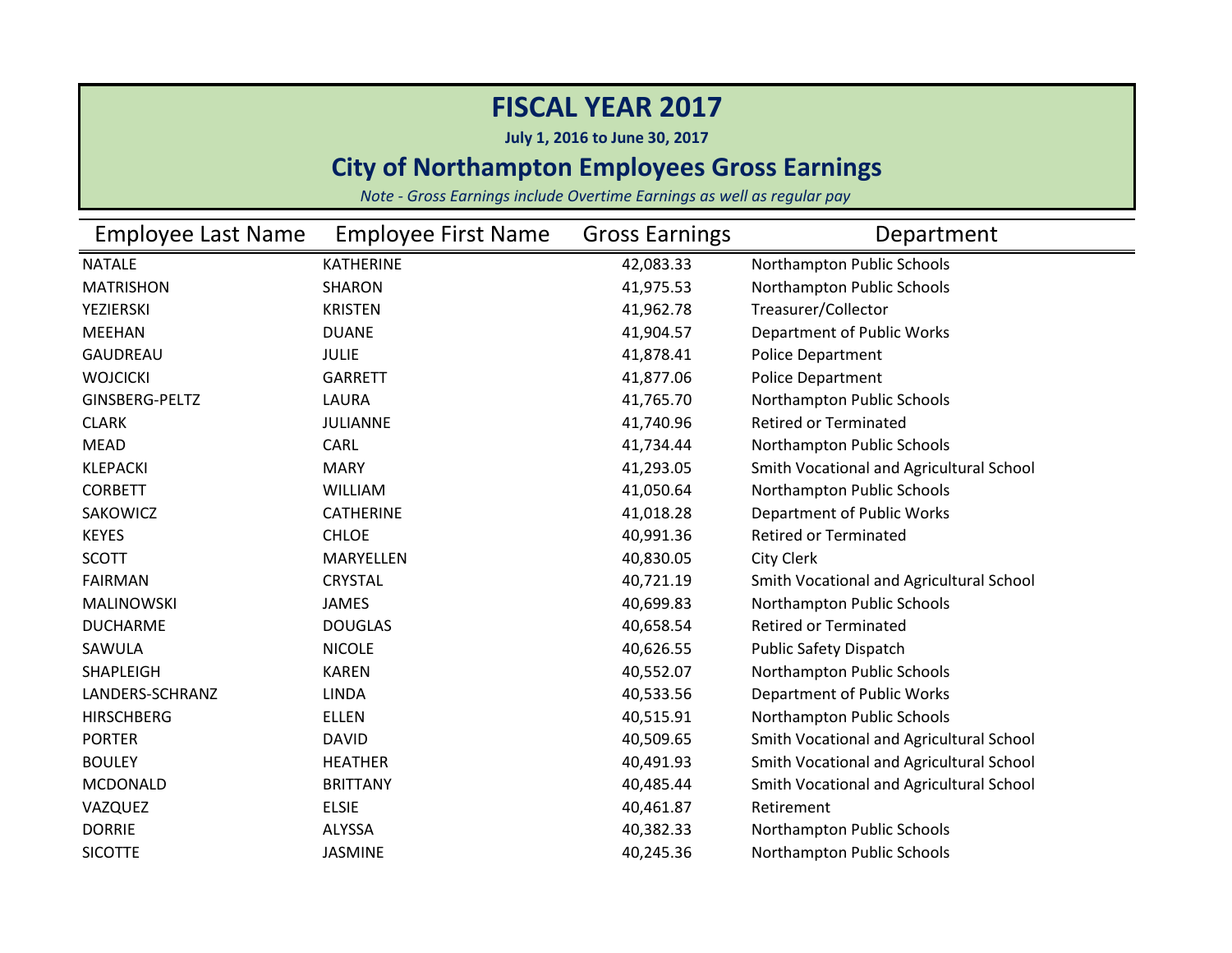# FISCAL YEAR 2017

**July 1, 2016 to June 30, 2017**

## City of Northampton Employees Gross Earnings

*Note - Gross Earnings include Overtime Earnings as well as regular pay*

| Employee Last Name | Employee First Name | Gross Earnings | Department |
|---|---|---|---|
| NATALE | KATHERINE | 42,083.33 | Northampton Public Schools |
| MATRISHON | SHARON | 41,975.53 | Northampton Public Schools |
| YEZIERSKI | KRISTEN | 41,962.78 | Treasurer/Collector |
| MEEHAN | DUANE | 41,904.57 | Department of Public Works |
| GAUDREAU | JULIE | 41,878.41 | Police Department |
| WOJCICKI | GARRETT | 41,877.06 | Police Department |
| GINSBERG-PELTZ | LAURA | 41,765.70 | Northampton Public Schools |
| CLARK | JULIANNE | 41,740.96 | Retired or Terminated |
| MEAD | CARL | 41,734.44 | Northampton Public Schools |
| KLEPACKI | MARY | 41,293.05 | Smith Vocational and Agricultural School |
| CORBETT | WILLIAM | 41,050.64 | Northampton Public Schools |
| SAKOWICZ | CATHERINE | 41,018.28 | Department of Public Works |
| KEYES | CHLOE | 40,991.36 | Retired or Terminated |
| SCOTT | MARYELLEN | 40,830.05 | City Clerk |
| FAIRMAN | CRYSTAL | 40,721.19 | Smith Vocational and Agricultural School |
| MALINOWSKI | JAMES | 40,699.83 | Northampton Public Schools |
| DUCHARME | DOUGLAS | 40,658.54 | Retired or Terminated |
| SAWULA | NICOLE | 40,626.55 | Public Safety Dispatch |
| SHAPLEIGH | KAREN | 40,552.07 | Northampton Public Schools |
| LANDERS-SCHRANZ | LINDA | 40,533.56 | Department of Public Works |
| HIRSCHBERG | ELLEN | 40,515.91 | Northampton Public Schools |
| PORTER | DAVID | 40,509.65 | Smith Vocational and Agricultural School |
| BOULEY | HEATHER | 40,491.93 | Smith Vocational and Agricultural School |
| MCDONALD | BRITTANY | 40,485.44 | Smith Vocational and Agricultural School |
| VAZQUEZ | ELSIE | 40,461.87 | Retirement |
| DORRIE | ALYSSA | 40,382.33 | Northampton Public Schools |
| SICOTTE | JASMINE | 40,245.36 | Northampton Public Schools |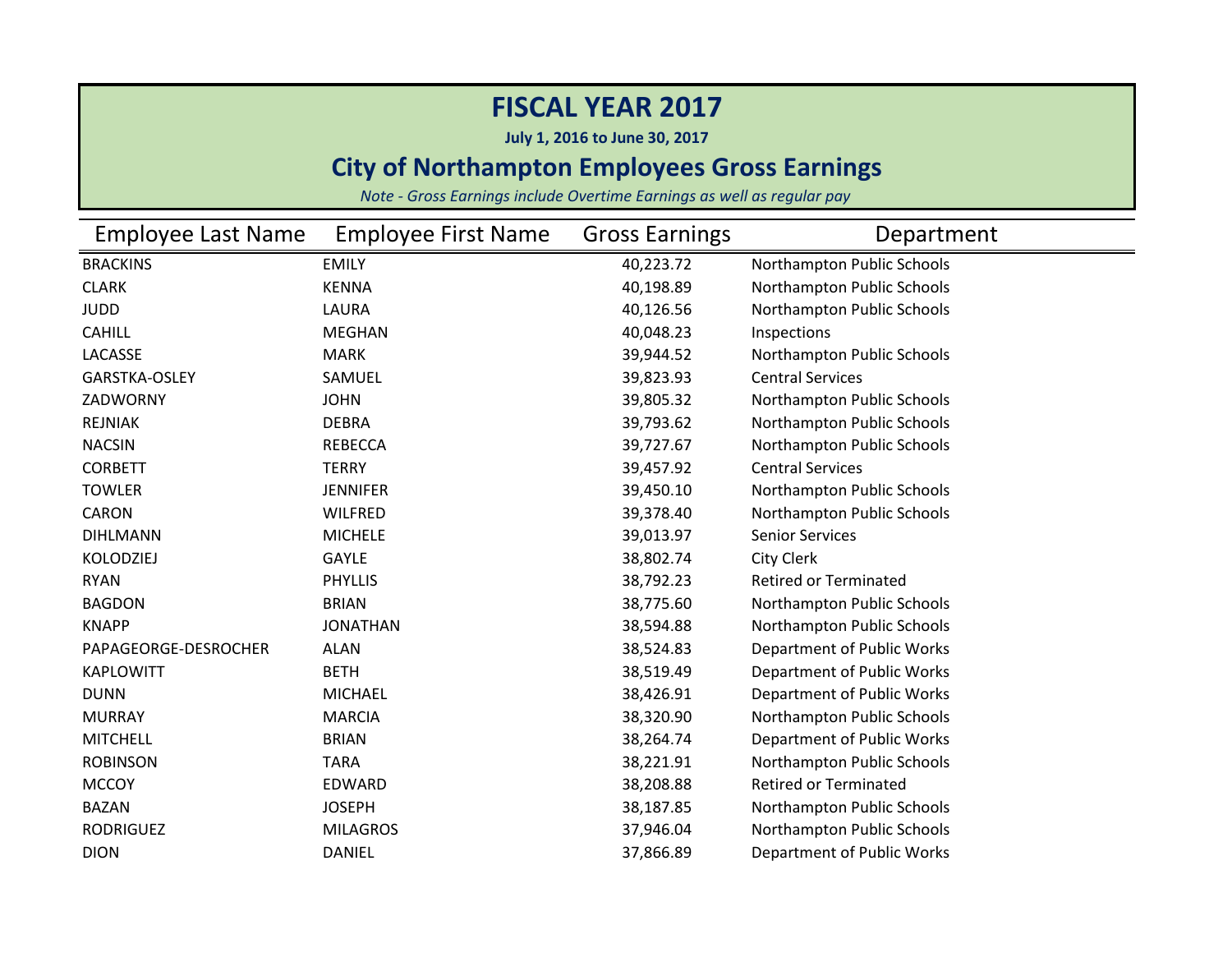# FISCAL YEAR 2017

**July 1, 2016 to June 30, 2017**

## City of Northampton Employees Gross Earnings

*Note - Gross Earnings include Overtime Earnings as well as regular pay*

| Employee Last Name | Employee First Name | Gross Earnings | Department |
|---|---|---|---|
| BRACKINS | EMILY | 40,223.72 | Northampton Public Schools |
| CLARK | KENNA | 40,198.89 | Northampton Public Schools |
| JUDD | LAURA | 40,126.56 | Northampton Public Schools |
| CAHILL | MEGHAN | 40,048.23 | Inspections |
| LACASSE | MARK | 39,944.52 | Northampton Public Schools |
| GARSTKA-OSLEY | SAMUEL | 39,823.93 | Central Services |
| ZADWORNY | JOHN | 39,805.32 | Northampton Public Schools |
| REJNIAK | DEBRA | 39,793.62 | Northampton Public Schools |
| NACSIN | REBECCA | 39,727.67 | Northampton Public Schools |
| CORBETT | TERRY | 39,457.92 | Central Services |
| TOWLER | JENNIFER | 39,450.10 | Northampton Public Schools |
| CARON | WILFRED | 39,378.40 | Northampton Public Schools |
| DIHLMANN | MICHELE | 39,013.97 | Senior Services |
| KOLODZIEJ | GAYLE | 38,802.74 | City Clerk |
| RYAN | PHYLLIS | 38,792.23 | Retired or Terminated |
| BAGDON | BRIAN | 38,775.60 | Northampton Public Schools |
| KNAPP | JONATHAN | 38,594.88 | Northampton Public Schools |
| PAPAGEORGE-DESROCHER | ALAN | 38,524.83 | Department of Public Works |
| KAPLOWITT | BETH | 38,519.49 | Department of Public Works |
| DUNN | MICHAEL | 38,426.91 | Department of Public Works |
| MURRAY | MARCIA | 38,320.90 | Northampton Public Schools |
| MITCHELL | BRIAN | 38,264.74 | Department of Public Works |
| ROBINSON | TARA | 38,221.91 | Northampton Public Schools |
| MCCOY | EDWARD | 38,208.88 | Retired or Terminated |
| BAZAN | JOSEPH | 38,187.85 | Northampton Public Schools |
| RODRIGUEZ | MILAGROS | 37,946.04 | Northampton Public Schools |
| DION | DANIEL | 37,866.89 | Department of Public Works |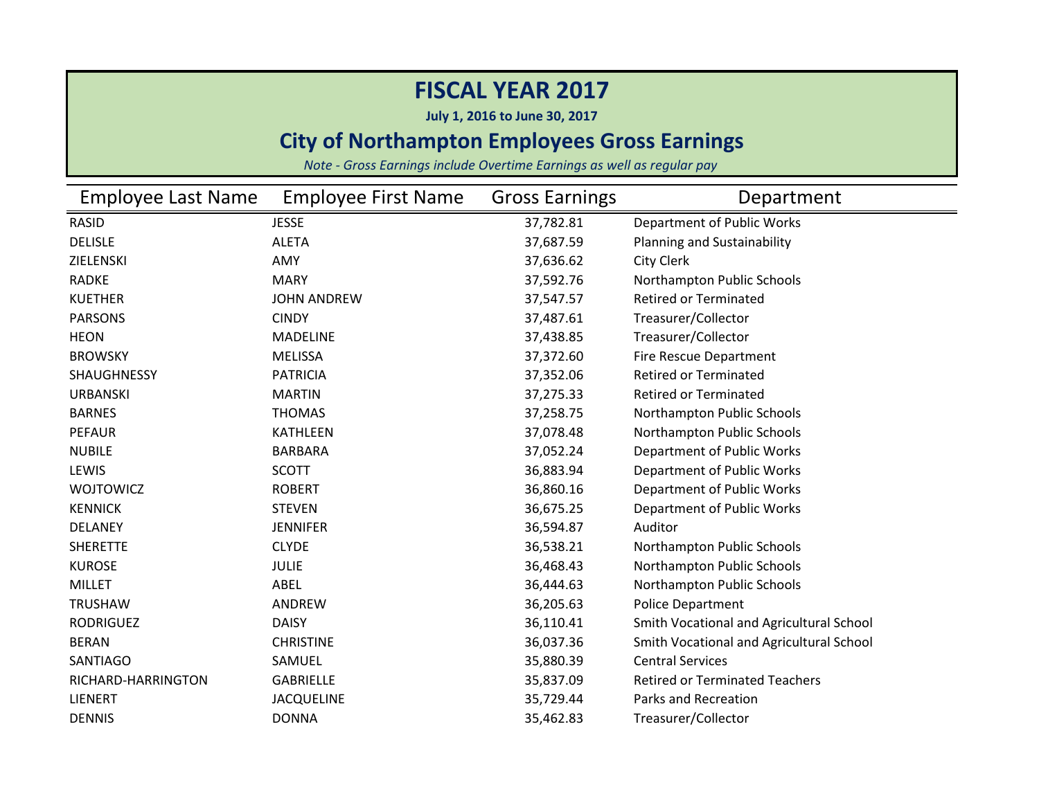# FISCAL YEAR 2017

**July 1, 2016 to June 30, 2017**

## City of Northampton Employees Gross Earnings

*Note - Gross Earnings include Overtime Earnings as well as regular pay*

| Employee Last Name | Employee First Name | Gross Earnings | Department |
|---|---|---|---|
| RASID | JESSE | 37,782.81 | Department of Public Works |
| DELISLE | ALETA | 37,687.59 | Planning and Sustainability |
| ZIELENSKI | AMY | 37,636.62 | City Clerk |
| RADKE | MARY | 37,592.76 | Northampton Public Schools |
| KUETHER | JOHN ANDREW | 37,547.57 | Retired or Terminated |
| PARSONS | CINDY | 37,487.61 | Treasurer/Collector |
| HEON | MADELINE | 37,438.85 | Treasurer/Collector |
| BROWSKY | MELISSA | 37,372.60 | Fire Rescue Department |
| SHAUGHNESSY | PATRICIA | 37,352.06 | Retired or Terminated |
| URBANSKI | MARTIN | 37,275.33 | Retired or Terminated |
| BARNES | THOMAS | 37,258.75 | Northampton Public Schools |
| PEFAUR | KATHLEEN | 37,078.48 | Northampton Public Schools |
| NUBILE | BARBARA | 37,052.24 | Department of Public Works |
| LEWIS | SCOTT | 36,883.94 | Department of Public Works |
| WOJTOWICZ | ROBERT | 36,860.16 | Department of Public Works |
| KENNICK | STEVEN | 36,675.25 | Department of Public Works |
| DELANEY | JENNIFER | 36,594.87 | Auditor |
| SHERETTE | CLYDE | 36,538.21 | Northampton Public Schools |
| KUROSE | JULIE | 36,468.43 | Northampton Public Schools |
| MILLET | ABEL | 36,444.63 | Northampton Public Schools |
| TRUSHAW | ANDREW | 36,205.63 | Police Department |
| RODRIGUEZ | DAISY | 36,110.41 | Smith Vocational and Agricultural School |
| BERAN | CHRISTINE | 36,037.36 | Smith Vocational and Agricultural School |
| SANTIAGO | SAMUEL | 35,880.39 | Central Services |
| RICHARD-HARRINGTON | GABRIELLE | 35,837.09 | Retired or Terminated Teachers |
| LIENERT | JACQUELINE | 35,729.44 | Parks and Recreation |
| DENNIS | DONNA | 35,462.83 | Treasurer/Collector |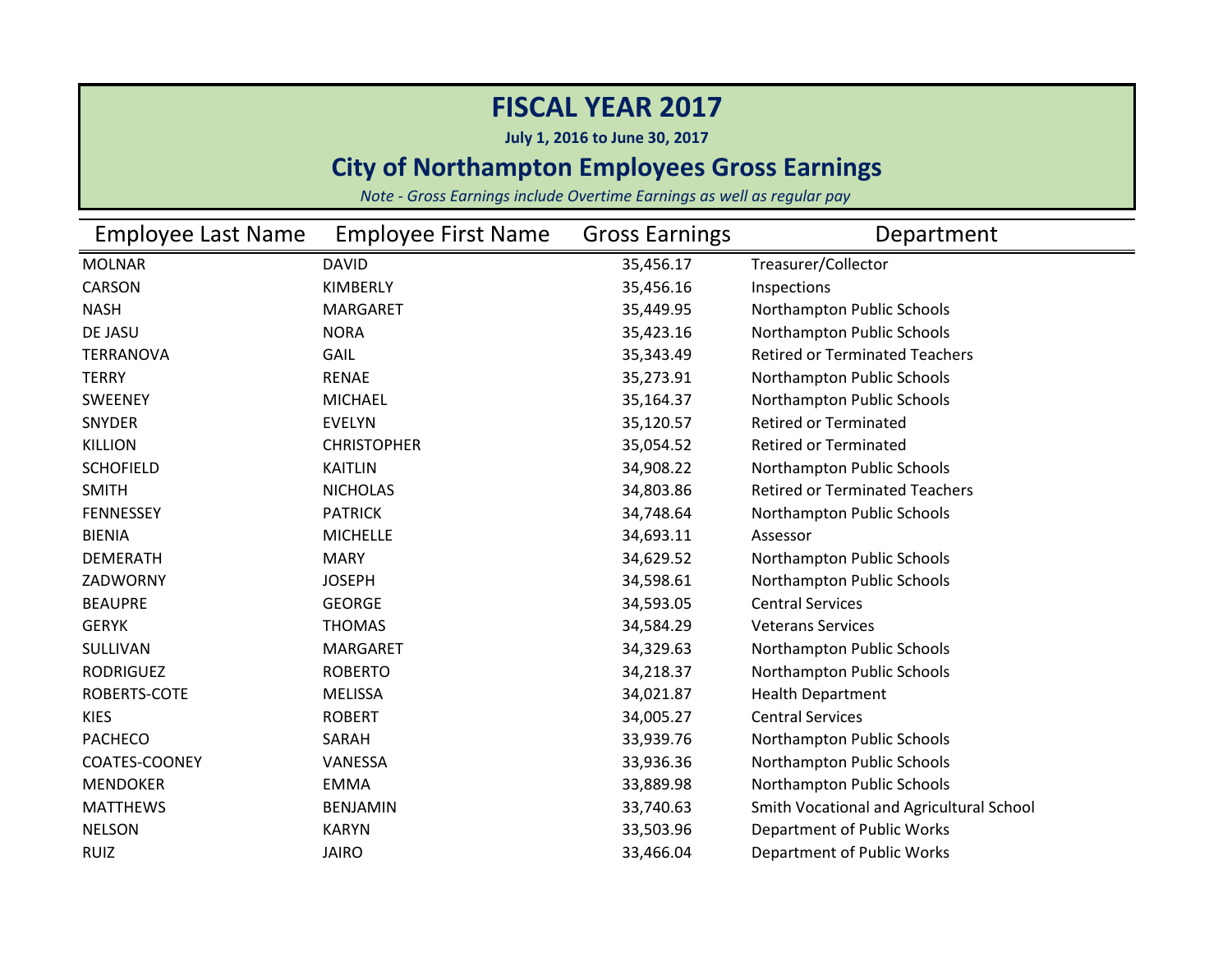# FISCAL YEAR 2017

**July 1, 2016 to June 30, 2017**

## City of Northampton Employees Gross Earnings

*Note - Gross Earnings include Overtime Earnings as well as regular pay*

| Employee Last Name | Employee First Name | Gross Earnings | Department |
|---|---|---|---|
| MOLNAR | DAVID | 35,456.17 | Treasurer/Collector |
| CARSON | KIMBERLY | 35,456.16 | Inspections |
| NASH | MARGARET | 35,449.95 | Northampton Public Schools |
| DE JASU | NORA | 35,423.16 | Northampton Public Schools |
| TERRANOVA | GAIL | 35,343.49 | Retired or Terminated Teachers |
| TERRY | RENAE | 35,273.91 | Northampton Public Schools |
| SWEENEY | MICHAEL | 35,164.37 | Northampton Public Schools |
| SNYDER | EVELYN | 35,120.57 | Retired or Terminated |
| KILLION | CHRISTOPHER | 35,054.52 | Retired or Terminated |
| SCHOFIELD | KAITLIN | 34,908.22 | Northampton Public Schools |
| SMITH | NICHOLAS | 34,803.86 | Retired or Terminated Teachers |
| FENNESSEY | PATRICK | 34,748.64 | Northampton Public Schools |
| BIENIA | MICHELLE | 34,693.11 | Assessor |
| DEMERATH | MARY | 34,629.52 | Northampton Public Schools |
| ZADWORNY | JOSEPH | 34,598.61 | Northampton Public Schools |
| BEAUPRE | GEORGE | 34,593.05 | Central Services |
| GERYK | THOMAS | 34,584.29 | Veterans Services |
| SULLIVAN | MARGARET | 34,329.63 | Northampton Public Schools |
| RODRIGUEZ | ROBERTO | 34,218.37 | Northampton Public Schools |
| ROBERTS-COTE | MELISSA | 34,021.87 | Health Department |
| KIES | ROBERT | 34,005.27 | Central Services |
| PACHECO | SARAH | 33,939.76 | Northampton Public Schools |
| COATES-COONEY | VANESSA | 33,936.36 | Northampton Public Schools |
| MENDOKER | EMMA | 33,889.98 | Northampton Public Schools |
| MATTHEWS | BENJAMIN | 33,740.63 | Smith Vocational and Agricultural School |
| NELSON | KARYN | 33,503.96 | Department of Public Works |
| RUIZ | JAIRO | 33,466.04 | Department of Public Works |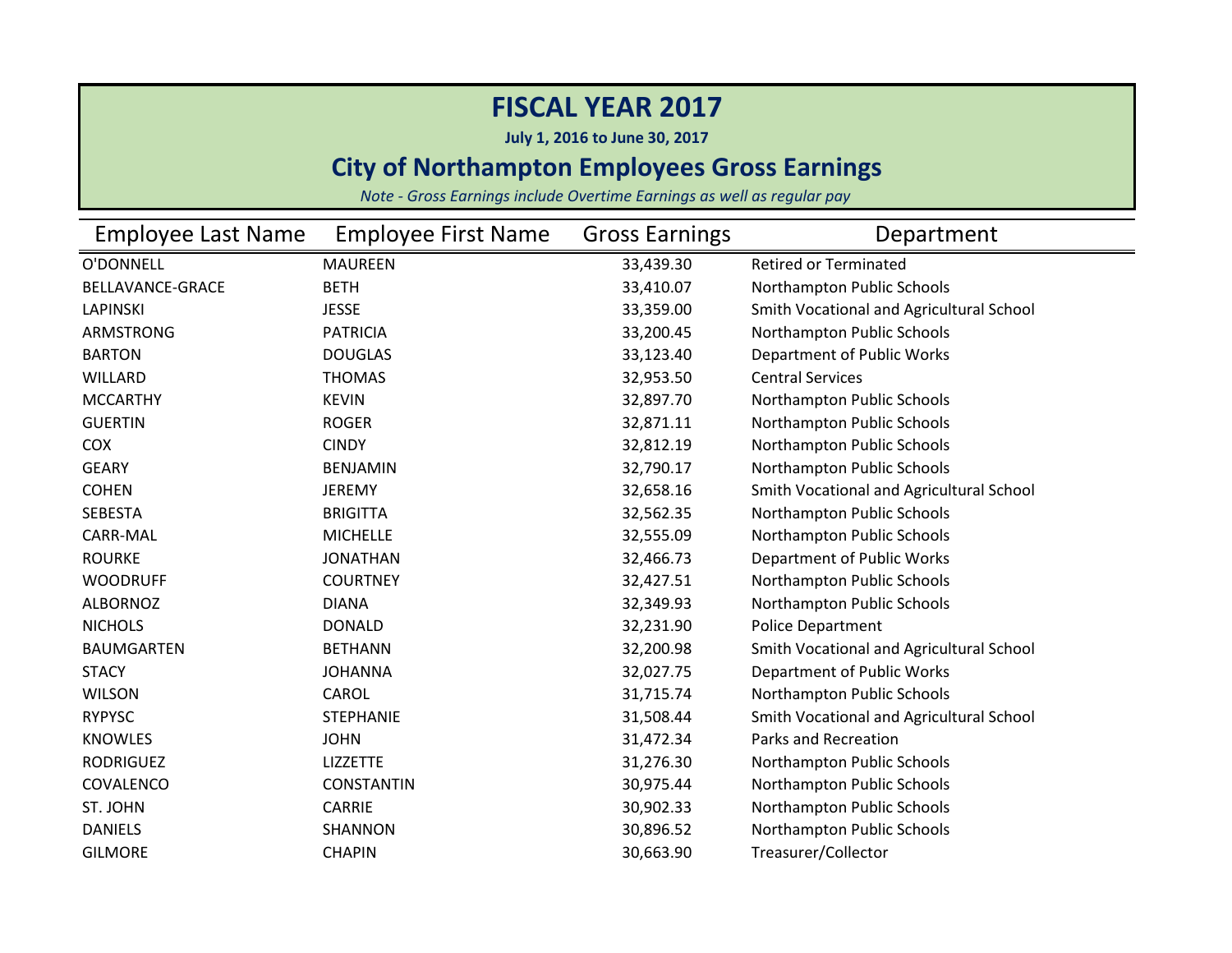# FISCAL YEAR 2017

**July 1, 2016 to June 30, 2017**

## City of Northampton Employees Gross Earnings

*Note - Gross Earnings include Overtime Earnings as well as regular pay*

| Employee Last Name | Employee First Name | Gross Earnings | Department |
|---|---|---|---|
| O'DONNELL | MAUREEN | 33,439.30 | Retired or Terminated |
| BELLAVANCE-GRACE | BETH | 33,410.07 | Northampton Public Schools |
| LAPINSKI | JESSE | 33,359.00 | Smith Vocational and Agricultural School |
| ARMSTRONG | PATRICIA | 33,200.45 | Northampton Public Schools |
| BARTON | DOUGLAS | 33,123.40 | Department of Public Works |
| WILLARD | THOMAS | 32,953.50 | Central Services |
| MCCARTHY | KEVIN | 32,897.70 | Northampton Public Schools |
| GUERTIN | ROGER | 32,871.11 | Northampton Public Schools |
| COX | CINDY | 32,812.19 | Northampton Public Schools |
| GEARY | BENJAMIN | 32,790.17 | Northampton Public Schools |
| COHEN | JEREMY | 32,658.16 | Smith Vocational and Agricultural School |
| SEBESTA | BRIGITTA | 32,562.35 | Northampton Public Schools |
| CARR-MAL | MICHELLE | 32,555.09 | Northampton Public Schools |
| ROURKE | JONATHAN | 32,466.73 | Department of Public Works |
| WOODRUFF | COURTNEY | 32,427.51 | Northampton Public Schools |
| ALBORNOZ | DIANA | 32,349.93 | Northampton Public Schools |
| NICHOLS | DONALD | 32,231.90 | Police Department |
| BAUMGARTEN | BETHANN | 32,200.98 | Smith Vocational and Agricultural School |
| STACY | JOHANNA | 32,027.75 | Department of Public Works |
| WILSON | CAROL | 31,715.74 | Northampton Public Schools |
| RYPYSC | STEPHANIE | 31,508.44 | Smith Vocational and Agricultural School |
| KNOWLES | JOHN | 31,472.34 | Parks and Recreation |
| RODRIGUEZ | LIZZETTE | 31,276.30 | Northampton Public Schools |
| COVALENCO | CONSTANTIN | 30,975.44 | Northampton Public Schools |
| ST. JOHN | CARRIE | 30,902.33 | Northampton Public Schools |
| DANIELS | SHANNON | 30,896.52 | Northampton Public Schools |
| GILMORE | CHAPIN | 30,663.90 | Treasurer/Collector |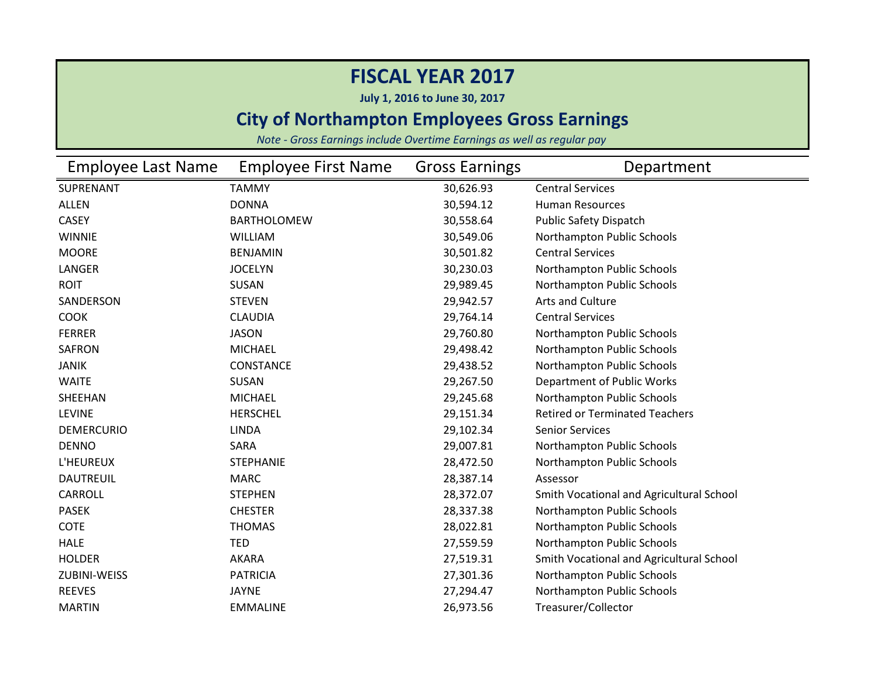# FISCAL YEAR 2017

**July 1, 2016 to June 30, 2017**

## City of Northampton Employees Gross Earnings

*Note - Gross Earnings include Overtime Earnings as well as regular pay*

| Employee Last Name | Employee First Name | Gross Earnings | Department |
|---|---|---|---|
| SUPRENANT | TAMMY | 30,626.93 | Central Services |
| ALLEN | DONNA | 30,594.12 | Human Resources |
| CASEY | BARTHOLOMEW | 30,558.64 | Public Safety Dispatch |
| WINNIE | WILLIAM | 30,549.06 | Northampton Public Schools |
| MOORE | BENJAMIN | 30,501.82 | Central Services |
| LANGER | JOCELYN | 30,230.03 | Northampton Public Schools |
| ROIT | SUSAN | 29,989.45 | Northampton Public Schools |
| SANDERSON | STEVEN | 29,942.57 | Arts and Culture |
| COOK | CLAUDIA | 29,764.14 | Central Services |
| FERRER | JASON | 29,760.80 | Northampton Public Schools |
| SAFRON | MICHAEL | 29,498.42 | Northampton Public Schools |
| JANIK | CONSTANCE | 29,438.52 | Northampton Public Schools |
| WAITE | SUSAN | 29,267.50 | Department of Public Works |
| SHEEHAN | MICHAEL | 29,245.68 | Northampton Public Schools |
| LEVINE | HERSCHEL | 29,151.34 | Retired or Terminated Teachers |
| DEMERCURIO | LINDA | 29,102.34 | Senior Services |
| DENNO | SARA | 29,007.81 | Northampton Public Schools |
| L'HEUREUX | STEPHANIE | 28,472.50 | Northampton Public Schools |
| DAUTREUIL | MARC | 28,387.14 | Assessor |
| CARROLL | STEPHEN | 28,372.07 | Smith Vocational and Agricultural School |
| PASEK | CHESTER | 28,337.38 | Northampton Public Schools |
| COTE | THOMAS | 28,022.81 | Northampton Public Schools |
| HALE | TED | 27,559.59 | Northampton Public Schools |
| HOLDER | AKARA | 27,519.31 | Smith Vocational and Agricultural School |
| ZUBINI-WEISS | PATRICIA | 27,301.36 | Northampton Public Schools |
| REEVES | JAYNE | 27,294.47 | Northampton Public Schools |
| MARTIN | EMMALINE | 26,973.56 | Treasurer/Collector |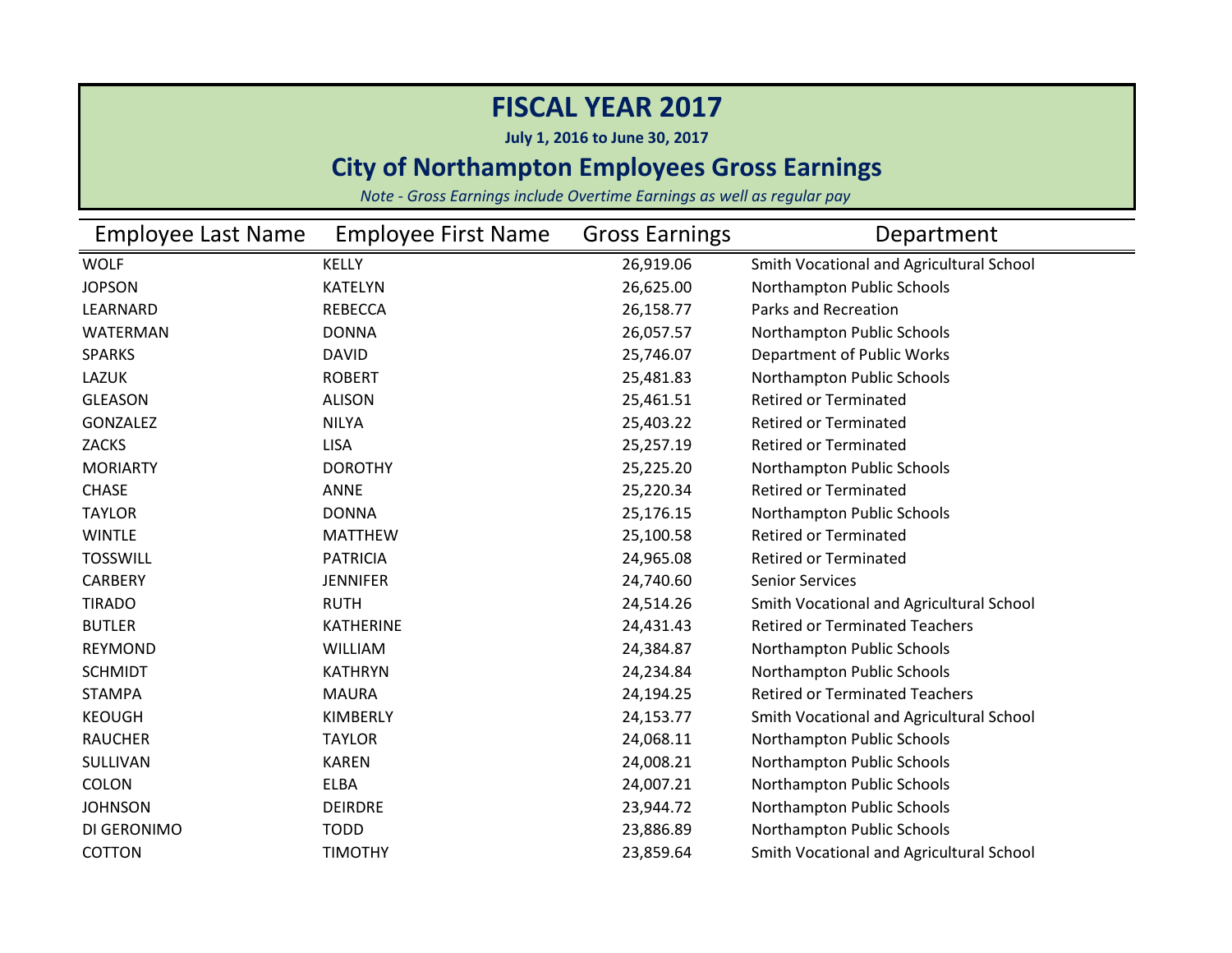# FISCAL YEAR 2017

**July 1, 2016 to June 30, 2017**

## City of Northampton Employees Gross Earnings

*Note - Gross Earnings include Overtime Earnings as well as regular pay*

| Employee Last Name | Employee First Name | Gross Earnings | Department |
|---|---|---|---|
| WOLF | KELLY | 26,919.06 | Smith Vocational and Agricultural School |
| JOPSON | KATELYN | 26,625.00 | Northampton Public Schools |
| LEARNARD | REBECCA | 26,158.77 | Parks and Recreation |
| WATERMAN | DONNA | 26,057.57 | Northampton Public Schools |
| SPARKS | DAVID | 25,746.07 | Department of Public Works |
| LAZUK | ROBERT | 25,481.83 | Northampton Public Schools |
| GLEASON | ALISON | 25,461.51 | Retired or Terminated |
| GONZALEZ | NILYA | 25,403.22 | Retired or Terminated |
| ZACKS | LISA | 25,257.19 | Retired or Terminated |
| MORIARTY | DOROTHY | 25,225.20 | Northampton Public Schools |
| CHASE | ANNE | 25,220.34 | Retired or Terminated |
| TAYLOR | DONNA | 25,176.15 | Northampton Public Schools |
| WINTLE | MATTHEW | 25,100.58 | Retired or Terminated |
| TOSSWILL | PATRICIA | 24,965.08 | Retired or Terminated |
| CARBERY | JENNIFER | 24,740.60 | Senior Services |
| TIRADO | RUTH | 24,514.26 | Smith Vocational and Agricultural School |
| BUTLER | KATHERINE | 24,431.43 | Retired or Terminated Teachers |
| REYMOND | WILLIAM | 24,384.87 | Northampton Public Schools |
| SCHMIDT | KATHRYN | 24,234.84 | Northampton Public Schools |
| STAMPA | MAURA | 24,194.25 | Retired or Terminated Teachers |
| KEOUGH | KIMBERLY | 24,153.77 | Smith Vocational and Agricultural School |
| RAUCHER | TAYLOR | 24,068.11 | Northampton Public Schools |
| SULLIVAN | KAREN | 24,008.21 | Northampton Public Schools |
| COLON | ELBA | 24,007.21 | Northampton Public Schools |
| JOHNSON | DEIRDRE | 23,944.72 | Northampton Public Schools |
| DI GERONIMO | TODD | 23,886.89 | Northampton Public Schools |
| COTTON | TIMOTHY | 23,859.64 | Smith Vocational and Agricultural School |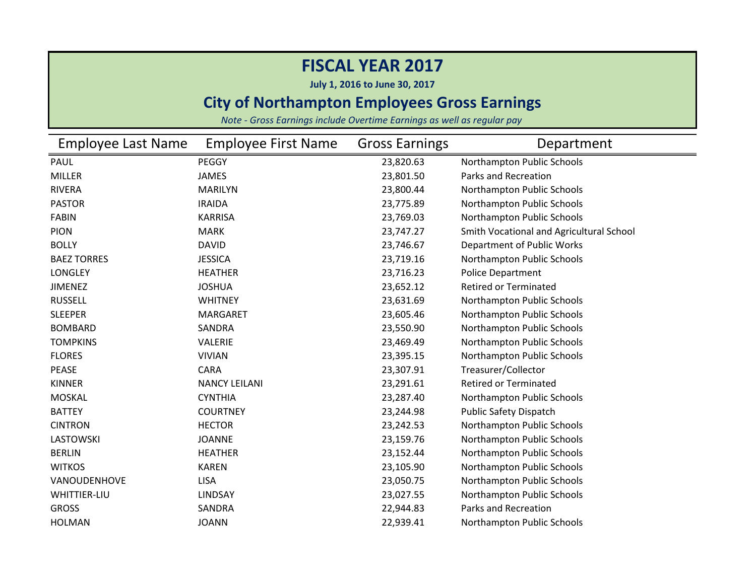# FISCAL YEAR 2017

**July 1, 2016 to June 30, 2017**

## City of Northampton Employees Gross Earnings

*Note - Gross Earnings include Overtime Earnings as well as regular pay*

| Employee Last Name | Employee First Name | Gross Earnings | Department |
|---|---|---|---|
| PAUL | PEGGY | 23,820.63 | Northampton Public Schools |
| MILLER | JAMES | 23,801.50 | Parks and Recreation |
| RIVERA | MARILYN | 23,800.44 | Northampton Public Schools |
| PASTOR | IRAIDA | 23,775.89 | Northampton Public Schools |
| FABIN | KARRISA | 23,769.03 | Northampton Public Schools |
| PION | MARK | 23,747.27 | Smith Vocational and Agricultural School |
| BOLLY | DAVID | 23,746.67 | Department of Public Works |
| BAEZ TORRES | JESSICA | 23,719.16 | Northampton Public Schools |
| LONGLEY | HEATHER | 23,716.23 | Police Department |
| JIMENEZ | JOSHUA | 23,652.12 | Retired or Terminated |
| RUSSELL | WHITNEY | 23,631.69 | Northampton Public Schools |
| SLEEPER | MARGARET | 23,605.46 | Northampton Public Schools |
| BOMBARD | SANDRA | 23,550.90 | Northampton Public Schools |
| TOMPKINS | VALERIE | 23,469.49 | Northampton Public Schools |
| FLORES | VIVIAN | 23,395.15 | Northampton Public Schools |
| PEASE | CARA | 23,307.91 | Treasurer/Collector |
| KINNER | NANCY LEILANI | 23,291.61 | Retired or Terminated |
| MOSKAL | CYNTHIA | 23,287.40 | Northampton Public Schools |
| BATTEY | COURTNEY | 23,244.98 | Public Safety Dispatch |
| CINTRON | HECTOR | 23,242.53 | Northampton Public Schools |
| LASTOWSKI | JOANNE | 23,159.76 | Northampton Public Schools |
| BERLIN | HEATHER | 23,152.44 | Northampton Public Schools |
| WITKOS | KAREN | 23,105.90 | Northampton Public Schools |
| VANOUDENHOVE | LISA | 23,050.75 | Northampton Public Schools |
| WHITTIER-LIU | LINDSAY | 23,027.55 | Northampton Public Schools |
| GROSS | SANDRA | 22,944.83 | Parks and Recreation |
| HOLMAN | JOANN | 22,939.41 | Northampton Public Schools |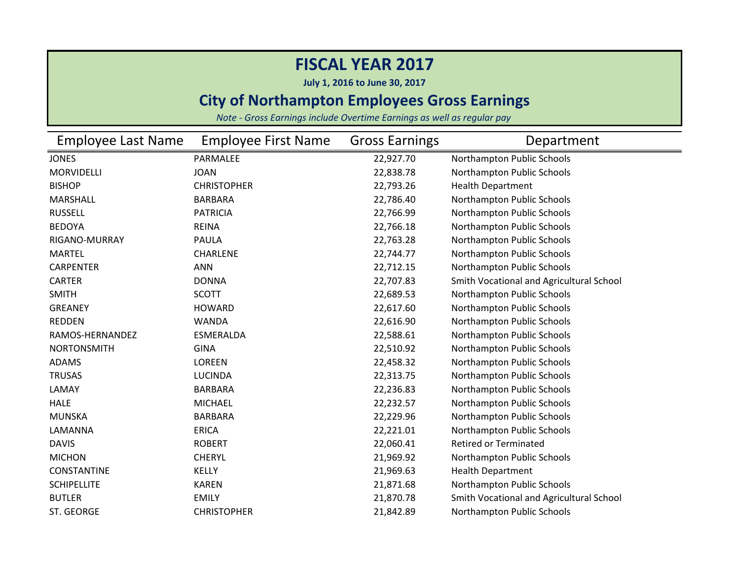# FISCAL YEAR 2017

**July 1, 2016 to June 30, 2017**

## City of Northampton Employees Gross Earnings

*Note - Gross Earnings include Overtime Earnings as well as regular pay*

| Employee Last Name | Employee First Name | Gross Earnings | Department |
|---|---|---|---|
| JONES | PARMALEE | 22,927.70 | Northampton Public Schools |
| MORVIDELLI | JOAN | 22,838.78 | Northampton Public Schools |
| BISHOP | CHRISTOPHER | 22,793.26 | Health Department |
| MARSHALL | BARBARA | 22,786.40 | Northampton Public Schools |
| RUSSELL | PATRICIA | 22,766.99 | Northampton Public Schools |
| BEDOYA | REINA | 22,766.18 | Northampton Public Schools |
| RIGANO-MURRAY | PAULA | 22,763.28 | Northampton Public Schools |
| MARTEL | CHARLENE | 22,744.77 | Northampton Public Schools |
| CARPENTER | ANN | 22,712.15 | Northampton Public Schools |
| CARTER | DONNA | 22,707.83 | Smith Vocational and Agricultural School |
| SMITH | SCOTT | 22,689.53 | Northampton Public Schools |
| GREANEY | HOWARD | 22,617.60 | Northampton Public Schools |
| REDDEN | WANDA | 22,616.90 | Northampton Public Schools |
| RAMOS-HERNANDEZ | ESMERALDA | 22,588.61 | Northampton Public Schools |
| NORTONSMITH | GINA | 22,510.92 | Northampton Public Schools |
| ADAMS | LOREEN | 22,458.32 | Northampton Public Schools |
| TRUSAS | LUCINDA | 22,313.75 | Northampton Public Schools |
| LAMAY | BARBARA | 22,236.83 | Northampton Public Schools |
| HALE | MICHAEL | 22,232.57 | Northampton Public Schools |
| MUNSKA | BARBARA | 22,229.96 | Northampton Public Schools |
| LAMANNA | ERICA | 22,221.01 | Northampton Public Schools |
| DAVIS | ROBERT | 22,060.41 | Retired or Terminated |
| MICHON | CHERYL | 21,969.92 | Northampton Public Schools |
| CONSTANTINE | KELLY | 21,969.63 | Health Department |
| SCHIPELLITE | KAREN | 21,871.68 | Northampton Public Schools |
| BUTLER | EMILY | 21,870.78 | Smith Vocational and Agricultural School |
| ST. GEORGE | CHRISTOPHER | 21,842.89 | Northampton Public Schools |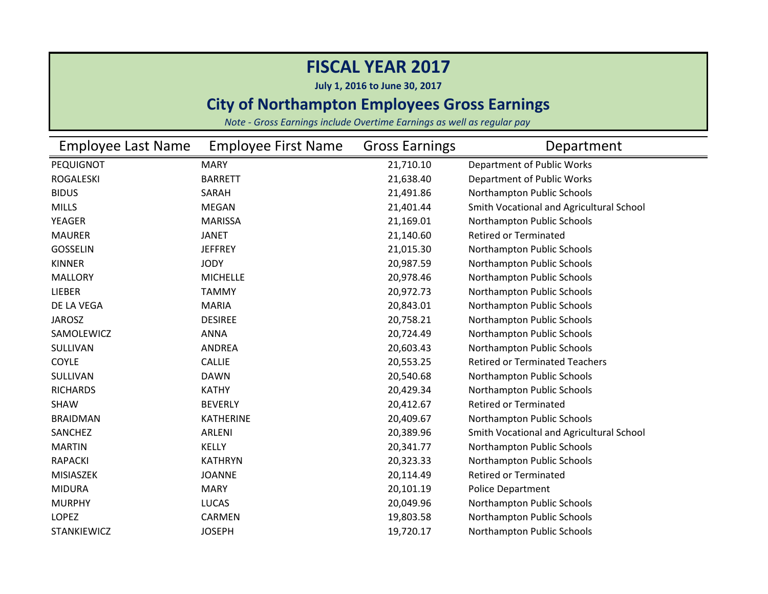# FISCAL YEAR 2017

**July 1, 2016 to June 30, 2017**

## City of Northampton Employees Gross Earnings

*Note - Gross Earnings include Overtime Earnings as well as regular pay*

| Employee Last Name | Employee First Name | Gross Earnings | Department |
|---|---|---|---|
| PEQUIGNOT | MARY | 21,710.10 | Department of Public Works |
| ROGALESKI | BARRETT | 21,638.40 | Department of Public Works |
| BIDUS | SARAH | 21,491.86 | Northampton Public Schools |
| MILLS | MEGAN | 21,401.44 | Smith Vocational and Agricultural School |
| YEAGER | MARISSA | 21,169.01 | Northampton Public Schools |
| MAURER | JANET | 21,140.60 | Retired or Terminated |
| GOSSELIN | JEFFREY | 21,015.30 | Northampton Public Schools |
| KINNER | JODY | 20,987.59 | Northampton Public Schools |
| MALLORY | MICHELLE | 20,978.46 | Northampton Public Schools |
| LIEBER | TAMMY | 20,972.73 | Northampton Public Schools |
| DE LA VEGA | MARIA | 20,843.01 | Northampton Public Schools |
| JAROSZ | DESIREE | 20,758.21 | Northampton Public Schools |
| SAMOLEWICZ | ANNA | 20,724.49 | Northampton Public Schools |
| SULLIVAN | ANDREA | 20,603.43 | Northampton Public Schools |
| COYLE | CALLIE | 20,553.25 | Retired or Terminated Teachers |
| SULLIVAN | DAWN | 20,540.68 | Northampton Public Schools |
| RICHARDS | KATHY | 20,429.34 | Northampton Public Schools |
| SHAW | BEVERLY | 20,412.67 | Retired or Terminated |
| BRAIDMAN | KATHERINE | 20,409.67 | Northampton Public Schools |
| SANCHEZ | ARLENI | 20,389.96 | Smith Vocational and Agricultural School |
| MARTIN | KELLY | 20,341.77 | Northampton Public Schools |
| RAPACKI | KATHRYN | 20,323.33 | Northampton Public Schools |
| MISIASZEK | JOANNE | 20,114.49 | Retired or Terminated |
| MIDURA | MARY | 20,101.19 | Police Department |
| MURPHY | LUCAS | 20,049.96 | Northampton Public Schools |
| LOPEZ | CARMEN | 19,803.58 | Northampton Public Schools |
| STANKIEWICZ | JOSEPH | 19,720.17 | Northampton Public Schools |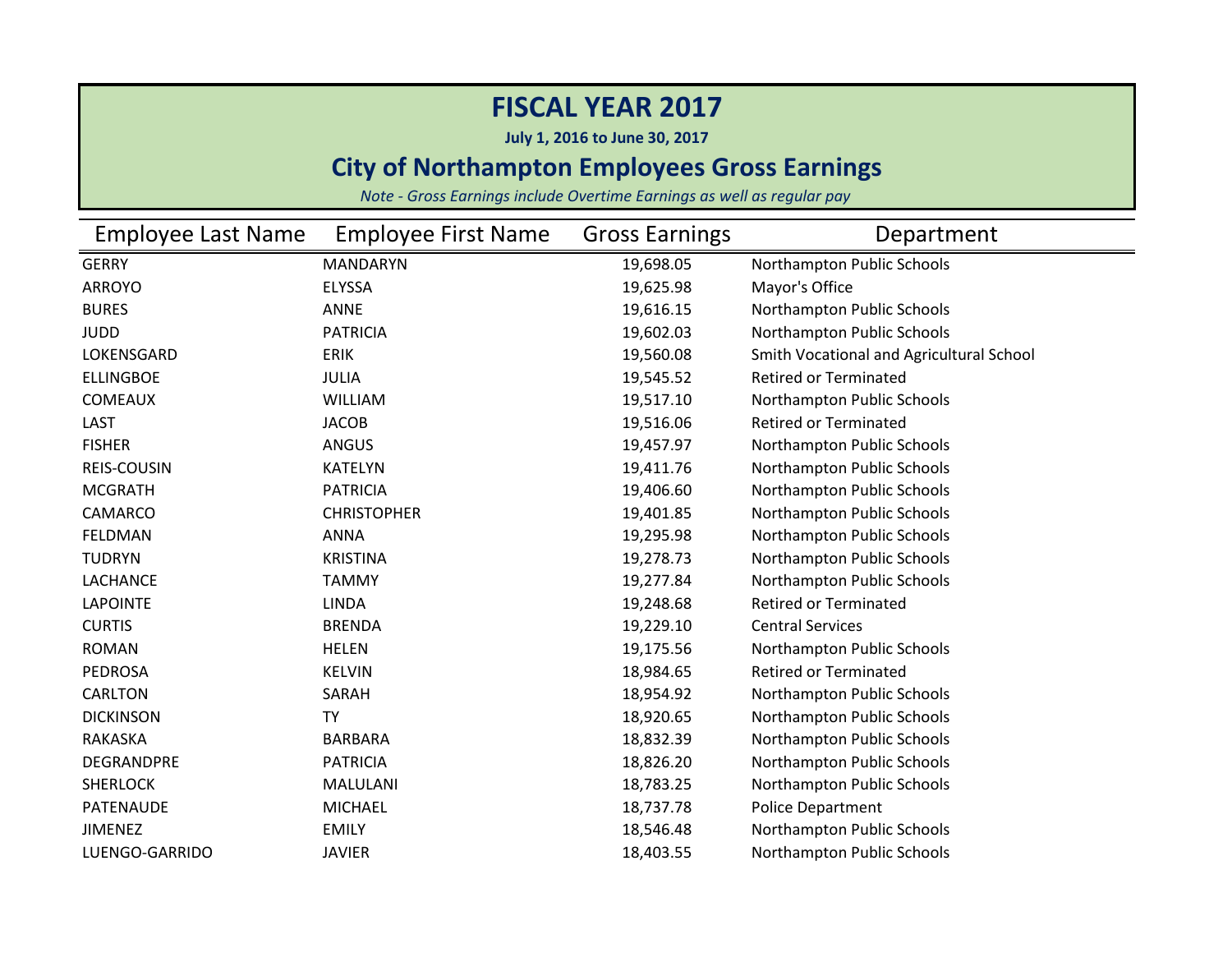# FISCAL YEAR 2017

**July 1, 2016 to June 30, 2017**

## City of Northampton Employees Gross Earnings

*Note - Gross Earnings include Overtime Earnings as well as regular pay*

| Employee Last Name | Employee First Name | Gross Earnings | Department |
|---|---|---|---|
| GERRY | MANDARYN | 19,698.05 | Northampton Public Schools |
| ARROYO | ELYSSA | 19,625.98 | Mayor's Office |
| BURES | ANNE | 19,616.15 | Northampton Public Schools |
| JUDD | PATRICIA | 19,602.03 | Northampton Public Schools |
| LOKENSGARD | ERIK | 19,560.08 | Smith Vocational and Agricultural School |
| ELLINGBOE | JULIA | 19,545.52 | Retired or Terminated |
| COMEAUX | WILLIAM | 19,517.10 | Northampton Public Schools |
| LAST | JACOB | 19,516.06 | Retired or Terminated |
| FISHER | ANGUS | 19,457.97 | Northampton Public Schools |
| REIS-COUSIN | KATELYN | 19,411.76 | Northampton Public Schools |
| MCGRATH | PATRICIA | 19,406.60 | Northampton Public Schools |
| CAMARCO | CHRISTOPHER | 19,401.85 | Northampton Public Schools |
| FELDMAN | ANNA | 19,295.98 | Northampton Public Schools |
| TUDRYN | KRISTINA | 19,278.73 | Northampton Public Schools |
| LACHANCE | TAMMY | 19,277.84 | Northampton Public Schools |
| LAPOINTE | LINDA | 19,248.68 | Retired or Terminated |
| CURTIS | BRENDA | 19,229.10 | Central Services |
| ROMAN | HELEN | 19,175.56 | Northampton Public Schools |
| PEDROSA | KELVIN | 18,984.65 | Retired or Terminated |
| CARLTON | SARAH | 18,954.92 | Northampton Public Schools |
| DICKINSON | TY | 18,920.65 | Northampton Public Schools |
| RAKASKA | BARBARA | 18,832.39 | Northampton Public Schools |
| DEGRANDPRE | PATRICIA | 18,826.20 | Northampton Public Schools |
| SHERLOCK | MALULANI | 18,783.25 | Northampton Public Schools |
| PATENAUDE | MICHAEL | 18,737.78 | Police Department |
| JIMENEZ | EMILY | 18,546.48 | Northampton Public Schools |
| LUENGO-GARRIDO | JAVIER | 18,403.55 | Northampton Public Schools |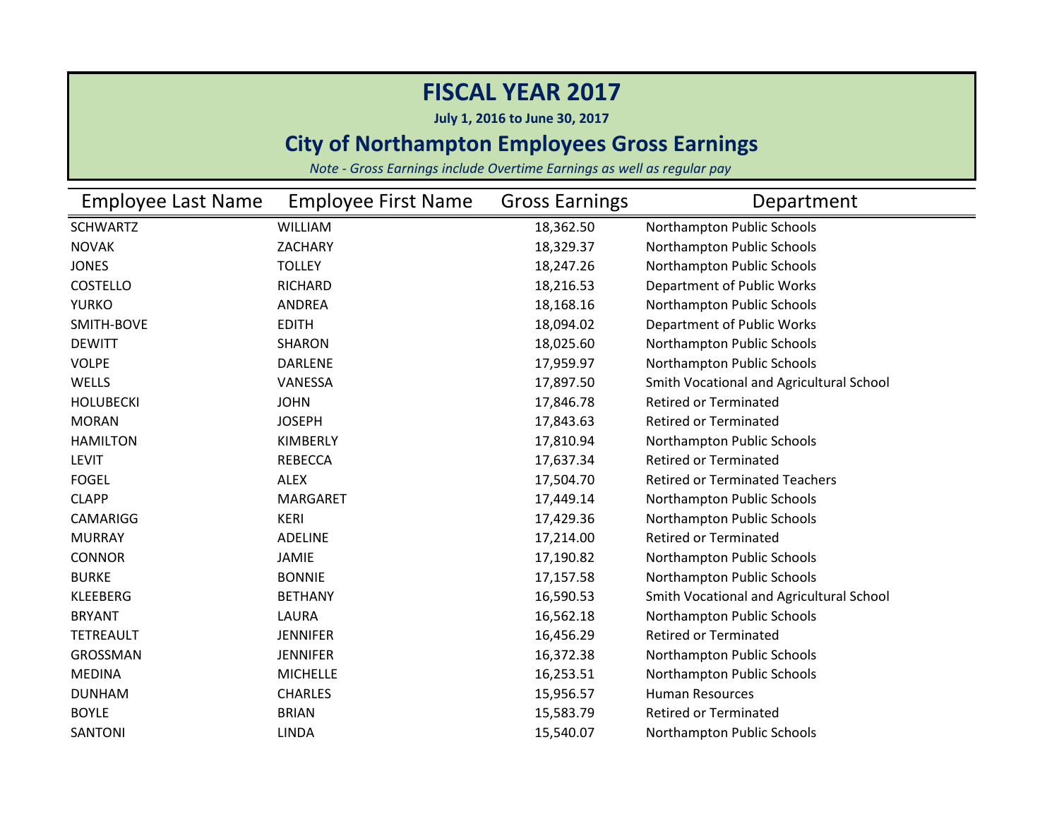# FISCAL YEAR 2017

**July 1, 2016 to June 30, 2017**

## City of Northampton Employees Gross Earnings

*Note - Gross Earnings include Overtime Earnings as well as regular pay*

| Employee Last Name | Employee First Name | Gross Earnings | Department |
|---|---|---|---|
| SCHWARTZ | WILLIAM | 18,362.50 | Northampton Public Schools |
| NOVAK | ZACHARY | 18,329.37 | Northampton Public Schools |
| JONES | TOLLEY | 18,247.26 | Northampton Public Schools |
| COSTELLO | RICHARD | 18,216.53 | Department of Public Works |
| YURKO | ANDREA | 18,168.16 | Northampton Public Schools |
| SMITH-BOVE | EDITH | 18,094.02 | Department of Public Works |
| DEWITT | SHARON | 18,025.60 | Northampton Public Schools |
| VOLPE | DARLENE | 17,959.97 | Northampton Public Schools |
| WELLS | VANESSA | 17,897.50 | Smith Vocational and Agricultural School |
| HOLUBECKI | JOHN | 17,846.78 | Retired or Terminated |
| MORAN | JOSEPH | 17,843.63 | Retired or Terminated |
| HAMILTON | KIMBERLY | 17,810.94 | Northampton Public Schools |
| LEVIT | REBECCA | 17,637.34 | Retired or Terminated |
| FOGEL | ALEX | 17,504.70 | Retired or Terminated Teachers |
| CLAPP | MARGARET | 17,449.14 | Northampton Public Schools |
| CAMARIGG | KERI | 17,429.36 | Northampton Public Schools |
| MURRAY | ADELINE | 17,214.00 | Retired or Terminated |
| CONNOR | JAMIE | 17,190.82 | Northampton Public Schools |
| BURKE | BONNIE | 17,157.58 | Northampton Public Schools |
| KLEEBERG | BETHANY | 16,590.53 | Smith Vocational and Agricultural School |
| BRYANT | LAURA | 16,562.18 | Northampton Public Schools |
| TETREAULT | JENNIFER | 16,456.29 | Retired or Terminated |
| GROSSMAN | JENNIFER | 16,372.38 | Northampton Public Schools |
| MEDINA | MICHELLE | 16,253.51 | Northampton Public Schools |
| DUNHAM | CHARLES | 15,956.57 | Human Resources |
| BOYLE | BRIAN | 15,583.79 | Retired or Terminated |
| SANTONI | LINDA | 15,540.07 | Northampton Public Schools |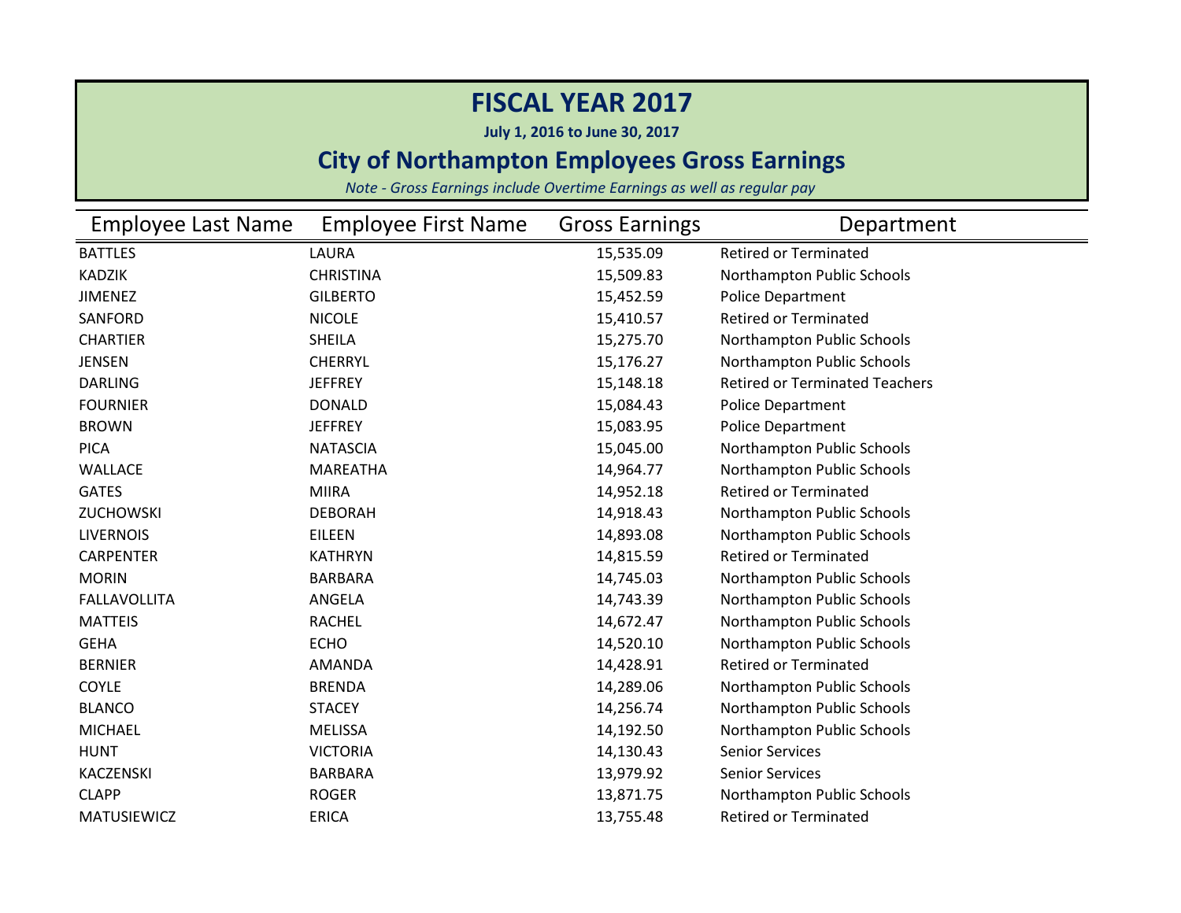# FISCAL YEAR 2017

**July 1, 2016 to June 30, 2017**

## City of Northampton Employees Gross Earnings

*Note - Gross Earnings include Overtime Earnings as well as regular pay*

| Employee Last Name | Employee First Name | Gross Earnings | Department |
|---|---|---|---|
| BATTLES | LAURA | 15,535.09 | Retired or Terminated |
| KADZIK | CHRISTINA | 15,509.83 | Northampton Public Schools |
| JIMENEZ | GILBERTO | 15,452.59 | Police Department |
| SANFORD | NICOLE | 15,410.57 | Retired or Terminated |
| CHARTIER | SHEILA | 15,275.70 | Northampton Public Schools |
| JENSEN | CHERRYL | 15,176.27 | Northampton Public Schools |
| DARLING | JEFFREY | 15,148.18 | Retired or Terminated Teachers |
| FOURNIER | DONALD | 15,084.43 | Police Department |
| BROWN | JEFFREY | 15,083.95 | Police Department |
| PICA | NATASCIA | 15,045.00 | Northampton Public Schools |
| WALLACE | MAREATHA | 14,964.77 | Northampton Public Schools |
| GATES | MIIRA | 14,952.18 | Retired or Terminated |
| ZUCHOWSKI | DEBORAH | 14,918.43 | Northampton Public Schools |
| LIVERNOIS | EILEEN | 14,893.08 | Northampton Public Schools |
| CARPENTER | KATHRYN | 14,815.59 | Retired or Terminated |
| MORIN | BARBARA | 14,745.03 | Northampton Public Schools |
| FALLAVOLLITA | ANGELA | 14,743.39 | Northampton Public Schools |
| MATTEIS | RACHEL | 14,672.47 | Northampton Public Schools |
| GEHA | ECHO | 14,520.10 | Northampton Public Schools |
| BERNIER | AMANDA | 14,428.91 | Retired or Terminated |
| COYLE | BRENDA | 14,289.06 | Northampton Public Schools |
| BLANCO | STACEY | 14,256.74 | Northampton Public Schools |
| MICHAEL | MELISSA | 14,192.50 | Northampton Public Schools |
| HUNT | VICTORIA | 14,130.43 | Senior Services |
| KACZENSKI | BARBARA | 13,979.92 | Senior Services |
| CLAPP | ROGER | 13,871.75 | Northampton Public Schools |
| MATUSIEWICZ | ERICA | 13,755.48 | Retired or Terminated |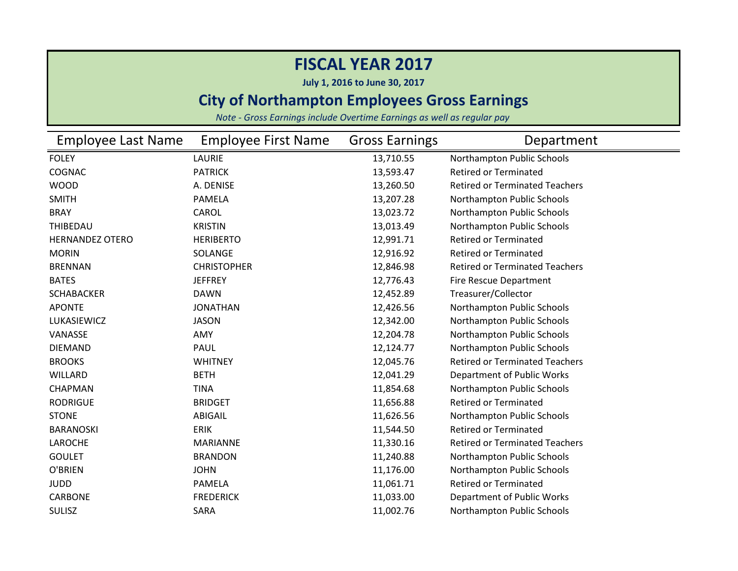# FISCAL YEAR 2017

**July 1, 2016 to June 30, 2017**

## City of Northampton Employees Gross Earnings

*Note - Gross Earnings include Overtime Earnings as well as regular pay*

| Employee Last Name | Employee First Name | Gross Earnings | Department |
|---|---|---|---|
| FOLEY | LAURIE | 13,710.55 | Northampton Public Schools |
| COGNAC | PATRICK | 13,593.47 | Retired or Terminated |
| WOOD | A. DENISE | 13,260.50 | Retired or Terminated Teachers |
| SMITH | PAMELA | 13,207.28 | Northampton Public Schools |
| BRAY | CAROL | 13,023.72 | Northampton Public Schools |
| THIBEDAU | KRISTIN | 13,013.49 | Northampton Public Schools |
| HERNANDEZ OTERO | HERIBERTO | 12,991.71 | Retired or Terminated |
| MORIN | SOLANGE | 12,916.92 | Retired or Terminated |
| BRENNAN | CHRISTOPHER | 12,846.98 | Retired or Terminated Teachers |
| BATES | JEFFREY | 12,776.43 | Fire Rescue Department |
| SCHABACKER | DAWN | 12,452.89 | Treasurer/Collector |
| APONTE | JONATHAN | 12,426.56 | Northampton Public Schools |
| LUKASIEWICZ | JASON | 12,342.00 | Northampton Public Schools |
| VANASSE | AMY | 12,204.78 | Northampton Public Schools |
| DIEMAND | PAUL | 12,124.77 | Northampton Public Schools |
| BROOKS | WHITNEY | 12,045.76 | Retired or Terminated Teachers |
| WILLARD | BETH | 12,041.29 | Department of Public Works |
| CHAPMAN | TINA | 11,854.68 | Northampton Public Schools |
| RODRIGUE | BRIDGET | 11,656.88 | Retired or Terminated |
| STONE | ABIGAIL | 11,626.56 | Northampton Public Schools |
| BARANOSKI | ERIK | 11,544.50 | Retired or Terminated |
| LAROCHE | MARIANNE | 11,330.16 | Retired or Terminated Teachers |
| GOULET | BRANDON | 11,240.88 | Northampton Public Schools |
| O'BRIEN | JOHN | 11,176.00 | Northampton Public Schools |
| JUDD | PAMELA | 11,061.71 | Retired or Terminated |
| CARBONE | FREDERICK | 11,033.00 | Department of Public Works |
| SULISZ | SARA | 11,002.76 | Northampton Public Schools |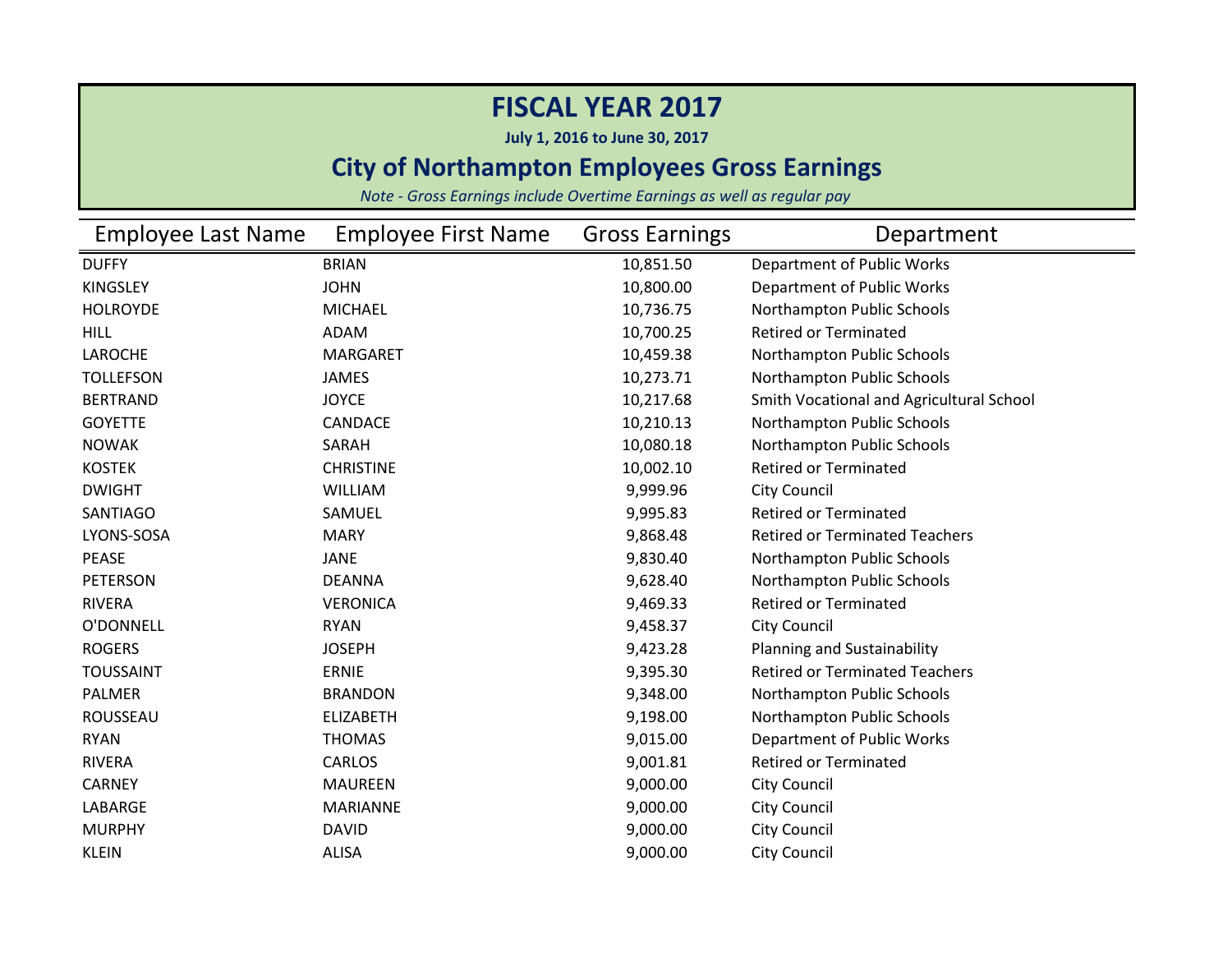# FISCAL YEAR 2017

**July 1, 2016 to June 30, 2017**

## City of Northampton Employees Gross Earnings

*Note - Gross Earnings include Overtime Earnings as well as regular pay*

| Employee Last Name | Employee First Name | Gross Earnings | Department |
|---|---|---|---|
| DUFFY | BRIAN | 10,851.50 | Department of Public Works |
| KINGSLEY | JOHN | 10,800.00 | Department of Public Works |
| HOLROYDE | MICHAEL | 10,736.75 | Northampton Public Schools |
| HILL | ADAM | 10,700.25 | Retired or Terminated |
| LAROCHE | MARGARET | 10,459.38 | Northampton Public Schools |
| TOLLEFSON | JAMES | 10,273.71 | Northampton Public Schools |
| BERTRAND | JOYCE | 10,217.68 | Smith Vocational and Agricultural School |
| GOYETTE | CANDACE | 10,210.13 | Northampton Public Schools |
| NOWAK | SARAH | 10,080.18 | Northampton Public Schools |
| KOSTEK | CHRISTINE | 10,002.10 | Retired or Terminated |
| DWIGHT | WILLIAM | 9,999.96 | City Council |
| SANTIAGO | SAMUEL | 9,995.83 | Retired or Terminated |
| LYONS-SOSA | MARY | 9,868.48 | Retired or Terminated Teachers |
| PEASE | JANE | 9,830.40 | Northampton Public Schools |
| PETERSON | DEANNA | 9,628.40 | Northampton Public Schools |
| RIVERA | VERONICA | 9,469.33 | Retired or Terminated |
| O'DONNELL | RYAN | 9,458.37 | City Council |
| ROGERS | JOSEPH | 9,423.28 | Planning and Sustainability |
| TOUSSAINT | ERNIE | 9,395.30 | Retired or Terminated Teachers |
| PALMER | BRANDON | 9,348.00 | Northampton Public Schools |
| ROUSSEAU | ELIZABETH | 9,198.00 | Northampton Public Schools |
| RYAN | THOMAS | 9,015.00 | Department of Public Works |
| RIVERA | CARLOS | 9,001.81 | Retired or Terminated |
| CARNEY | MAUREEN | 9,000.00 | City Council |
| LABARGE | MARIANNE | 9,000.00 | City Council |
| MURPHY | DAVID | 9,000.00 | City Council |
| KLEIN | ALISA | 9,000.00 | City Council |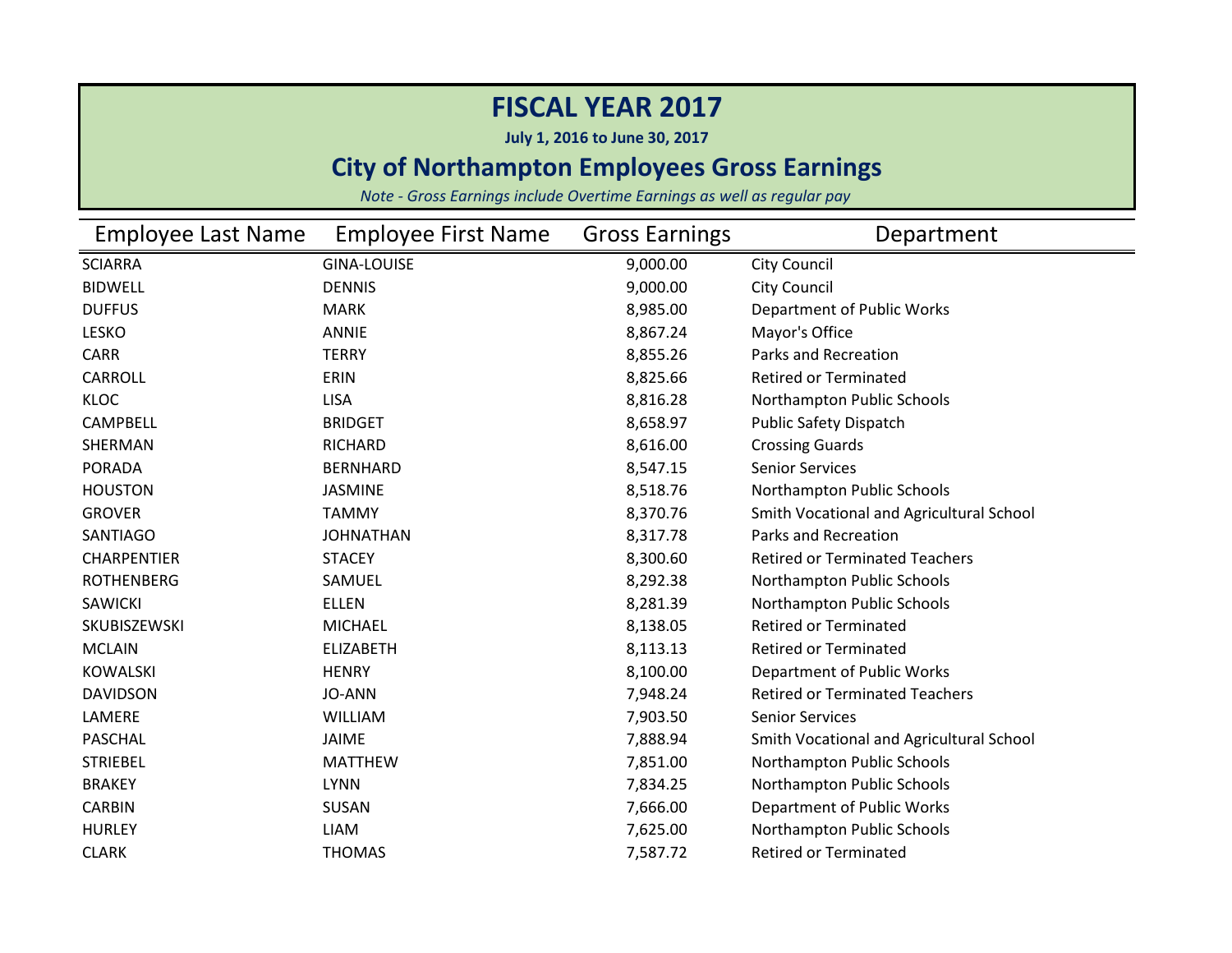# FISCAL YEAR 2017

**July 1, 2016 to June 30, 2017**

## City of Northampton Employees Gross Earnings

*Note - Gross Earnings include Overtime Earnings as well as regular pay*

| Employee Last Name | Employee First Name | Gross Earnings | Department |
|---|---|---|---|
| SCIARRA | GINA-LOUISE | 9,000.00 | City Council |
| BIDWELL | DENNIS | 9,000.00 | City Council |
| DUFFUS | MARK | 8,985.00 | Department of Public Works |
| LESKO | ANNIE | 8,867.24 | Mayor's Office |
| CARR | TERRY | 8,855.26 | Parks and Recreation |
| CARROLL | ERIN | 8,825.66 | Retired or Terminated |
| KLOC | LISA | 8,816.28 | Northampton Public Schools |
| CAMPBELL | BRIDGET | 8,658.97 | Public Safety Dispatch |
| SHERMAN | RICHARD | 8,616.00 | Crossing Guards |
| PORADA | BERNHARD | 8,547.15 | Senior Services |
| HOUSTON | JASMINE | 8,518.76 | Northampton Public Schools |
| GROVER | TAMMY | 8,370.76 | Smith Vocational and Agricultural School |
| SANTIAGO | JOHNATHAN | 8,317.78 | Parks and Recreation |
| CHARPENTIER | STACEY | 8,300.60 | Retired or Terminated Teachers |
| ROTHENBERG | SAMUEL | 8,292.38 | Northampton Public Schools |
| SAWICKI | ELLEN | 8,281.39 | Northampton Public Schools |
| SKUBISZEWSKI | MICHAEL | 8,138.05 | Retired or Terminated |
| MCLAIN | ELIZABETH | 8,113.13 | Retired or Terminated |
| KOWALSKI | HENRY | 8,100.00 | Department of Public Works |
| DAVIDSON | JO-ANN | 7,948.24 | Retired or Terminated Teachers |
| LAMERE | WILLIAM | 7,903.50 | Senior Services |
| PASCHAL | JAIME | 7,888.94 | Smith Vocational and Agricultural School |
| STRIEBEL | MATTHEW | 7,851.00 | Northampton Public Schools |
| BRAKEY | LYNN | 7,834.25 | Northampton Public Schools |
| CARBIN | SUSAN | 7,666.00 | Department of Public Works |
| HURLEY | LIAM | 7,625.00 | Northampton Public Schools |
| CLARK | THOMAS | 7,587.72 | Retired or Terminated |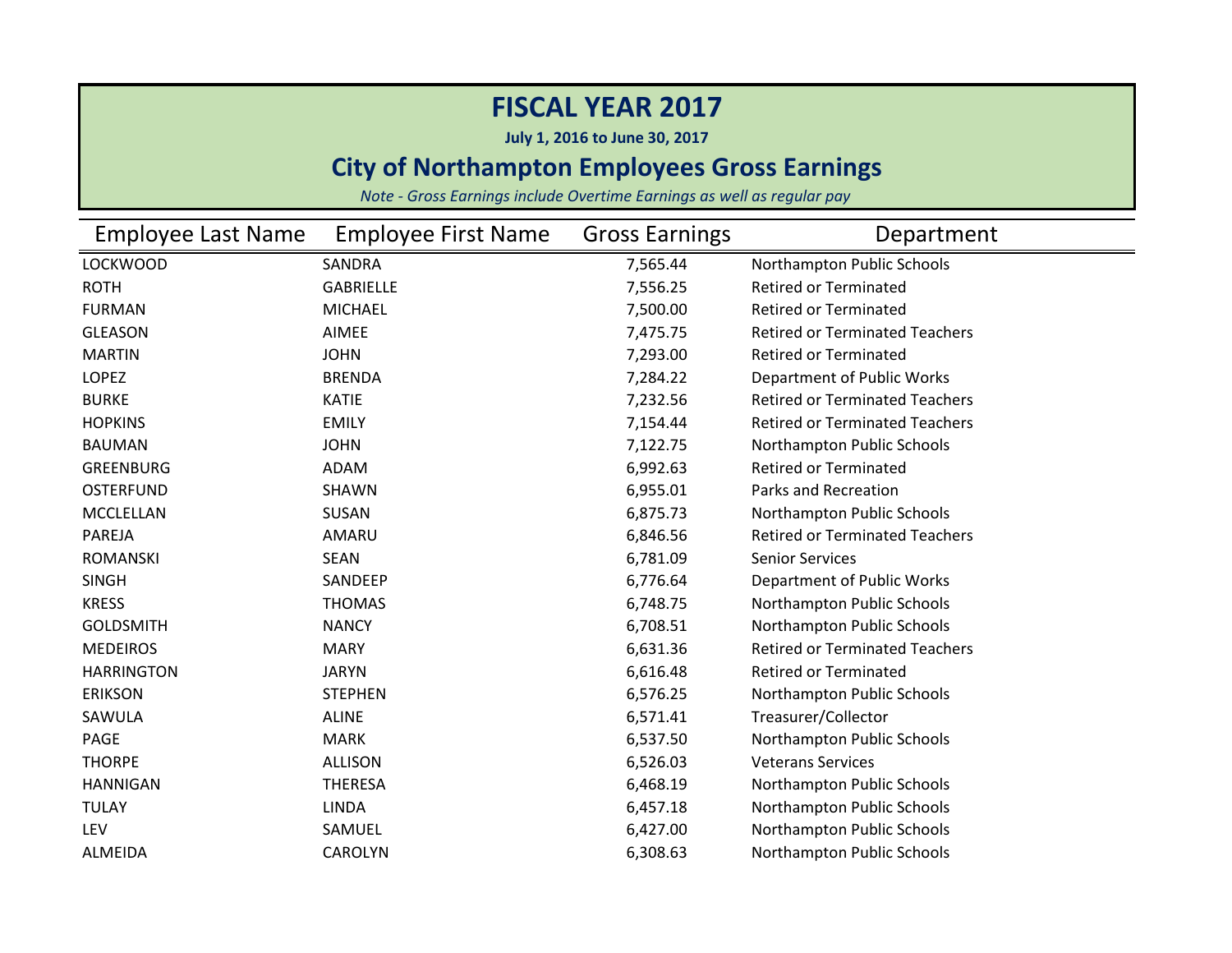# FISCAL YEAR 2017

**July 1, 2016 to June 30, 2017**

## City of Northampton Employees Gross Earnings

*Note - Gross Earnings include Overtime Earnings as well as regular pay*

| Employee Last Name | Employee First Name | Gross Earnings | Department |
|---|---|---|---|
| LOCKWOOD | SANDRA | 7,565.44 | Northampton Public Schools |
| ROTH | GABRIELLE | 7,556.25 | Retired or Terminated |
| FURMAN | MICHAEL | 7,500.00 | Retired or Terminated |
| GLEASON | AIMEE | 7,475.75 | Retired or Terminated Teachers |
| MARTIN | JOHN | 7,293.00 | Retired or Terminated |
| LOPEZ | BRENDA | 7,284.22 | Department of Public Works |
| BURKE | KATIE | 7,232.56 | Retired or Terminated Teachers |
| HOPKINS | EMILY | 7,154.44 | Retired or Terminated Teachers |
| BAUMAN | JOHN | 7,122.75 | Northampton Public Schools |
| GREENBURG | ADAM | 6,992.63 | Retired or Terminated |
| OSTERFUND | SHAWN | 6,955.01 | Parks and Recreation |
| MCCLELLAN | SUSAN | 6,875.73 | Northampton Public Schools |
| PAREJA | AMARU | 6,846.56 | Retired or Terminated Teachers |
| ROMANSKI | SEAN | 6,781.09 | Senior Services |
| SINGH | SANDEEP | 6,776.64 | Department of Public Works |
| KRESS | THOMAS | 6,748.75 | Northampton Public Schools |
| GOLDSMITH | NANCY | 6,708.51 | Northampton Public Schools |
| MEDEIROS | MARY | 6,631.36 | Retired or Terminated Teachers |
| HARRINGTON | JARYN | 6,616.48 | Retired or Terminated |
| ERIKSON | STEPHEN | 6,576.25 | Northampton Public Schools |
| SAWULA | ALINE | 6,571.41 | Treasurer/Collector |
| PAGE | MARK | 6,537.50 | Northampton Public Schools |
| THORPE | ALLISON | 6,526.03 | Veterans Services |
| HANNIGAN | THERESA | 6,468.19 | Northampton Public Schools |
| TULAY | LINDA | 6,457.18 | Northampton Public Schools |
| LEV | SAMUEL | 6,427.00 | Northampton Public Schools |
| ALMEIDA | CAROLYN | 6,308.63 | Northampton Public Schools |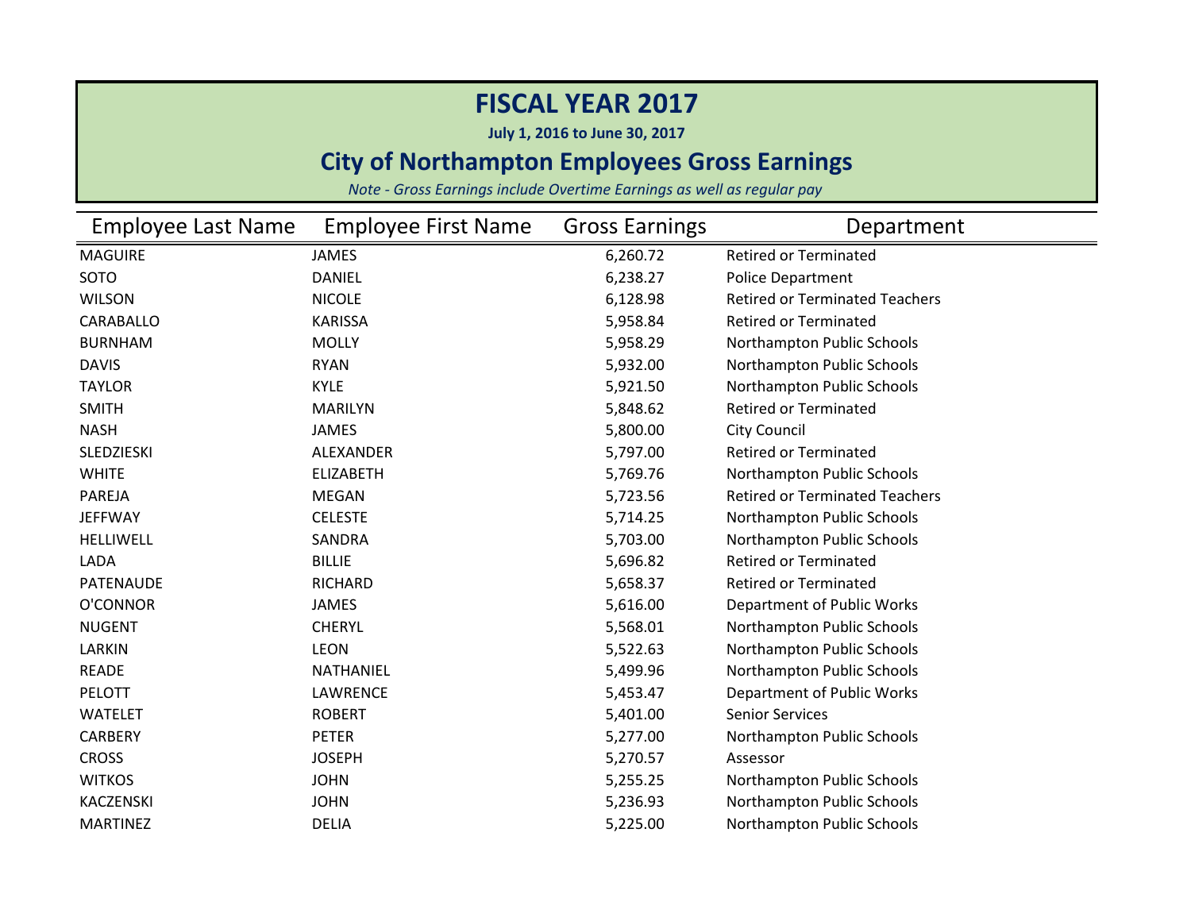# FISCAL YEAR 2017

**July 1, 2016 to June 30, 2017**

## City of Northampton Employees Gross Earnings

*Note - Gross Earnings include Overtime Earnings as well as regular pay*

| Employee Last Name | Employee First Name | Gross Earnings | Department |
|---|---|---|---|
| MAGUIRE | JAMES | 6,260.72 | Retired or Terminated |
| SOTO | DANIEL | 6,238.27 | Police Department |
| WILSON | NICOLE | 6,128.98 | Retired or Terminated Teachers |
| CARABALLO | KARISSA | 5,958.84 | Retired or Terminated |
| BURNHAM | MOLLY | 5,958.29 | Northampton Public Schools |
| DAVIS | RYAN | 5,932.00 | Northampton Public Schools |
| TAYLOR | KYLE | 5,921.50 | Northampton Public Schools |
| SMITH | MARILYN | 5,848.62 | Retired or Terminated |
| NASH | JAMES | 5,800.00 | City Council |
| SLEDZIESKI | ALEXANDER | 5,797.00 | Retired or Terminated |
| WHITE | ELIZABETH | 5,769.76 | Northampton Public Schools |
| PAREJA | MEGAN | 5,723.56 | Retired or Terminated Teachers |
| JEFFWAY | CELESTE | 5,714.25 | Northampton Public Schools |
| HELLIWELL | SANDRA | 5,703.00 | Northampton Public Schools |
| LADA | BILLIE | 5,696.82 | Retired or Terminated |
| PATENAUDE | RICHARD | 5,658.37 | Retired or Terminated |
| O'CONNOR | JAMES | 5,616.00 | Department of Public Works |
| NUGENT | CHERYL | 5,568.01 | Northampton Public Schools |
| LARKIN | LEON | 5,522.63 | Northampton Public Schools |
| READE | NATHANIEL | 5,499.96 | Northampton Public Schools |
| PELOTT | LAWRENCE | 5,453.47 | Department of Public Works |
| WATELET | ROBERT | 5,401.00 | Senior Services |
| CARBERY | PETER | 5,277.00 | Northampton Public Schools |
| CROSS | JOSEPH | 5,270.57 | Assessor |
| WITKOS | JOHN | 5,255.25 | Northampton Public Schools |
| KACZENSKI | JOHN | 5,236.93 | Northampton Public Schools |
| MARTINEZ | DELIA | 5,225.00 | Northampton Public Schools |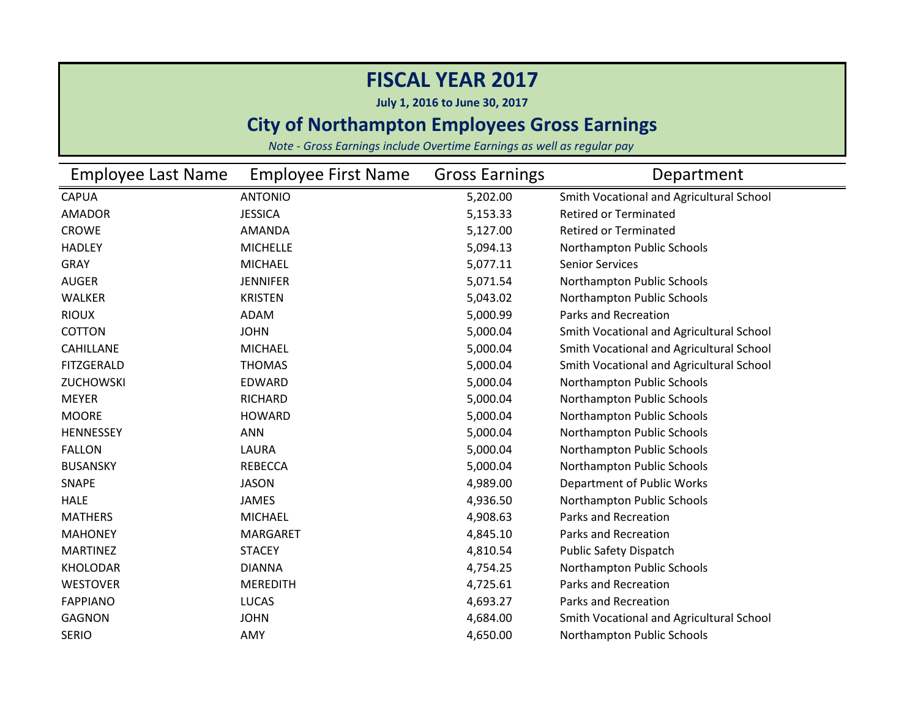# FISCAL YEAR 2017

**July 1, 2016 to June 30, 2017**

## City of Northampton Employees Gross Earnings

*Note - Gross Earnings include Overtime Earnings as well as regular pay*

| Employee Last Name | Employee First Name | Gross Earnings | Department |
|---|---|---|---|
| CAPUA | ANTONIO | 5,202.00 | Smith Vocational and Agricultural School |
| AMADOR | JESSICA | 5,153.33 | Retired or Terminated |
| CROWE | AMANDA | 5,127.00 | Retired or Terminated |
| HADLEY | MICHELLE | 5,094.13 | Northampton Public Schools |
| GRAY | MICHAEL | 5,077.11 | Senior Services |
| AUGER | JENNIFER | 5,071.54 | Northampton Public Schools |
| WALKER | KRISTEN | 5,043.02 | Northampton Public Schools |
| RIOUX | ADAM | 5,000.99 | Parks and Recreation |
| COTTON | JOHN | 5,000.04 | Smith Vocational and Agricultural School |
| CAHILLANE | MICHAEL | 5,000.04 | Smith Vocational and Agricultural School |
| FITZGERALD | THOMAS | 5,000.04 | Smith Vocational and Agricultural School |
| ZUCHOWSKI | EDWARD | 5,000.04 | Northampton Public Schools |
| MEYER | RICHARD | 5,000.04 | Northampton Public Schools |
| MOORE | HOWARD | 5,000.04 | Northampton Public Schools |
| HENNESSEY | ANN | 5,000.04 | Northampton Public Schools |
| FALLON | LAURA | 5,000.04 | Northampton Public Schools |
| BUSANSKY | REBECCA | 5,000.04 | Northampton Public Schools |
| SNAPE | JASON | 4,989.00 | Department of Public Works |
| HALE | JAMES | 4,936.50 | Northampton Public Schools |
| MATHERS | MICHAEL | 4,908.63 | Parks and Recreation |
| MAHONEY | MARGARET | 4,845.10 | Parks and Recreation |
| MARTINEZ | STACEY | 4,810.54 | Public Safety Dispatch |
| KHOLODAR | DIANNA | 4,754.25 | Northampton Public Schools |
| WESTOVER | MEREDITH | 4,725.61 | Parks and Recreation |
| FAPPIANO | LUCAS | 4,693.27 | Parks and Recreation |
| GAGNON | JOHN | 4,684.00 | Smith Vocational and Agricultural School |
| SERIO | AMY | 4,650.00 | Northampton Public Schools |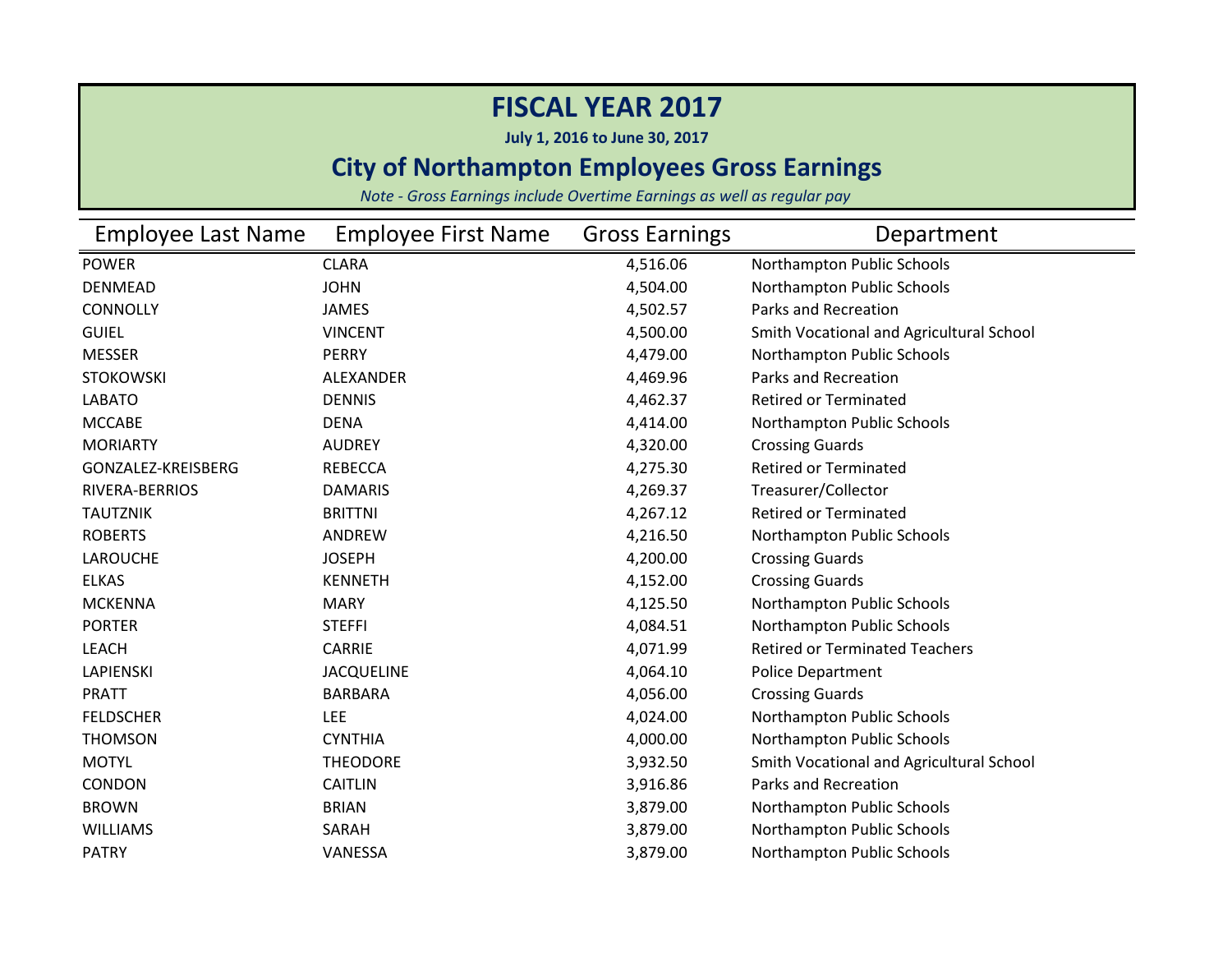# FISCAL YEAR 2017

**July 1, 2016 to June 30, 2017**

## City of Northampton Employees Gross Earnings

*Note - Gross Earnings include Overtime Earnings as well as regular pay*

| Employee Last Name | Employee First Name | Gross Earnings | Department |
|---|---|---|---|
| POWER | CLARA | 4,516.06 | Northampton Public Schools |
| DENMEAD | JOHN | 4,504.00 | Northampton Public Schools |
| CONNOLLY | JAMES | 4,502.57 | Parks and Recreation |
| GUIEL | VINCENT | 4,500.00 | Smith Vocational and Agricultural School |
| MESSER | PERRY | 4,479.00 | Northampton Public Schools |
| STOKOWSKI | ALEXANDER | 4,469.96 | Parks and Recreation |
| LABATO | DENNIS | 4,462.37 | Retired or Terminated |
| MCCABE | DENA | 4,414.00 | Northampton Public Schools |
| MORIARTY | AUDREY | 4,320.00 | Crossing Guards |
| GONZALEZ-KREISBERG | REBECCA | 4,275.30 | Retired or Terminated |
| RIVERA-BERRIOS | DAMARIS | 4,269.37 | Treasurer/Collector |
| TAUTZNIK | BRITTNI | 4,267.12 | Retired or Terminated |
| ROBERTS | ANDREW | 4,216.50 | Northampton Public Schools |
| LAROUCHE | JOSEPH | 4,200.00 | Crossing Guards |
| ELKAS | KENNETH | 4,152.00 | Crossing Guards |
| MCKENNA | MARY | 4,125.50 | Northampton Public Schools |
| PORTER | STEFFI | 4,084.51 | Northampton Public Schools |
| LEACH | CARRIE | 4,071.99 | Retired or Terminated Teachers |
| LAPIENSKI | JACQUELINE | 4,064.10 | Police Department |
| PRATT | BARBARA | 4,056.00 | Crossing Guards |
| FELDSCHER | LEE | 4,024.00 | Northampton Public Schools |
| THOMSON | CYNTHIA | 4,000.00 | Northampton Public Schools |
| MOTYL | THEODORE | 3,932.50 | Smith Vocational and Agricultural School |
| CONDON | CAITLIN | 3,916.86 | Parks and Recreation |
| BROWN | BRIAN | 3,879.00 | Northampton Public Schools |
| WILLIAMS | SARAH | 3,879.00 | Northampton Public Schools |
| PATRY | VANESSA | 3,879.00 | Northampton Public Schools |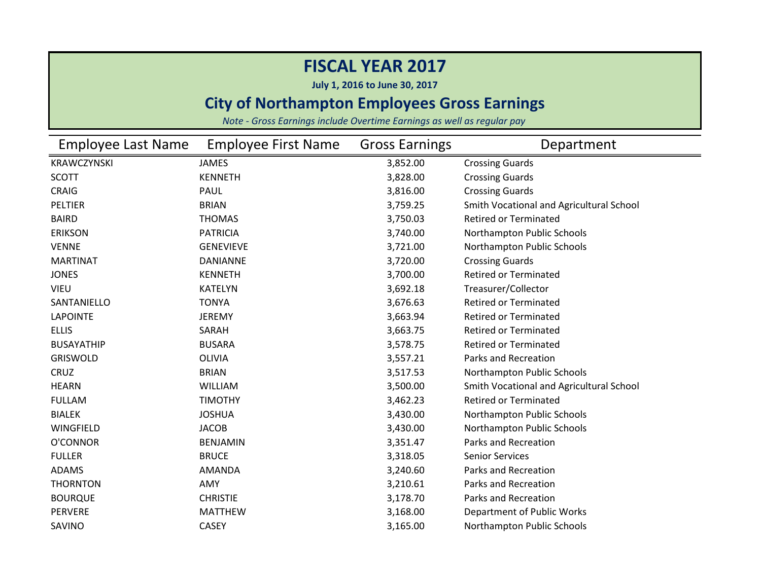# FISCAL YEAR 2017

**July 1, 2016 to June 30, 2017**

## City of Northampton Employees Gross Earnings

*Note - Gross Earnings include Overtime Earnings as well as regular pay*

| Employee Last Name | Employee First Name | Gross Earnings | Department |
|---|---|---|---|
| KRAWCZYNSKI | JAMES | 3,852.00 | Crossing Guards |
| SCOTT | KENNETH | 3,828.00 | Crossing Guards |
| CRAIG | PAUL | 3,816.00 | Crossing Guards |
| PELTIER | BRIAN | 3,759.25 | Smith Vocational and Agricultural School |
| BAIRD | THOMAS | 3,750.03 | Retired or Terminated |
| ERIKSON | PATRICIA | 3,740.00 | Northampton Public Schools |
| VENNE | GENEVIEVE | 3,721.00 | Northampton Public Schools |
| MARTINAT | DANIANNE | 3,720.00 | Crossing Guards |
| JONES | KENNETH | 3,700.00 | Retired or Terminated |
| VIEU | KATELYN | 3,692.18 | Treasurer/Collector |
| SANTANIELLO | TONYA | 3,676.63 | Retired or Terminated |
| LAPOINTE | JEREMY | 3,663.94 | Retired or Terminated |
| ELLIS | SARAH | 3,663.75 | Retired or Terminated |
| BUSAYATHIP | BUSARA | 3,578.75 | Retired or Terminated |
| GRISWOLD | OLIVIA | 3,557.21 | Parks and Recreation |
| CRUZ | BRIAN | 3,517.53 | Northampton Public Schools |
| HEARN | WILLIAM | 3,500.00 | Smith Vocational and Agricultural School |
| FULLAM | TIMOTHY | 3,462.23 | Retired or Terminated |
| BIALEK | JOSHUA | 3,430.00 | Northampton Public Schools |
| WINGFIELD | JACOB | 3,430.00 | Northampton Public Schools |
| O'CONNOR | BENJAMIN | 3,351.47 | Parks and Recreation |
| FULLER | BRUCE | 3,318.05 | Senior Services |
| ADAMS | AMANDA | 3,240.60 | Parks and Recreation |
| THORNTON | AMY | 3,210.61 | Parks and Recreation |
| BOURQUE | CHRISTIE | 3,178.70 | Parks and Recreation |
| PERVERE | MATTHEW | 3,168.00 | Department of Public Works |
| SAVINO | CASEY | 3,165.00 | Northampton Public Schools |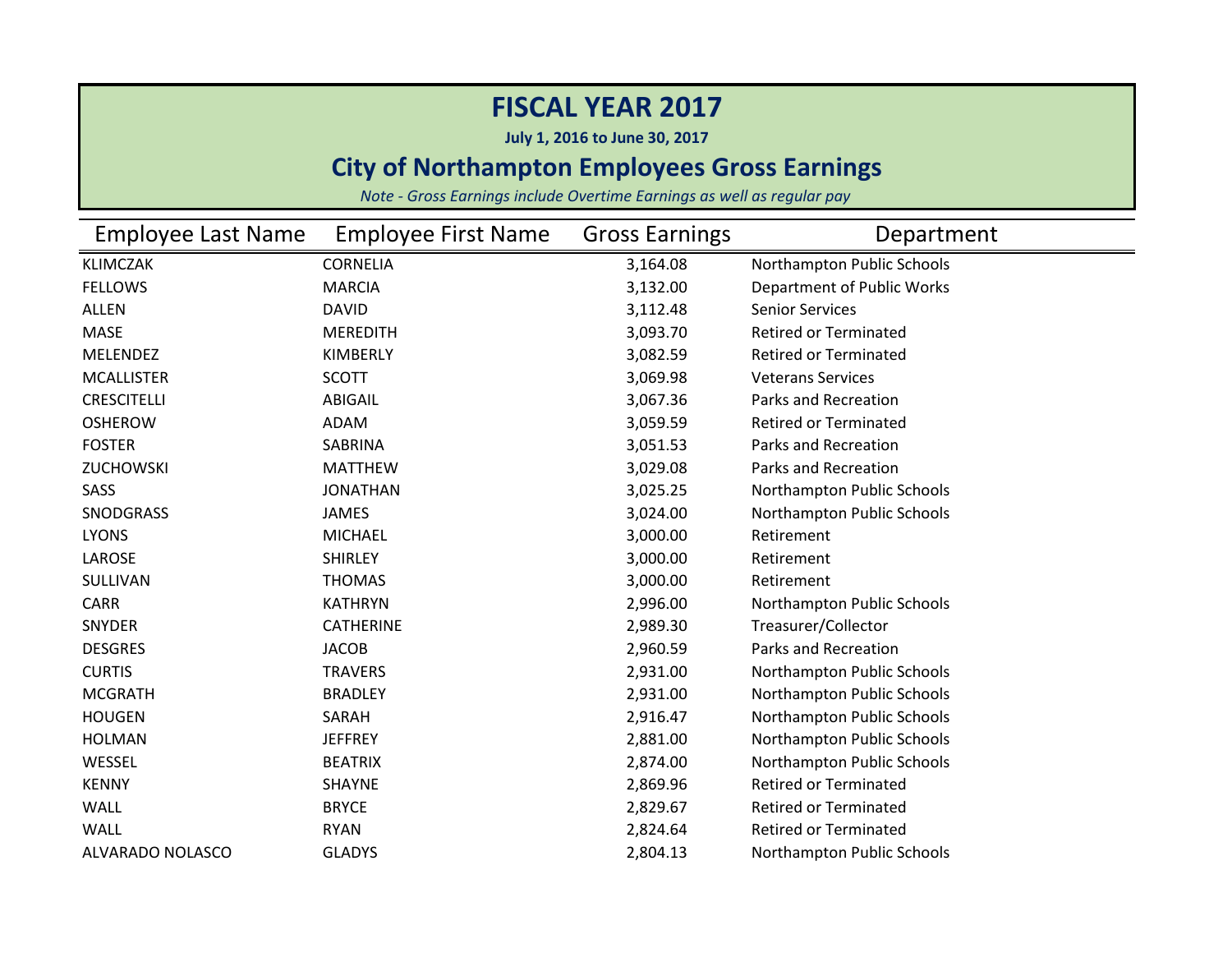# FISCAL YEAR 2017

**July 1, 2016 to June 30, 2017**

## City of Northampton Employees Gross Earnings

*Note - Gross Earnings include Overtime Earnings as well as regular pay*

| Employee Last Name | Employee First Name | Gross Earnings | Department |
|---|---|---|---|
| KLIMCZAK | CORNELIA | 3,164.08 | Northampton Public Schools |
| FELLOWS | MARCIA | 3,132.00 | Department of Public Works |
| ALLEN | DAVID | 3,112.48 | Senior Services |
| MASE | MEREDITH | 3,093.70 | Retired or Terminated |
| MELENDEZ | KIMBERLY | 3,082.59 | Retired or Terminated |
| MCALLISTER | SCOTT | 3,069.98 | Veterans Services |
| CRESCITELLI | ABIGAIL | 3,067.36 | Parks and Recreation |
| OSHEROW | ADAM | 3,059.59 | Retired or Terminated |
| FOSTER | SABRINA | 3,051.53 | Parks and Recreation |
| ZUCHOWSKI | MATTHEW | 3,029.08 | Parks and Recreation |
| SASS | JONATHAN | 3,025.25 | Northampton Public Schools |
| SNODGRASS | JAMES | 3,024.00 | Northampton Public Schools |
| LYONS | MICHAEL | 3,000.00 | Retirement |
| LAROSE | SHIRLEY | 3,000.00 | Retirement |
| SULLIVAN | THOMAS | 3,000.00 | Retirement |
| CARR | KATHRYN | 2,996.00 | Northampton Public Schools |
| SNYDER | CATHERINE | 2,989.30 | Treasurer/Collector |
| DESGRES | JACOB | 2,960.59 | Parks and Recreation |
| CURTIS | TRAVERS | 2,931.00 | Northampton Public Schools |
| MCGRATH | BRADLEY | 2,931.00 | Northampton Public Schools |
| HOUGEN | SARAH | 2,916.47 | Northampton Public Schools |
| HOLMAN | JEFFREY | 2,881.00 | Northampton Public Schools |
| WESSEL | BEATRIX | 2,874.00 | Northampton Public Schools |
| KENNY | SHAYNE | 2,869.96 | Retired or Terminated |
| WALL | BRYCE | 2,829.67 | Retired or Terminated |
| WALL | RYAN | 2,824.64 | Retired or Terminated |
| ALVARADO NOLASCO | GLADYS | 2,804.13 | Northampton Public Schools |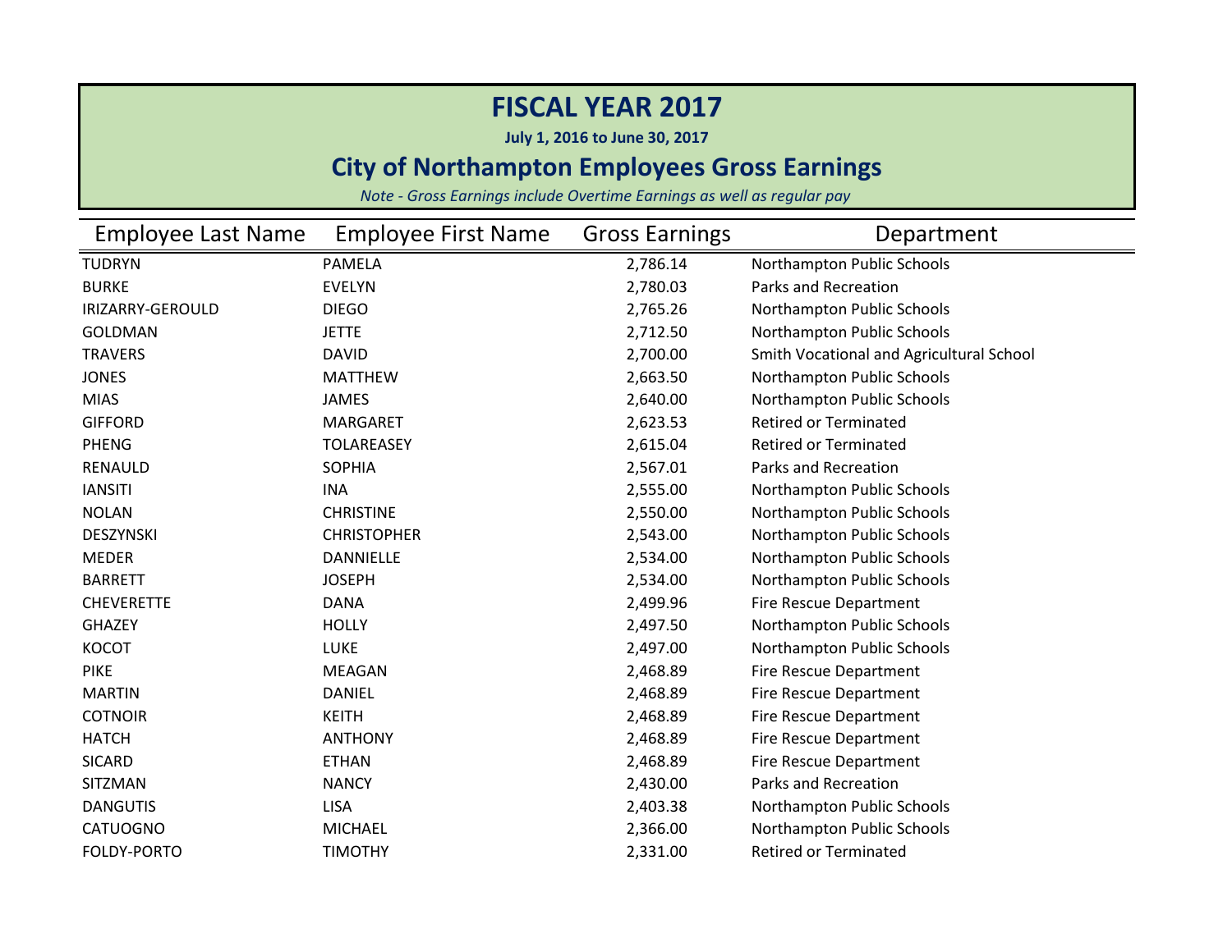# FISCAL YEAR 2017

**July 1, 2016 to June 30, 2017**

## City of Northampton Employees Gross Earnings

*Note - Gross Earnings include Overtime Earnings as well as regular pay*

| Employee Last Name | Employee First Name | Gross Earnings | Department |
|---|---|---|---|
| TUDRYN | PAMELA | 2,786.14 | Northampton Public Schools |
| BURKE | EVELYN | 2,780.03 | Parks and Recreation |
| IRIZARRY-GEROULD | DIEGO | 2,765.26 | Northampton Public Schools |
| GOLDMAN | JETTE | 2,712.50 | Northampton Public Schools |
| TRAVERS | DAVID | 2,700.00 | Smith Vocational and Agricultural School |
| JONES | MATTHEW | 2,663.50 | Northampton Public Schools |
| MIAS | JAMES | 2,640.00 | Northampton Public Schools |
| GIFFORD | MARGARET | 2,623.53 | Retired or Terminated |
| PHENG | TOLAREASEY | 2,615.04 | Retired or Terminated |
| RENAULD | SOPHIA | 2,567.01 | Parks and Recreation |
| IANSITI | INA | 2,555.00 | Northampton Public Schools |
| NOLAN | CHRISTINE | 2,550.00 | Northampton Public Schools |
| DESZYNSKI | CHRISTOPHER | 2,543.00 | Northampton Public Schools |
| MEDER | DANNIELLE | 2,534.00 | Northampton Public Schools |
| BARRETT | JOSEPH | 2,534.00 | Northampton Public Schools |
| CHEVERETTE | DANA | 2,499.96 | Fire Rescue Department |
| GHAZEY | HOLLY | 2,497.50 | Northampton Public Schools |
| KOCOT | LUKE | 2,497.00 | Northampton Public Schools |
| PIKE | MEAGAN | 2,468.89 | Fire Rescue Department |
| MARTIN | DANIEL | 2,468.89 | Fire Rescue Department |
| COTNOIR | KEITH | 2,468.89 | Fire Rescue Department |
| HATCH | ANTHONY | 2,468.89 | Fire Rescue Department |
| SICARD | ETHAN | 2,468.89 | Fire Rescue Department |
| SITZMAN | NANCY | 2,430.00 | Parks and Recreation |
| DANGUTIS | LISA | 2,403.38 | Northampton Public Schools |
| CATUOGNO | MICHAEL | 2,366.00 | Northampton Public Schools |
| FOLDY-PORTO | TIMOTHY | 2,331.00 | Retired or Terminated |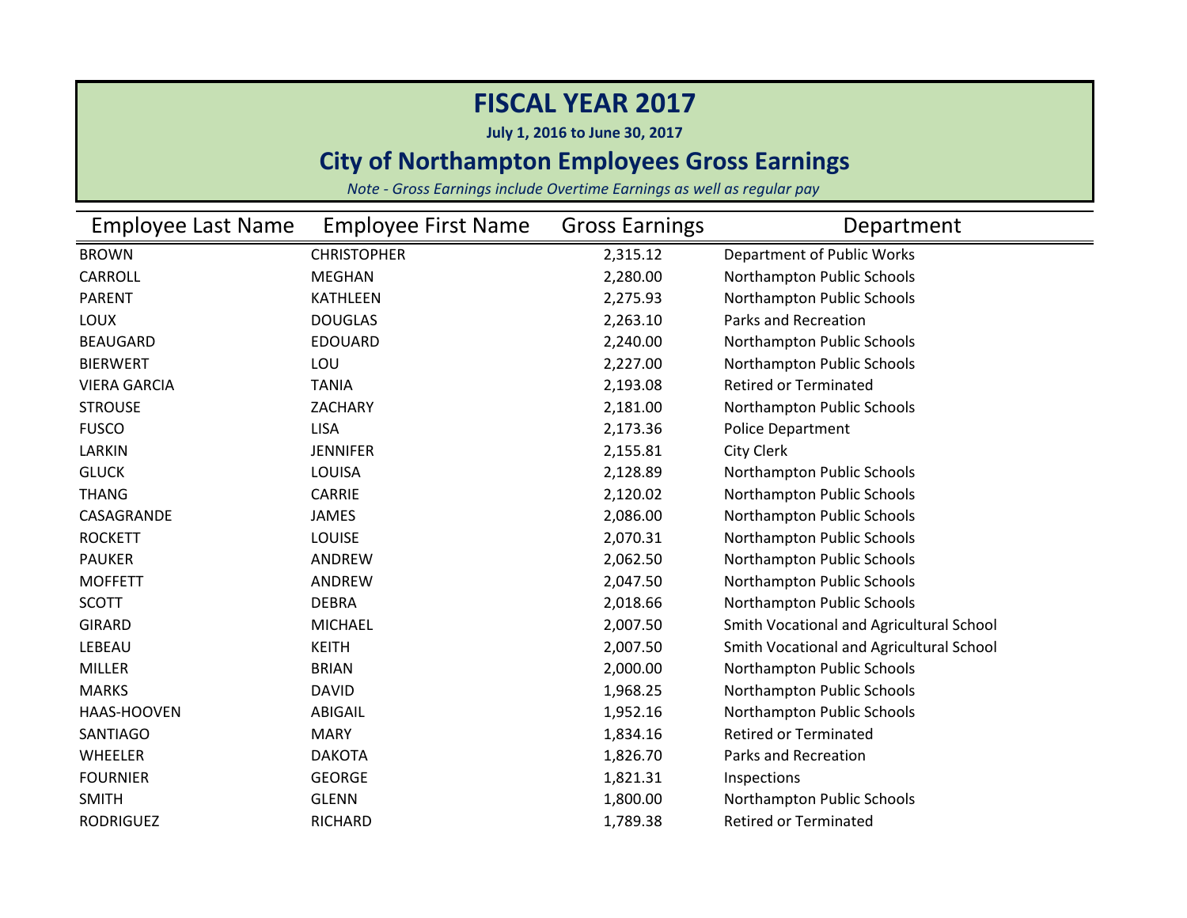# FISCAL YEAR 2017

**July 1, 2016 to June 30, 2017**

## City of Northampton Employees Gross Earnings

*Note - Gross Earnings include Overtime Earnings as well as regular pay*

| Employee Last Name | Employee First Name | Gross Earnings | Department |
|---|---|---|---|
| BROWN | CHRISTOPHER | 2,315.12 | Department of Public Works |
| CARROLL | MEGHAN | 2,280.00 | Northampton Public Schools |
| PARENT | KATHLEEN | 2,275.93 | Northampton Public Schools |
| LOUX | DOUGLAS | 2,263.10 | Parks and Recreation |
| BEAUGARD | EDOUARD | 2,240.00 | Northampton Public Schools |
| BIERWERT | LOU | 2,227.00 | Northampton Public Schools |
| VIERA GARCIA | TANIA | 2,193.08 | Retired or Terminated |
| STROUSE | ZACHARY | 2,181.00 | Northampton Public Schools |
| FUSCO | LISA | 2,173.36 | Police Department |
| LARKIN | JENNIFER | 2,155.81 | City Clerk |
| GLUCK | LOUISA | 2,128.89 | Northampton Public Schools |
| THANG | CARRIE | 2,120.02 | Northampton Public Schools |
| CASAGRANDE | JAMES | 2,086.00 | Northampton Public Schools |
| ROCKETT | LOUISE | 2,070.31 | Northampton Public Schools |
| PAUKER | ANDREW | 2,062.50 | Northampton Public Schools |
| MOFFETT | ANDREW | 2,047.50 | Northampton Public Schools |
| SCOTT | DEBRA | 2,018.66 | Northampton Public Schools |
| GIRARD | MICHAEL | 2,007.50 | Smith Vocational and Agricultural School |
| LEBEAU | KEITH | 2,007.50 | Smith Vocational and Agricultural School |
| MILLER | BRIAN | 2,000.00 | Northampton Public Schools |
| MARKS | DAVID | 1,968.25 | Northampton Public Schools |
| HAAS-HOOVEN | ABIGAIL | 1,952.16 | Northampton Public Schools |
| SANTIAGO | MARY | 1,834.16 | Retired or Terminated |
| WHEELER | DAKOTA | 1,826.70 | Parks and Recreation |
| FOURNIER | GEORGE | 1,821.31 | Inspections |
| SMITH | GLENN | 1,800.00 | Northampton Public Schools |
| RODRIGUEZ | RICHARD | 1,789.38 | Retired or Terminated |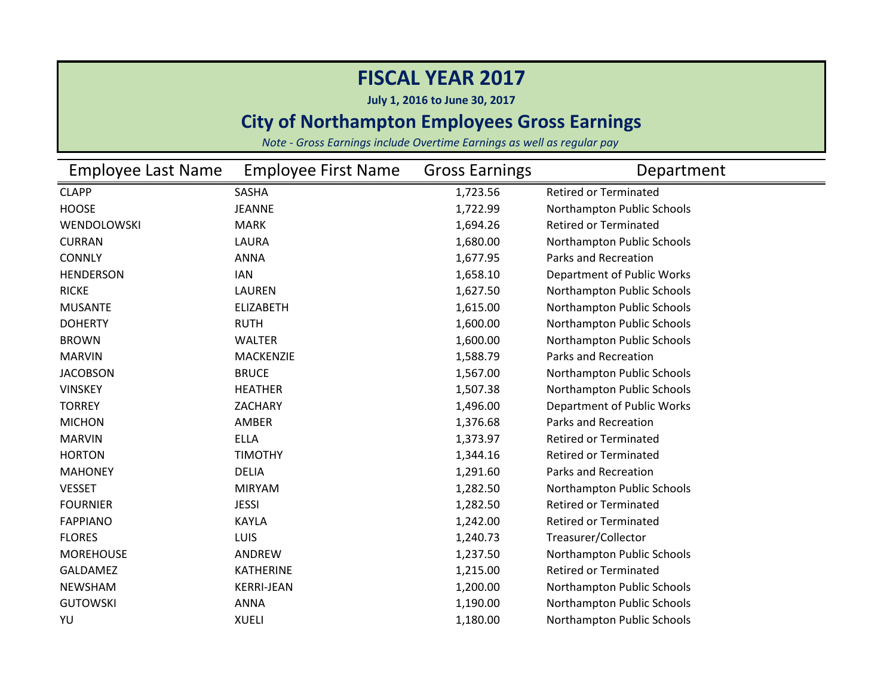# FISCAL YEAR 2017

**July 1, 2016 to June 30, 2017**

## City of Northampton Employees Gross Earnings

*Note - Gross Earnings include Overtime Earnings as well as regular pay*

| Employee Last Name | Employee First Name | Gross Earnings | Department |
|---|---|---|---|
| CLAPP | SASHA | 1,723.56 | Retired or Terminated |
| HOOSE | JEANNE | 1,722.99 | Northampton Public Schools |
| WENDOLOWSKI | MARK | 1,694.26 | Retired or Terminated |
| CURRAN | LAURA | 1,680.00 | Northampton Public Schools |
| CONNLY | ANNA | 1,677.95 | Parks and Recreation |
| HENDERSON | IAN | 1,658.10 | Department of Public Works |
| RICKE | LAUREN | 1,627.50 | Northampton Public Schools |
| MUSANTE | ELIZABETH | 1,615.00 | Northampton Public Schools |
| DOHERTY | RUTH | 1,600.00 | Northampton Public Schools |
| BROWN | WALTER | 1,600.00 | Northampton Public Schools |
| MARVIN | MACKENZIE | 1,588.79 | Parks and Recreation |
| JACOBSON | BRUCE | 1,567.00 | Northampton Public Schools |
| VINSKEY | HEATHER | 1,507.38 | Northampton Public Schools |
| TORREY | ZACHARY | 1,496.00 | Department of Public Works |
| MICHON | AMBER | 1,376.68 | Parks and Recreation |
| MARVIN | ELLA | 1,373.97 | Retired or Terminated |
| HORTON | TIMOTHY | 1,344.16 | Retired or Terminated |
| MAHONEY | DELIA | 1,291.60 | Parks and Recreation |
| VESSET | MIRYAM | 1,282.50 | Northampton Public Schools |
| FOURNIER | JESSI | 1,282.50 | Retired or Terminated |
| FAPPIANO | KAYLA | 1,242.00 | Retired or Terminated |
| FLORES | LUIS | 1,240.73 | Treasurer/Collector |
| MOREHOUSE | ANDREW | 1,237.50 | Northampton Public Schools |
| GALDAMEZ | KATHERINE | 1,215.00 | Retired or Terminated |
| NEWSHAM | KERRI-JEAN | 1,200.00 | Northampton Public Schools |
| GUTOWSKI | ANNA | 1,190.00 | Northampton Public Schools |
| YU | XUELI | 1,180.00 | Northampton Public Schools |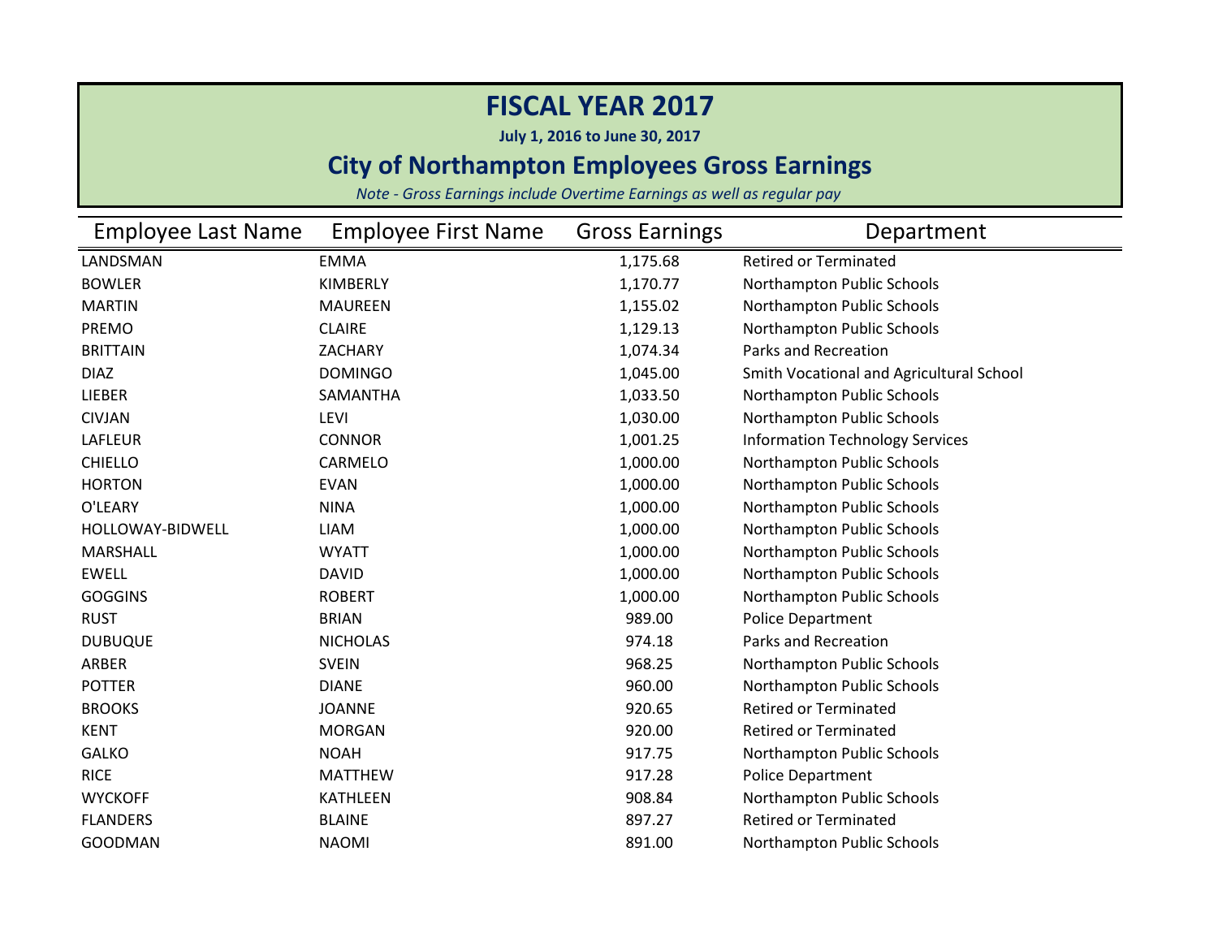# FISCAL YEAR 2017

**July 1, 2016 to June 30, 2017**

## City of Northampton Employees Gross Earnings

*Note - Gross Earnings include Overtime Earnings as well as regular pay*

| Employee Last Name | Employee First Name | Gross Earnings | Department |
|---|---|---|---|
| LANDSMAN | EMMA | 1,175.68 | Retired or Terminated |
| BOWLER | KIMBERLY | 1,170.77 | Northampton Public Schools |
| MARTIN | MAUREEN | 1,155.02 | Northampton Public Schools |
| PREMO | CLAIRE | 1,129.13 | Northampton Public Schools |
| BRITTAIN | ZACHARY | 1,074.34 | Parks and Recreation |
| DIAZ | DOMINGO | 1,045.00 | Smith Vocational and Agricultural School |
| LIEBER | SAMANTHA | 1,033.50 | Northampton Public Schools |
| CIVJAN | LEVI | 1,030.00 | Northampton Public Schools |
| LAFLEUR | CONNOR | 1,001.25 | Information Technology Services |
| CHIELLO | CARMELO | 1,000.00 | Northampton Public Schools |
| HORTON | EVAN | 1,000.00 | Northampton Public Schools |
| O'LEARY | NINA | 1,000.00 | Northampton Public Schools |
| HOLLOWAY-BIDWELL | LIAM | 1,000.00 | Northampton Public Schools |
| MARSHALL | WYATT | 1,000.00 | Northampton Public Schools |
| EWELL | DAVID | 1,000.00 | Northampton Public Schools |
| GOGGINS | ROBERT | 1,000.00 | Northampton Public Schools |
| RUST | BRIAN | 989.00 | Police Department |
| DUBUQUE | NICHOLAS | 974.18 | Parks and Recreation |
| ARBER | SVEIN | 968.25 | Northampton Public Schools |
| POTTER | DIANE | 960.00 | Northampton Public Schools |
| BROOKS | JOANNE | 920.65 | Retired or Terminated |
| KENT | MORGAN | 920.00 | Retired or Terminated |
| GALKO | NOAH | 917.75 | Northampton Public Schools |
| RICE | MATTHEW | 917.28 | Police Department |
| WYCKOFF | KATHLEEN | 908.84 | Northampton Public Schools |
| FLANDERS | BLAINE | 897.27 | Retired or Terminated |
| GOODMAN | NAOMI | 891.00 | Northampton Public Schools |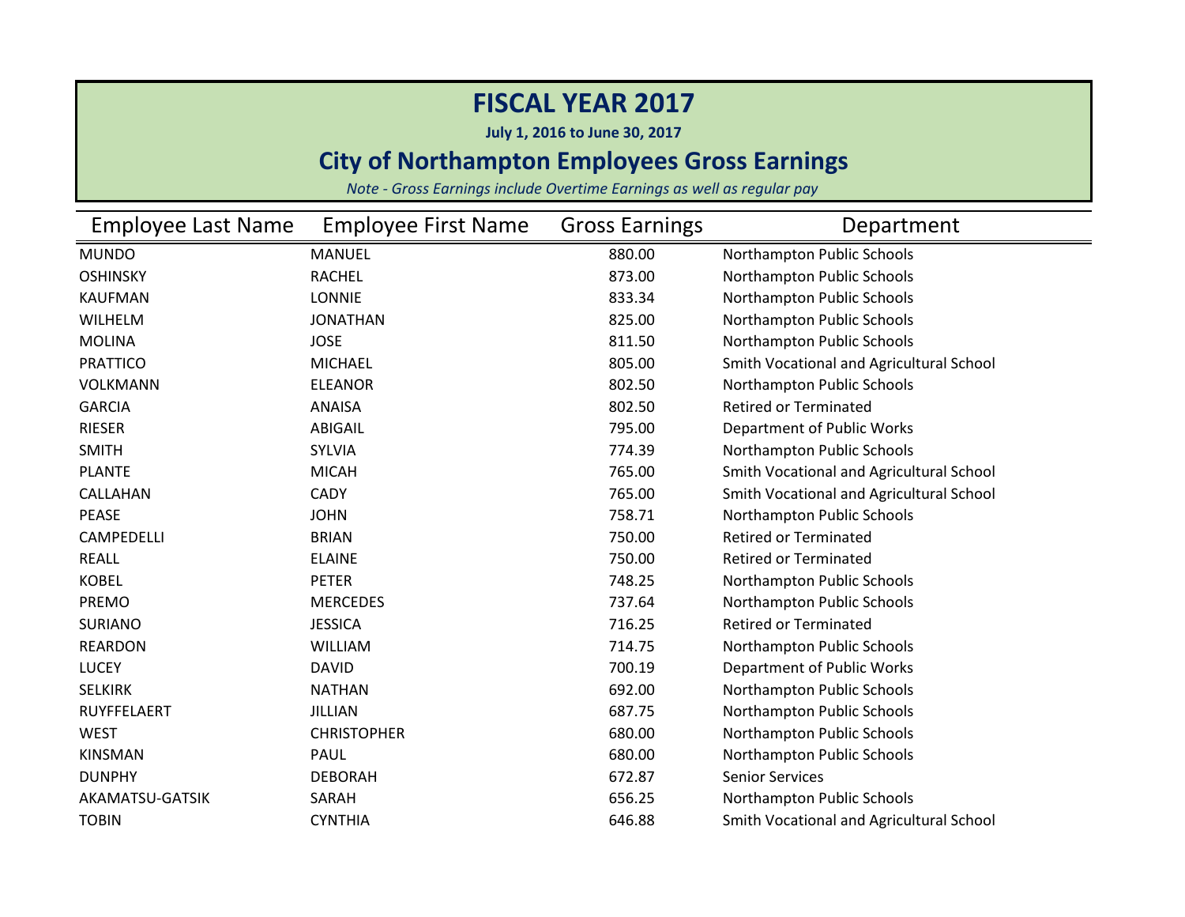# FISCAL YEAR 2017

**July 1, 2016 to June 30, 2017**

## City of Northampton Employees Gross Earnings

*Note - Gross Earnings include Overtime Earnings as well as regular pay*

| Employee Last Name | Employee First Name | Gross Earnings | Department |
|---|---|---|---|
| MUNDO | MANUEL | 880.00 | Northampton Public Schools |
| OSHINSKY | RACHEL | 873.00 | Northampton Public Schools |
| KAUFMAN | LONNIE | 833.34 | Northampton Public Schools |
| WILHELM | JONATHAN | 825.00 | Northampton Public Schools |
| MOLINA | JOSE | 811.50 | Northampton Public Schools |
| PRATTICO | MICHAEL | 805.00 | Smith Vocational and Agricultural School |
| VOLKMANN | ELEANOR | 802.50 | Northampton Public Schools |
| GARCIA | ANAISA | 802.50 | Retired or Terminated |
| RIESER | ABIGAIL | 795.00 | Department of Public Works |
| SMITH | SYLVIA | 774.39 | Northampton Public Schools |
| PLANTE | MICAH | 765.00 | Smith Vocational and Agricultural School |
| CALLAHAN | CADY | 765.00 | Smith Vocational and Agricultural School |
| PEASE | JOHN | 758.71 | Northampton Public Schools |
| CAMPEDELLI | BRIAN | 750.00 | Retired or Terminated |
| REALL | ELAINE | 750.00 | Retired or Terminated |
| KOBEL | PETER | 748.25 | Northampton Public Schools |
| PREMO | MERCEDES | 737.64 | Northampton Public Schools |
| SURIANO | JESSICA | 716.25 | Retired or Terminated |
| REARDON | WILLIAM | 714.75 | Northampton Public Schools |
| LUCEY | DAVID | 700.19 | Department of Public Works |
| SELKIRK | NATHAN | 692.00 | Northampton Public Schools |
| RUYFFELAERT | JILLIAN | 687.75 | Northampton Public Schools |
| WEST | CHRISTOPHER | 680.00 | Northampton Public Schools |
| KINSMAN | PAUL | 680.00 | Northampton Public Schools |
| DUNPHY | DEBORAH | 672.87 | Senior Services |
| AKAMATSU-GATSIK | SARAH | 656.25 | Northampton Public Schools |
| TOBIN | CYNTHIA | 646.88 | Smith Vocational and Agricultural School |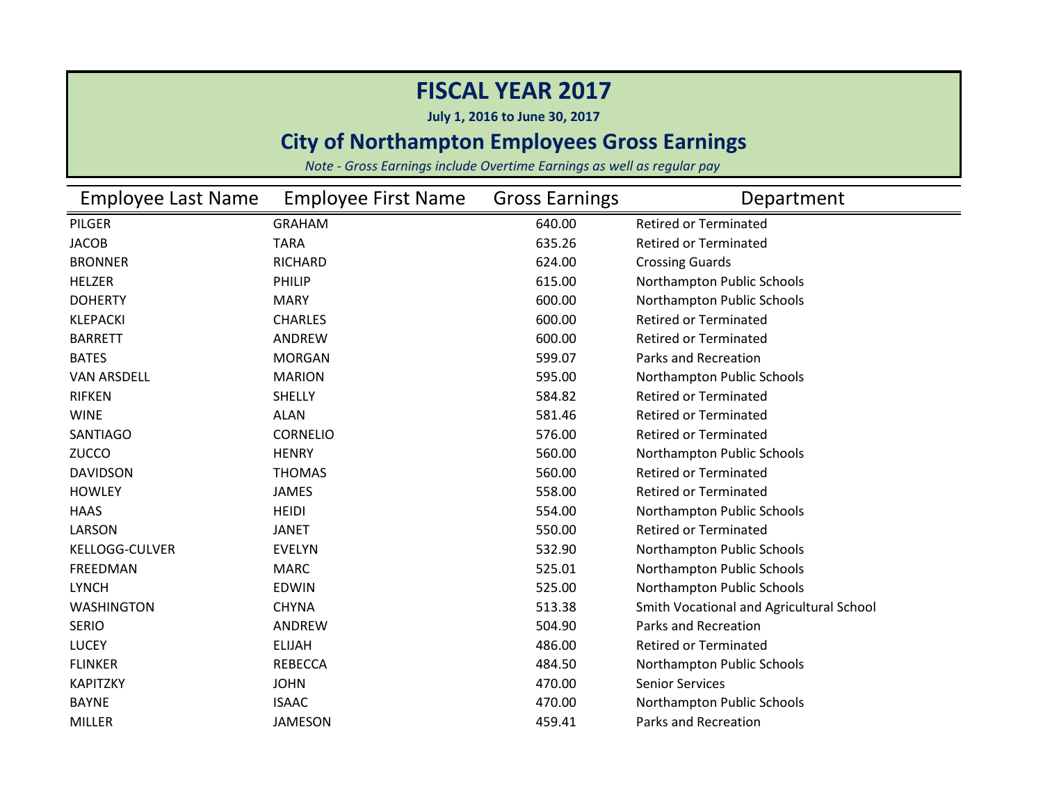# FISCAL YEAR 2017

**July 1, 2016 to June 30, 2017**

## City of Northampton Employees Gross Earnings

*Note - Gross Earnings include Overtime Earnings as well as regular pay*

| Employee Last Name | Employee First Name | Gross Earnings | Department |
|---|---|---|---|
| PILGER | GRAHAM | 640.00 | Retired or Terminated |
| JACOB | TARA | 635.26 | Retired or Terminated |
| BRONNER | RICHARD | 624.00 | Crossing Guards |
| HELZER | PHILIP | 615.00 | Northampton Public Schools |
| DOHERTY | MARY | 600.00 | Northampton Public Schools |
| KLEPACKI | CHARLES | 600.00 | Retired or Terminated |
| BARRETT | ANDREW | 600.00 | Retired or Terminated |
| BATES | MORGAN | 599.07 | Parks and Recreation |
| VAN ARSDELL | MARION | 595.00 | Northampton Public Schools |
| RIFKEN | SHELLY | 584.82 | Retired or Terminated |
| WINE | ALAN | 581.46 | Retired or Terminated |
| SANTIAGO | CORNELIO | 576.00 | Retired or Terminated |
| ZUCCO | HENRY | 560.00 | Northampton Public Schools |
| DAVIDSON | THOMAS | 560.00 | Retired or Terminated |
| HOWLEY | JAMES | 558.00 | Retired or Terminated |
| HAAS | HEIDI | 554.00 | Northampton Public Schools |
| LARSON | JANET | 550.00 | Retired or Terminated |
| KELLOGG-CULVER | EVELYN | 532.90 | Northampton Public Schools |
| FREEDMAN | MARC | 525.01 | Northampton Public Schools |
| LYNCH | EDWIN | 525.00 | Northampton Public Schools |
| WASHINGTON | CHYNA | 513.38 | Smith Vocational and Agricultural School |
| SERIO | ANDREW | 504.90 | Parks and Recreation |
| LUCEY | ELIJAH | 486.00 | Retired or Terminated |
| FLINKER | REBECCA | 484.50 | Northampton Public Schools |
| KAPITZKY | JOHN | 470.00 | Senior Services |
| BAYNE | ISAAC | 470.00 | Northampton Public Schools |
| MILLER | JAMESON | 459.41 | Parks and Recreation |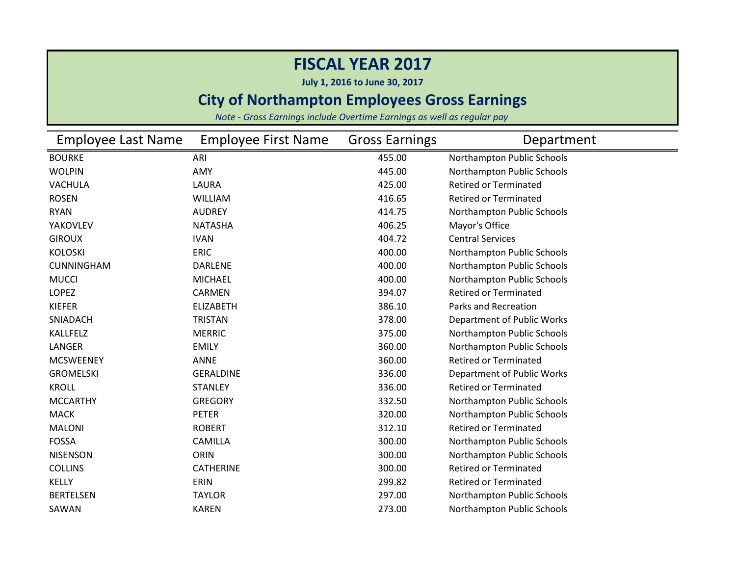# FISCAL YEAR 2017

**July 1, 2016 to June 30, 2017**

## City of Northampton Employees Gross Earnings

*Note - Gross Earnings include Overtime Earnings as well as regular pay*

| Employee Last Name | Employee First Name | Gross Earnings | Department |
|---|---|---|---|
| BOURKE | ARI | 455.00 | Northampton Public Schools |
| WOLPIN | AMY | 445.00 | Northampton Public Schools |
| VACHULA | LAURA | 425.00 | Retired or Terminated |
| ROSEN | WILLIAM | 416.65 | Retired or Terminated |
| RYAN | AUDREY | 414.75 | Northampton Public Schools |
| YAKOVLEV | NATASHA | 406.25 | Mayor's Office |
| GIROUX | IVAN | 404.72 | Central Services |
| KOLOSKI | ERIC | 400.00 | Northampton Public Schools |
| CUNNINGHAM | DARLENE | 400.00 | Northampton Public Schools |
| MUCCI | MICHAEL | 400.00 | Northampton Public Schools |
| LOPEZ | CARMEN | 394.07 | Retired or Terminated |
| KIEFER | ELIZABETH | 386.10 | Parks and Recreation |
| SNIADACH | TRISTAN | 378.00 | Department of Public Works |
| KALLFELZ | MERRIC | 375.00 | Northampton Public Schools |
| LANGER | EMILY | 360.00 | Northampton Public Schools |
| MCSWEENEY | ANNE | 360.00 | Retired or Terminated |
| GROMELSKI | GERALDINE | 336.00 | Department of Public Works |
| KROLL | STANLEY | 336.00 | Retired or Terminated |
| MCCARTHY | GREGORY | 332.50 | Northampton Public Schools |
| MACK | PETER | 320.00 | Northampton Public Schools |
| MALONI | ROBERT | 312.10 | Retired or Terminated |
| FOSSA | CAMILLA | 300.00 | Northampton Public Schools |
| NISENSON | ORIN | 300.00 | Northampton Public Schools |
| COLLINS | CATHERINE | 300.00 | Retired or Terminated |
| KELLY | ERIN | 299.82 | Retired or Terminated |
| BERTELSEN | TAYLOR | 297.00 | Northampton Public Schools |
| SAWAN | KAREN | 273.00 | Northampton Public Schools |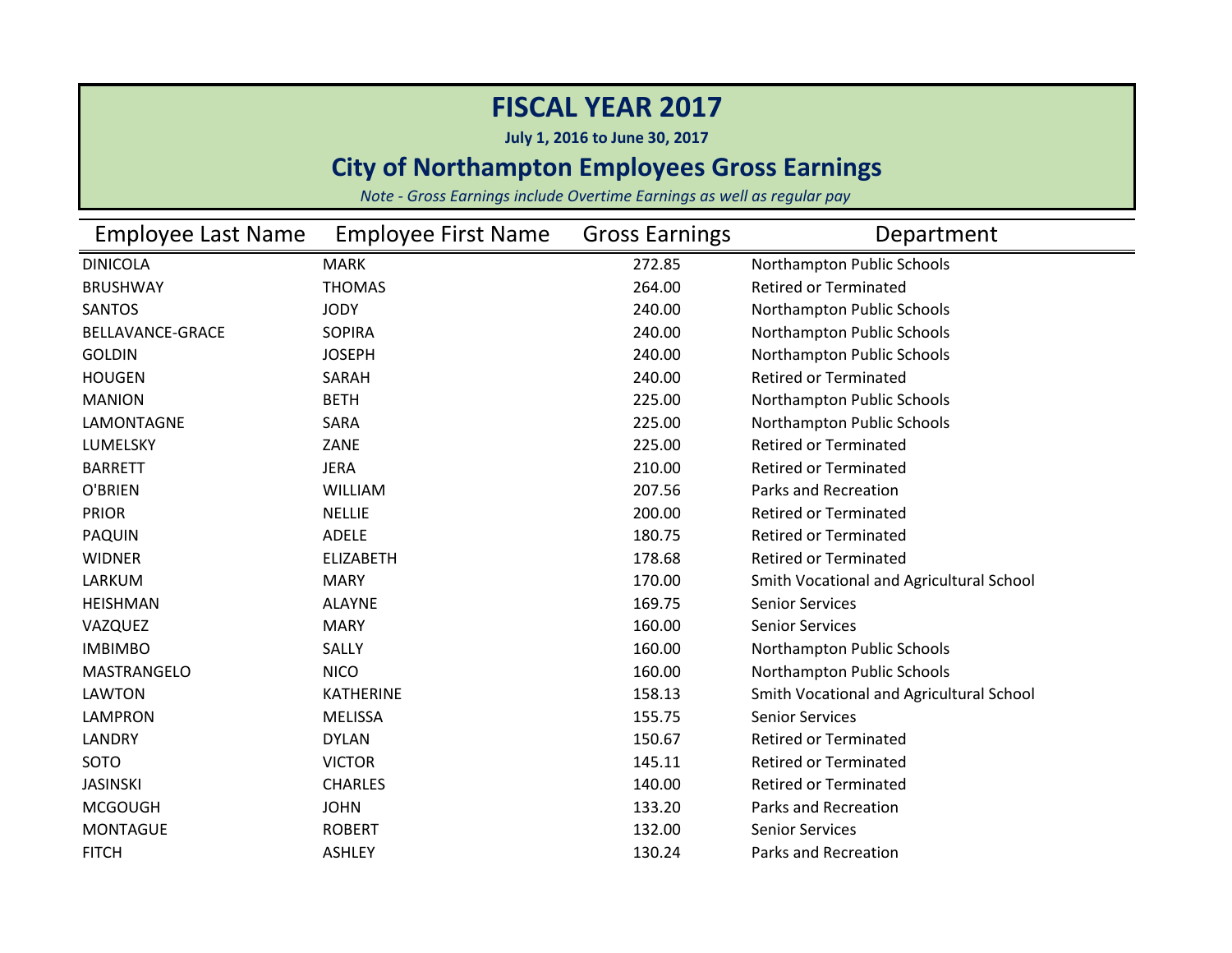# FISCAL YEAR 2017

**July 1, 2016 to June 30, 2017**

## City of Northampton Employees Gross Earnings

*Note - Gross Earnings include Overtime Earnings as well as regular pay*

| Employee Last Name | Employee First Name | Gross Earnings | Department |
|---|---|---|---|
| DINICOLA | MARK | 272.85 | Northampton Public Schools |
| BRUSHWAY | THOMAS | 264.00 | Retired or Terminated |
| SANTOS | JODY | 240.00 | Northampton Public Schools |
| BELLAVANCE-GRACE | SOPIRA | 240.00 | Northampton Public Schools |
| GOLDIN | JOSEPH | 240.00 | Northampton Public Schools |
| HOUGEN | SARAH | 240.00 | Retired or Terminated |
| MANION | BETH | 225.00 | Northampton Public Schools |
| LAMONTAGNE | SARA | 225.00 | Northampton Public Schools |
| LUMELSKY | ZANE | 225.00 | Retired or Terminated |
| BARRETT | JERA | 210.00 | Retired or Terminated |
| O'BRIEN | WILLIAM | 207.56 | Parks and Recreation |
| PRIOR | NELLIE | 200.00 | Retired or Terminated |
| PAQUIN | ADELE | 180.75 | Retired or Terminated |
| WIDNER | ELIZABETH | 178.68 | Retired or Terminated |
| LARKUM | MARY | 170.00 | Smith Vocational and Agricultural School |
| HEISHMAN | ALAYNE | 169.75 | Senior Services |
| VAZQUEZ | MARY | 160.00 | Senior Services |
| IMBIMBO | SALLY | 160.00 | Northampton Public Schools |
| MASTRANGELO | NICO | 160.00 | Northampton Public Schools |
| LAWTON | KATHERINE | 158.13 | Smith Vocational and Agricultural School |
| LAMPRON | MELISSA | 155.75 | Senior Services |
| LANDRY | DYLAN | 150.67 | Retired or Terminated |
| SOTO | VICTOR | 145.11 | Retired or Terminated |
| JASINSKI | CHARLES | 140.00 | Retired or Terminated |
| MCGOUGH | JOHN | 133.20 | Parks and Recreation |
| MONTAGUE | ROBERT | 132.00 | Senior Services |
| FITCH | ASHLEY | 130.24 | Parks and Recreation |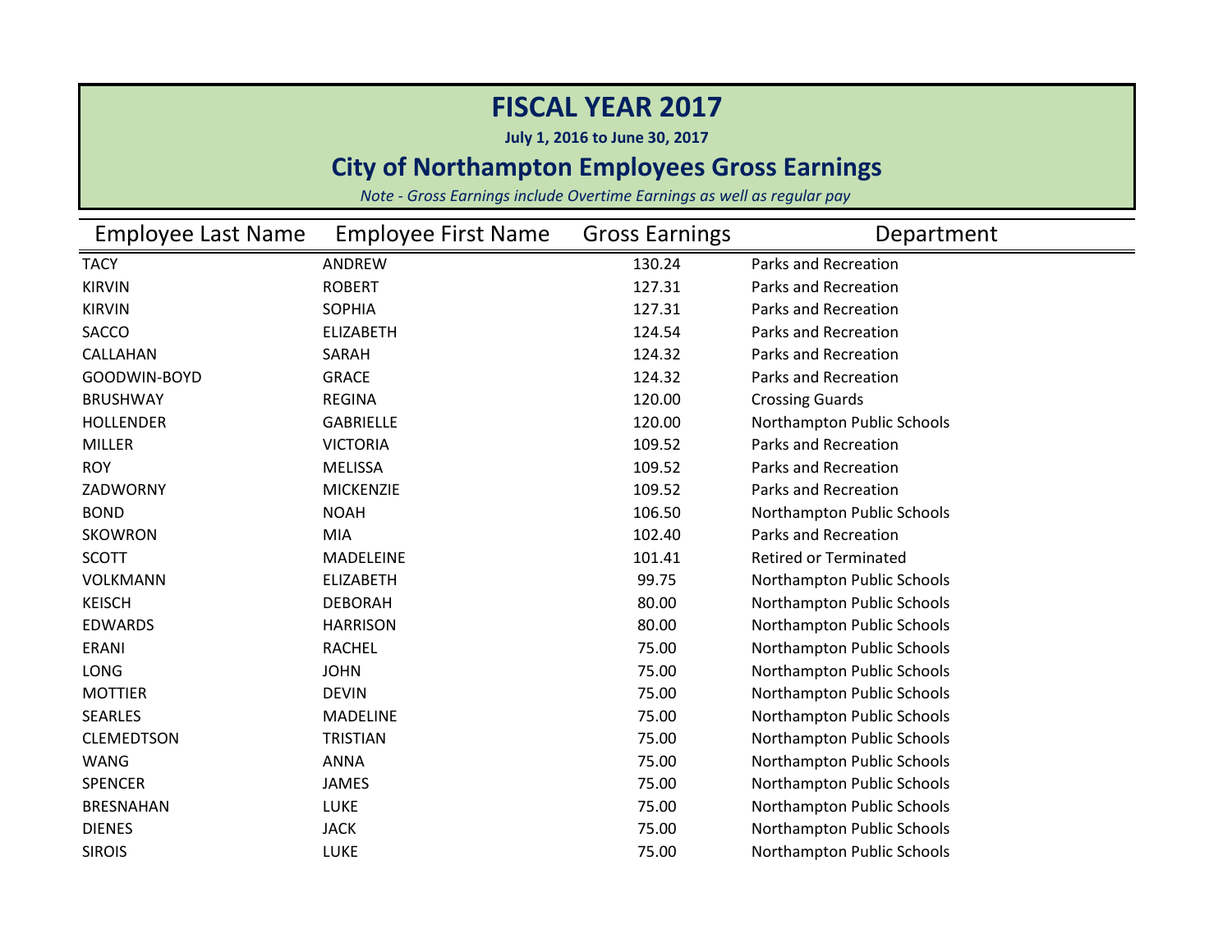# FISCAL YEAR 2017

**July 1, 2016 to June 30, 2017**

## City of Northampton Employees Gross Earnings

*Note - Gross Earnings include Overtime Earnings as well as regular pay*

| Employee Last Name | Employee First Name | Gross Earnings | Department |
|---|---|---|---|
| TACY | ANDREW | 130.24 | Parks and Recreation |
| KIRVIN | ROBERT | 127.31 | Parks and Recreation |
| KIRVIN | SOPHIA | 127.31 | Parks and Recreation |
| SACCO | ELIZABETH | 124.54 | Parks and Recreation |
| CALLAHAN | SARAH | 124.32 | Parks and Recreation |
| GOODWIN-BOYD | GRACE | 124.32 | Parks and Recreation |
| BRUSHWAY | REGINA | 120.00 | Crossing Guards |
| HOLLENDER | GABRIELLE | 120.00 | Northampton Public Schools |
| MILLER | VICTORIA | 109.52 | Parks and Recreation |
| ROY | MELISSA | 109.52 | Parks and Recreation |
| ZADWORNY | MICKENZIE | 109.52 | Parks and Recreation |
| BOND | NOAH | 106.50 | Northampton Public Schools |
| SKOWRON | MIA | 102.40 | Parks and Recreation |
| SCOTT | MADELEINE | 101.41 | Retired or Terminated |
| VOLKMANN | ELIZABETH | 99.75 | Northampton Public Schools |
| KEISCH | DEBORAH | 80.00 | Northampton Public Schools |
| EDWARDS | HARRISON | 80.00 | Northampton Public Schools |
| ERANI | RACHEL | 75.00 | Northampton Public Schools |
| LONG | JOHN | 75.00 | Northampton Public Schools |
| MOTTIER | DEVIN | 75.00 | Northampton Public Schools |
| SEARLES | MADELINE | 75.00 | Northampton Public Schools |
| CLEMEDTSON | TRISTIAN | 75.00 | Northampton Public Schools |
| WANG | ANNA | 75.00 | Northampton Public Schools |
| SPENCER | JAMES | 75.00 | Northampton Public Schools |
| BRESNAHAN | LUKE | 75.00 | Northampton Public Schools |
| DIENES | JACK | 75.00 | Northampton Public Schools |
| SIROIS | LUKE | 75.00 | Northampton Public Schools |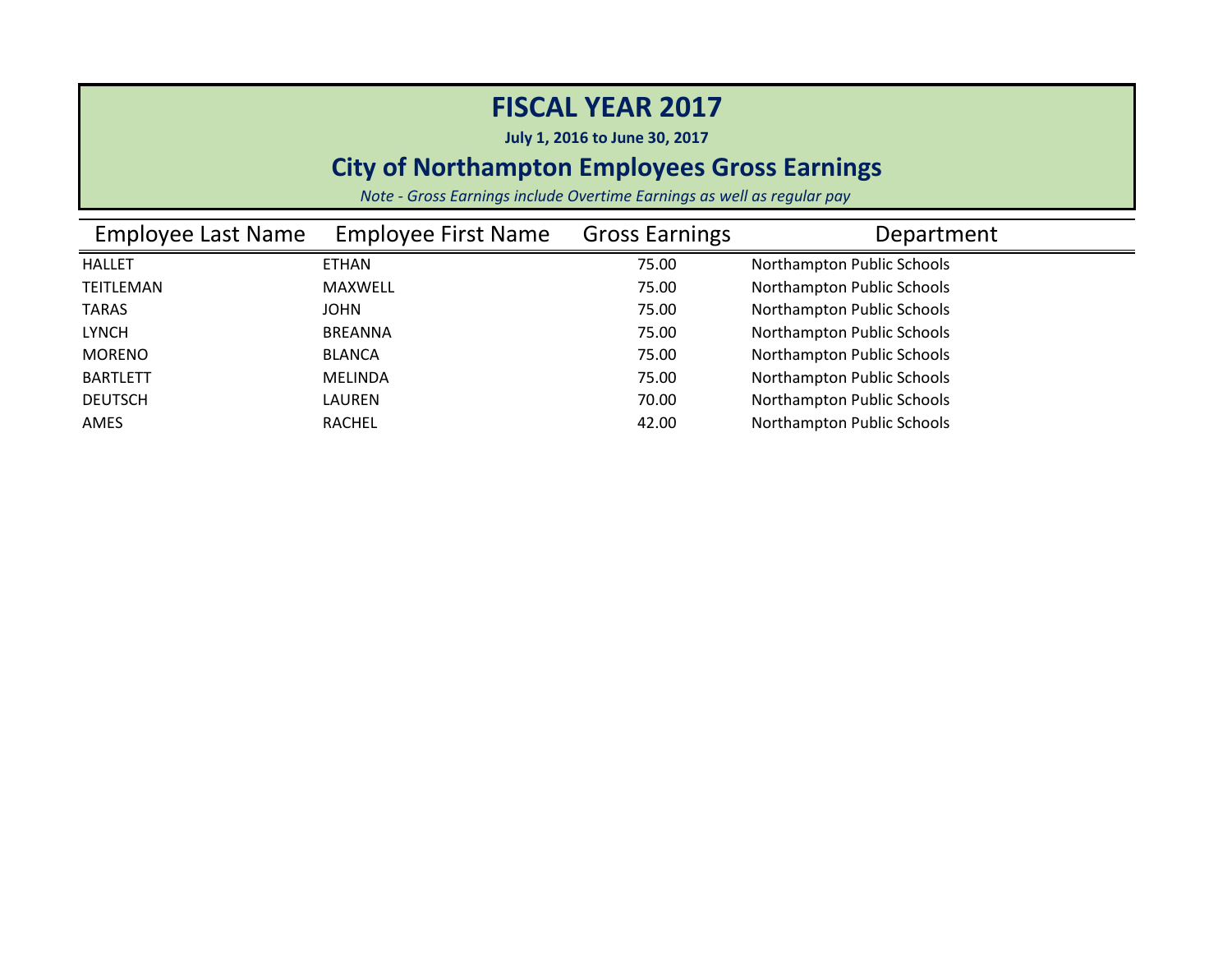# FISCAL YEAR 2017

**July 1, 2016 to June 30, 2017**

## City of Northampton Employees Gross Earnings

*Note - Gross Earnings include Overtime Earnings as well as regular pay*

| Employee Last Name | Employee First Name | Gross Earnings | Department |
|---|---|---|---|
| HALLET | ETHAN | 75.00 | Northampton Public Schools |
| TEITLEMAN | MAXWELL | 75.00 | Northampton Public Schools |
| TARAS | JOHN | 75.00 | Northampton Public Schools |
| LYNCH | BREANNA | 75.00 | Northampton Public Schools |
| MORENO | BLANCA | 75.00 | Northampton Public Schools |
| BARTLETT | MELINDA | 75.00 | Northampton Public Schools |
| DEUTSCH | LAUREN | 70.00 | Northampton Public Schools |
| AMES | RACHEL | 42.00 | Northampton Public Schools |